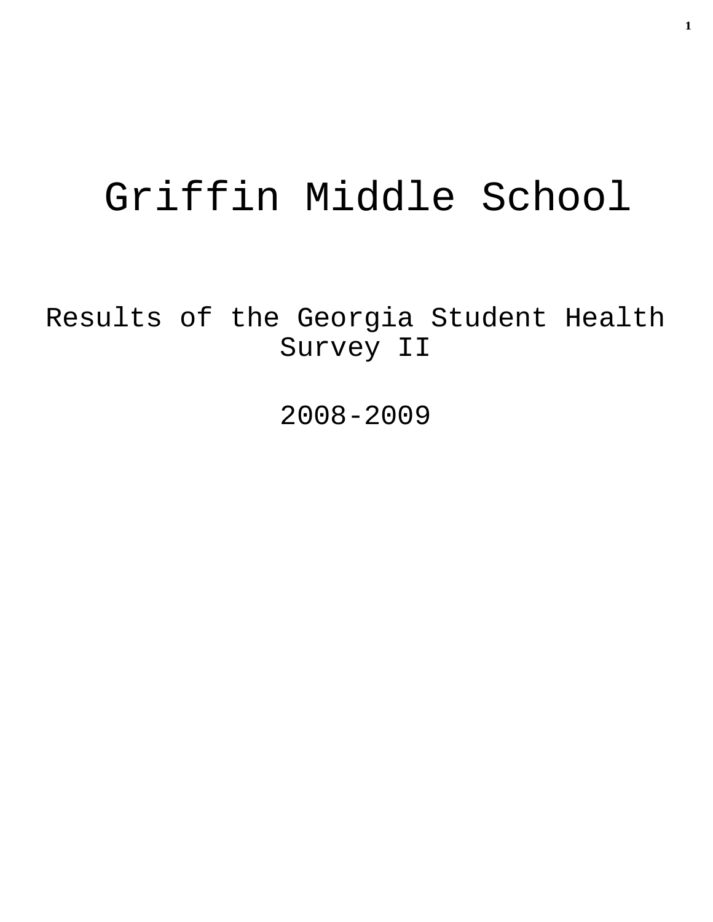# Griffin Middle School

Results of the Georgia Student Health Survey II

2008-2009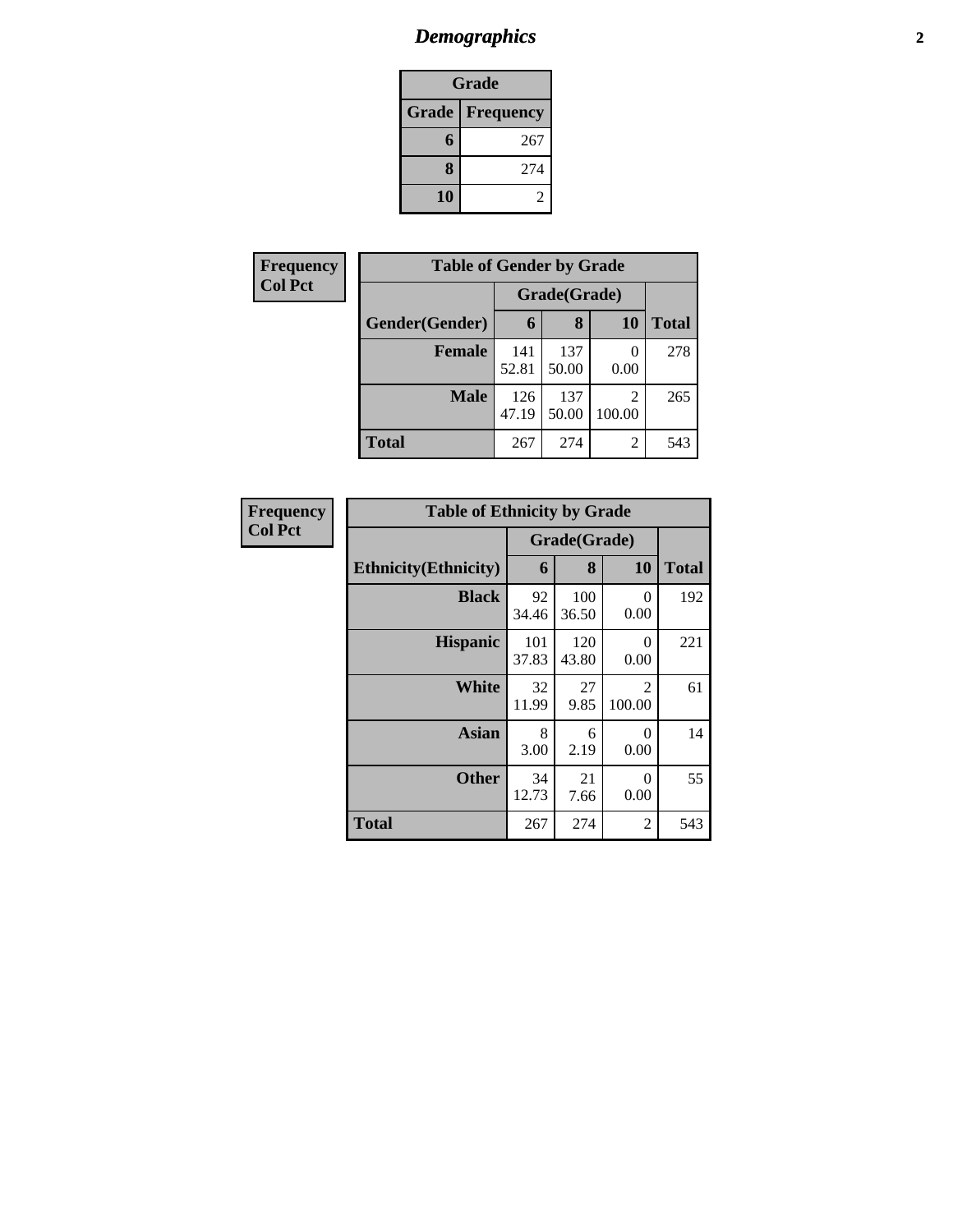# Demographics

| Grade | |
|---|---|
| **Grade** | **Frequency** |
| 6 | 267 |
| 8 | 274 |
| 10 | 2 |

**Frequency**
**Col Pct**

| Table of Gender by Grade | | | | |
|---|---|---|---|---|
| | Grade(Grade) | | | |
| **Gender(Gender)** | **6** | **8** | **10** | **Total** |
| **Female** | 141<br>52.81 | 137<br>50.00 | 0<br>0.00 | 278 |
| **Male** | 126<br>47.19 | 137<br>50.00 | 2<br>100.00 | 265 |
| **Total** | 267 | 274 | 2 | 543 |

**Frequency**
**Col Pct**

| Table of Ethnicity by Grade | | | | |
|---|---|---|---|---|
| | Grade(Grade) | | | |
| **Ethnicity(Ethnicity)** | **6** | **8** | **10** | **Total** |
| **Black** | 92<br>34.46 | 100<br>36.50 | 0<br>0.00 | 192 |
| **Hispanic** | 101<br>37.83 | 120<br>43.80 | 0<br>0.00 | 221 |
| **White** | 32<br>11.99 | 27<br>9.85 | 2<br>100.00 | 61 |
| **Asian** | 8<br>3.00 | 6<br>2.19 | 0<br>0.00 | 14 |
| **Other** | 34<br>12.73 | 21<br>7.66 | 0<br>0.00 | 55 |
| **Total** | 267 | 274 | 2 | 543 |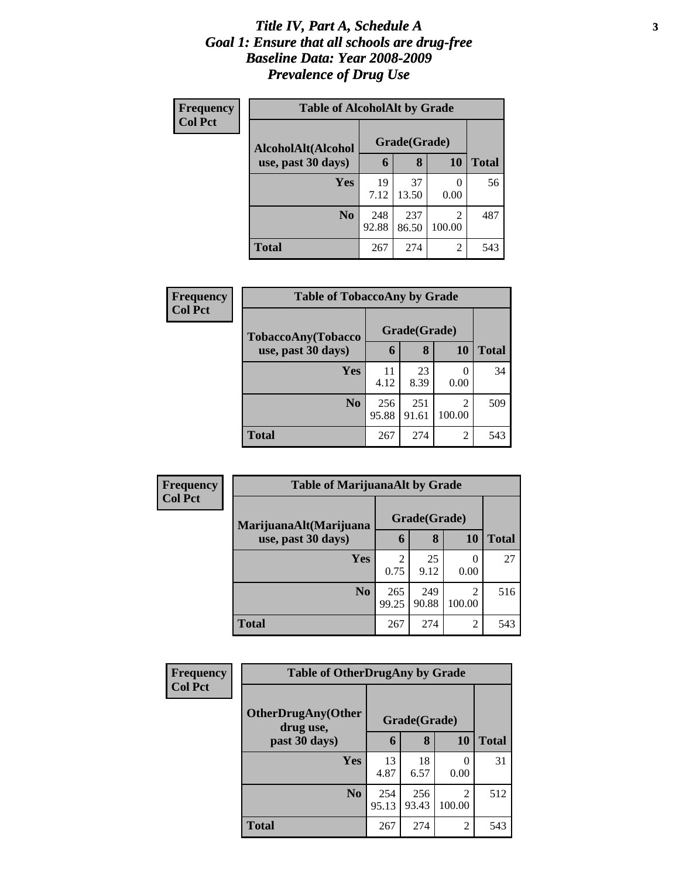# *Title IV, Part A, Schedule A*
# *Goal 1: Ensure that all schools are drug-free*
# *Baseline Data: Year 2008-2009*
# *Prevalence of Drug Use*

**Frequency**
**Col Pct**

**Table of AlcoholAlt by Grade**

| AlcoholAlt(Alcohol use, past 30 days) | Grade(Grade) | | | Total |
|---|---|---|---|---|
| | 6 | 8 | 10 | |
| **Yes** | 19<br>7.12 | 37<br>13.50 | 0<br>0.00 | 56 |
| **No** | 248<br>92.88 | 237<br>86.50 | 2<br>100.00 | 487 |
| **Total** | 267 | 274 | 2 | 543 |

**Frequency**
**Col Pct**

**Table of TobaccoAny by Grade**

| TobaccoAny(Tobacco use, past 30 days) | Grade(Grade) | | | Total |
|---|---|---|---|---|
| | 6 | 8 | 10 | |
| **Yes** | 11<br>4.12 | 23<br>8.39 | 0<br>0.00 | 34 |
| **No** | 256<br>95.88 | 251<br>91.61 | 2<br>100.00 | 509 |
| **Total** | 267 | 274 | 2 | 543 |

**Frequency**
**Col Pct**

**Table of MarijuanaAlt by Grade**

| MarijuanaAlt(Marijuana use, past 30 days) | Grade(Grade) | | | Total |
|---|---|---|---|---|
| | 6 | 8 | 10 | |
| **Yes** | 2<br>0.75 | 25<br>9.12 | 0<br>0.00 | 27 |
| **No** | 265<br>99.25 | 249<br>90.88 | 2<br>100.00 | 516 |
| **Total** | 267 | 274 | 2 | 543 |

**Frequency**
**Col Pct**

**Table of OtherDrugAny by Grade**

| OtherDrugAny(Other drug use, past 30 days) | Grade(Grade) | | | Total |
|---|---|---|---|---|
| | 6 | 8 | 10 | |
| **Yes** | 13<br>4.87 | 18<br>6.57 | 0<br>0.00 | 31 |
| **No** | 254<br>95.13 | 256<br>93.43 | 2<br>100.00 | 512 |
| **Total** | 267 | 274 | 2 | 543 |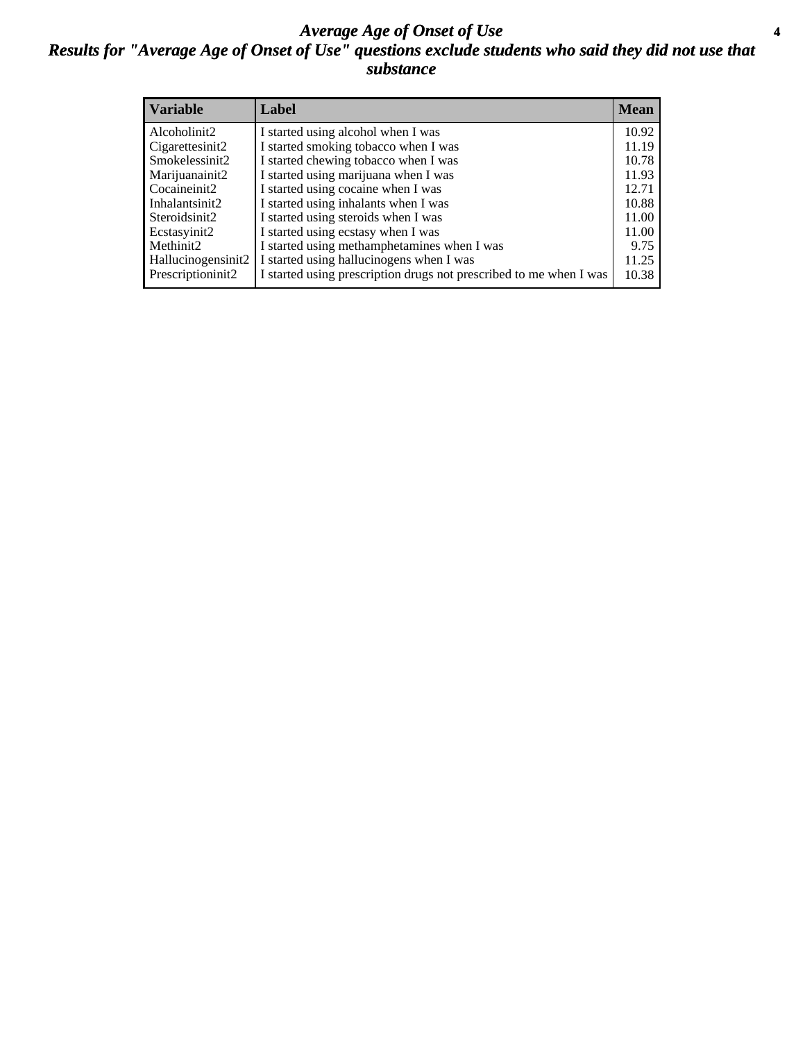# Average Age of Onset of Use

## Results for "Average Age of Onset of Use" questions exclude students who said they did not use that substance

| Variable | Label | Mean |
|---|---|---|
| Alcoholinit2 | I started using alcohol when I was | 10.92 |
| Cigarettesinit2 | I started smoking tobacco when I was | 11.19 |
| Smokelessinit2 | I started chewing tobacco when I was | 10.78 |
| Marijuanainit2 | I started using marijuana when I was | 11.93 |
| Cocaineinit2 | I started using cocaine when I was | 12.71 |
| Inhalantsinit2 | I started using inhalants when I was | 10.88 |
| Steroidsinit2 | I started using steroids when I was | 11.00 |
| Ecstasyinit2 | I started using ecstasy when I was | 11.00 |
| Methinit2 | I started using methamphetamines when I was | 9.75 |
| Hallucinogensinit2 | I started using hallucinogens when I was | 11.25 |
| Prescriptioninit2 | I started using prescription drugs not prescribed to me when I was | 10.38 |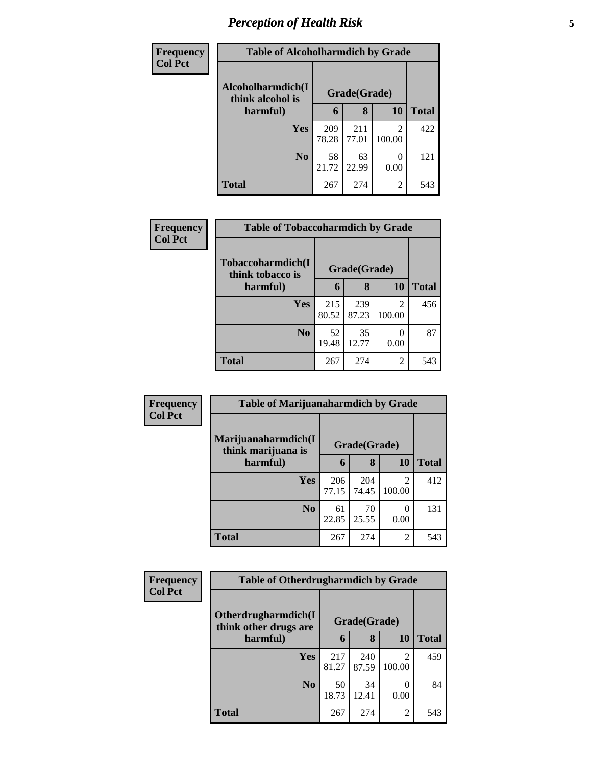# Perception of Health Risk

| Frequency Col Pct | Table of Alcoholharmdich by Grade | | | |
|---|---|---|---|---|
| Alcoholharmdich(I think alcohol is harmful) | Grade(Grade) | | | Total |
| | 6 | 8 | 10 | |
| Yes | 209<br>78.28 | 211<br>77.01 | 2<br>100.00 | 422 |
| No | 58<br>21.72 | 63<br>22.99 | 0<br>0.00 | 121 |
| Total | 267 | 274 | 2 | 543 |

| Frequency Col Pct | Table of Tobaccoharmdich by Grade | | | |
|---|---|---|---|---|
| Tobaccoharmdich(I think tobacco is harmful) | Grade(Grade) | | | Total |
| | 6 | 8 | 10 | |
| Yes | 215<br>80.52 | 239<br>87.23 | 2<br>100.00 | 456 |
| No | 52<br>19.48 | 35<br>12.77 | 0<br>0.00 | 87 |
| Total | 267 | 274 | 2 | 543 |

| Frequency Col Pct | Table of Marijuanaharmdich by Grade | | | |
|---|---|---|---|---|
| Marijuanaharmdich(I think marijuana is harmful) | Grade(Grade) | | | Total |
| | 6 | 8 | 10 | |
| Yes | 206<br>77.15 | 204<br>74.45 | 2<br>100.00 | 412 |
| No | 61<br>22.85 | 70<br>25.55 | 0<br>0.00 | 131 |
| Total | 267 | 274 | 2 | 543 |

| Frequency Col Pct | Table of Otherdrugharmdich by Grade | | | |
|---|---|---|---|---|
| Otherdrugharmdich(I think other drugs are harmful) | Grade(Grade) | | | Total |
| | 6 | 8 | 10 | |
| Yes | 217<br>81.27 | 240<br>87.59 | 2<br>100.00 | 459 |
| No | 50<br>18.73 | 34<br>12.41 | 0<br>0.00 | 84 |
| Total | 267 | 274 | 2 | 543 |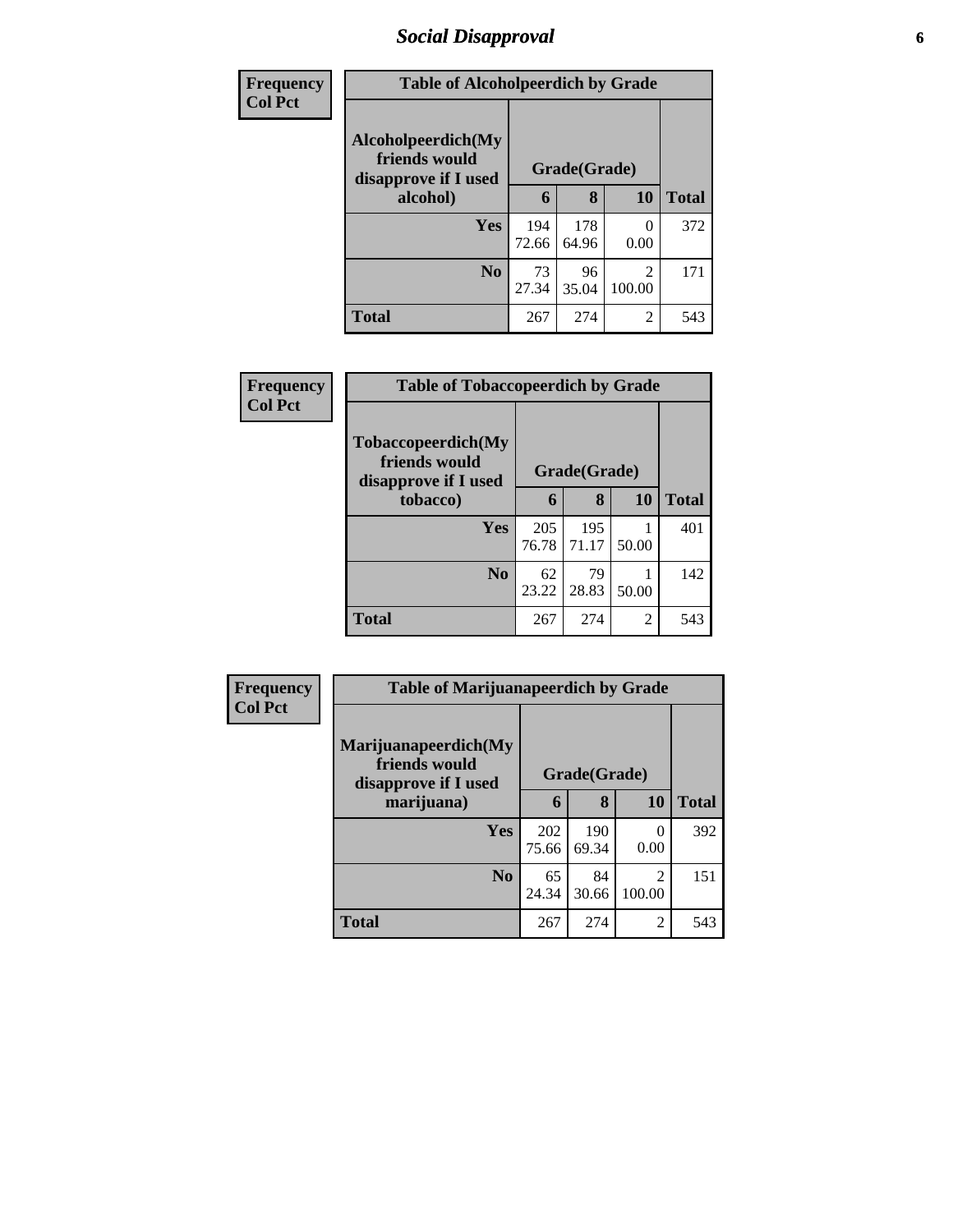# Social Disapproval

| Frequency Col Pct |
|---|

**Table of Alcoholpeerdich by Grade**

| Alcoholpeerdich(My friends would disapprove if I used alcohol) | Grade(Grade) | | | Total |
|---|---|---|---|---|
| | 6 | 8 | 10 | |
| Yes | 194<br>72.66 | 178<br>64.96 | 0<br>0.00 | 372 |
| No | 73<br>27.34 | 96<br>35.04 | 2<br>100.00 | 171 |
| Total | 267 | 274 | 2 | 543 |

| Frequency Col Pct |
|---|

**Table of Tobaccopeerdich by Grade**

| Tobaccopeerdich(My friends would disapprove if I used tobacco) | Grade(Grade) | | | Total |
|---|---|---|---|---|
| | 6 | 8 | 10 | |
| Yes | 205<br>76.78 | 195<br>71.17 | 1<br>50.00 | 401 |
| No | 62<br>23.22 | 79<br>28.83 | 1<br>50.00 | 142 |
| Total | 267 | 274 | 2 | 543 |

| Frequency Col Pct |
|---|

**Table of Marijuanapeerdich by Grade**

| Marijuanapeerdich(My friends would disapprove if I used marijuana) | Grade(Grade) | | | Total |
|---|---|---|---|---|
| | 6 | 8 | 10 | |
| Yes | 202<br>75.66 | 190<br>69.34 | 0<br>0.00 | 392 |
| No | 65<br>24.34 | 84<br>30.66 | 2<br>100.00 | 151 |
| Total | 267 | 274 | 2 | 543 |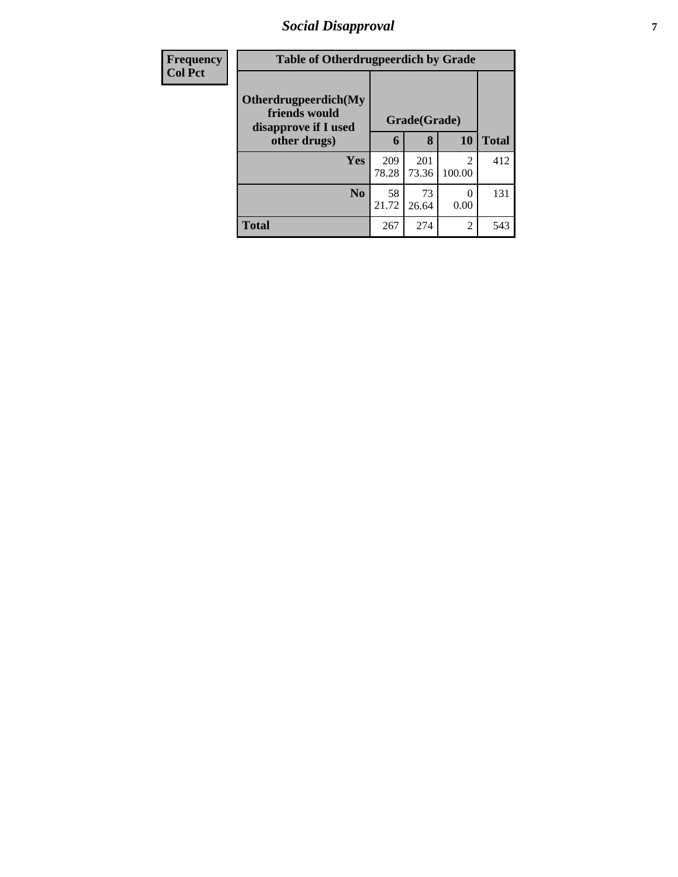| Frequency<br>Col Pct | Table of Otherdrugpeerdich by Grade | | | |
|---|---|---|---|---|
| Otherdrugpeerdich(My friends would disapprove if I used other drugs) | Grade(Grade) | | | |
| | 6 | 8 | 10 | Total |
| Yes | 209<br>78.28 | 201<br>73.36 | 2<br>100.00 | 412 |
| No | 58<br>21.72 | 73<br>26.64 | 0<br>0.00 | 131 |
| Total | 267 | 274 | 2 | 543 |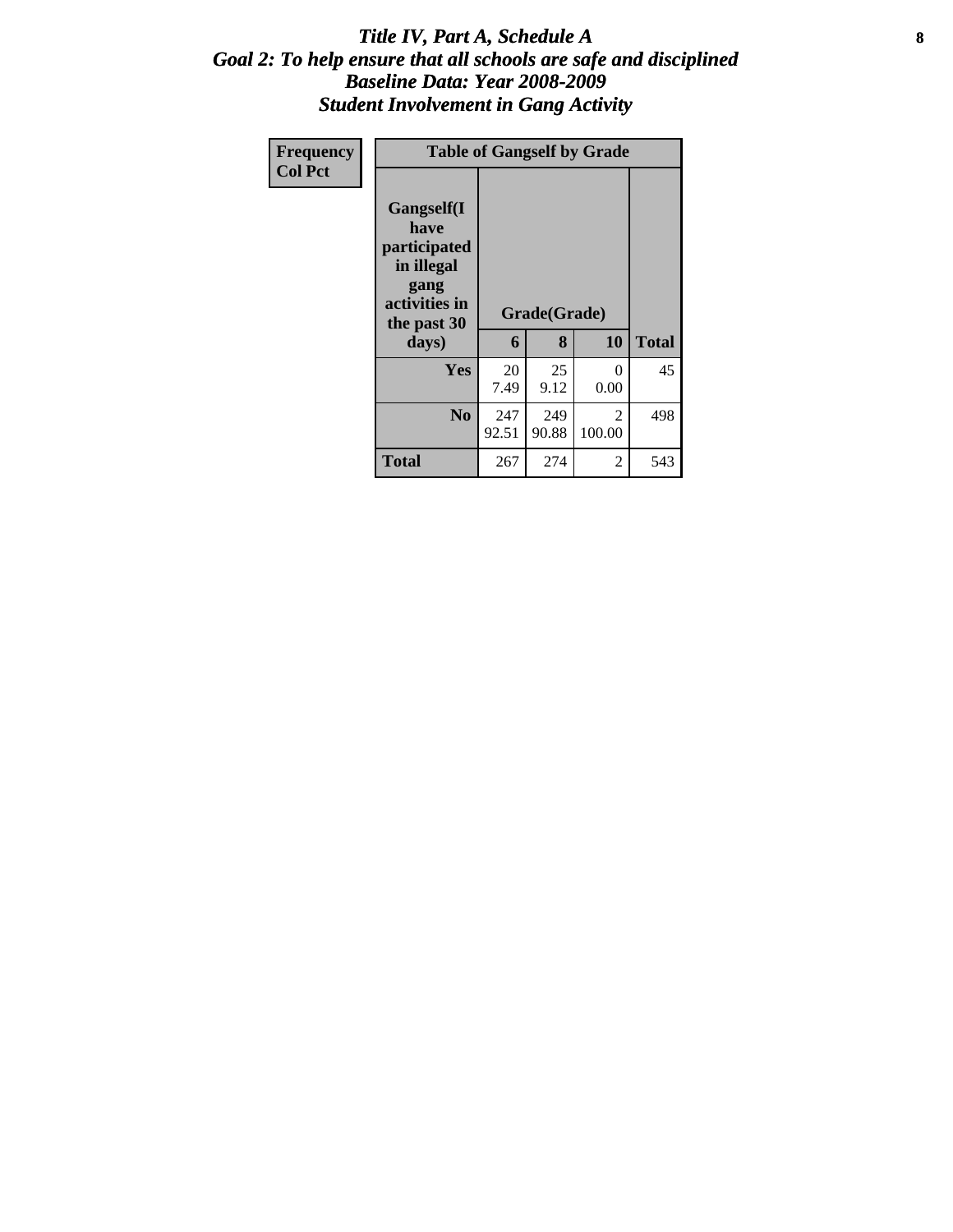# *Title IV, Part A, Schedule A*
## *Goal 2: To help ensure that all schools are safe and disciplined*
## *Baseline Data: Year 2008-2009*
## *Student Involvement in Gang Activity*

| Frequency<br>Col Pct |
|---|

| Table of Gangself by Grade | | | | |
|---|---|---|---|---|
| **Gangself(I have participated in illegal gang activities in the past 30 days)** | **Grade(Grade)** | | | |
| | **6** | **8** | **10** | **Total** |
| **Yes** | 20<br>7.49 | 25<br>9.12 | 0<br>0.00 | 45 |
| **No** | 247<br>92.51 | 249<br>90.88 | 2<br>100.00 | 498 |
| **Total** | 267 | 274 | 2 | 543 |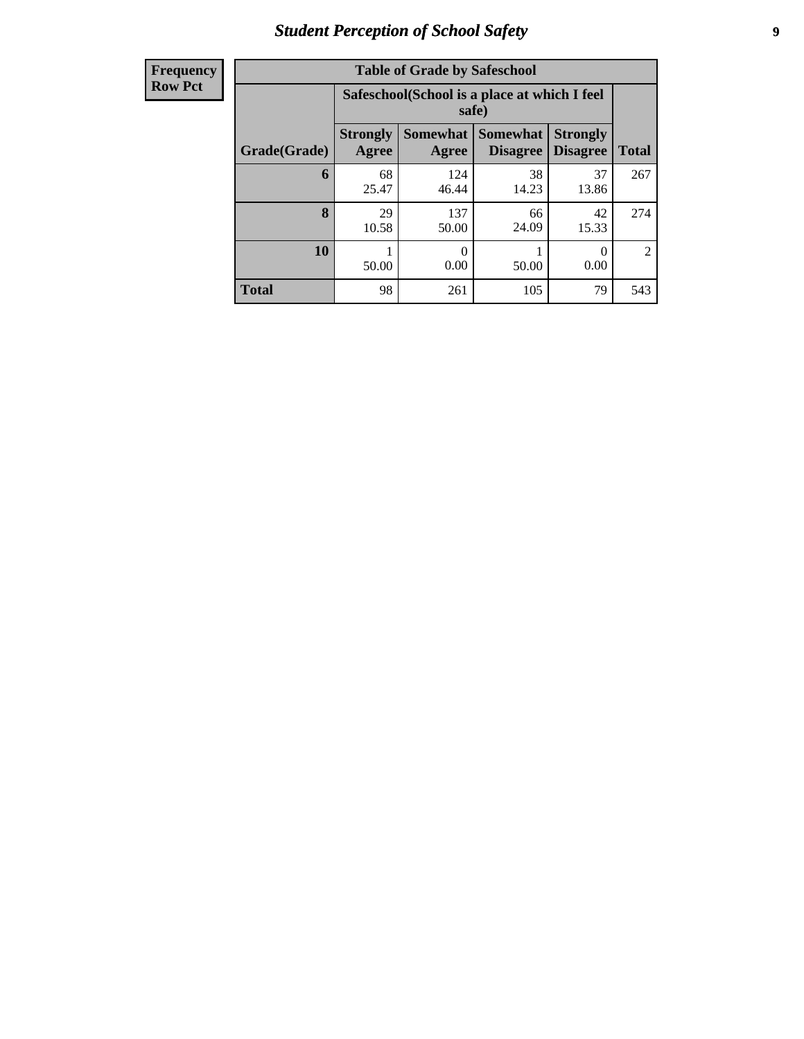## Student Perception of School Safety

| Frequency<br>Row Pct |
|---|

**Table of Grade by Safeschool**

| Grade(Grade) | Safeschool(School is a place at which I feel safe) | | | | Total |
|---|---|---|---|---|---|
| | Strongly Agree | Somewhat Agree | Somewhat Disagree | Strongly Disagree | |
| **6** | 68<br>25.47 | 124<br>46.44 | 38<br>14.23 | 37<br>13.86 | 267 |
| **8** | 29<br>10.58 | 137<br>50.00 | 66<br>24.09 | 42<br>15.33 | 274 |
| **10** | 1<br>50.00 | 0<br>0.00 | 1<br>50.00 | 0<br>0.00 | 2 |
| **Total** | 98 | 261 | 105 | 79 | 543 |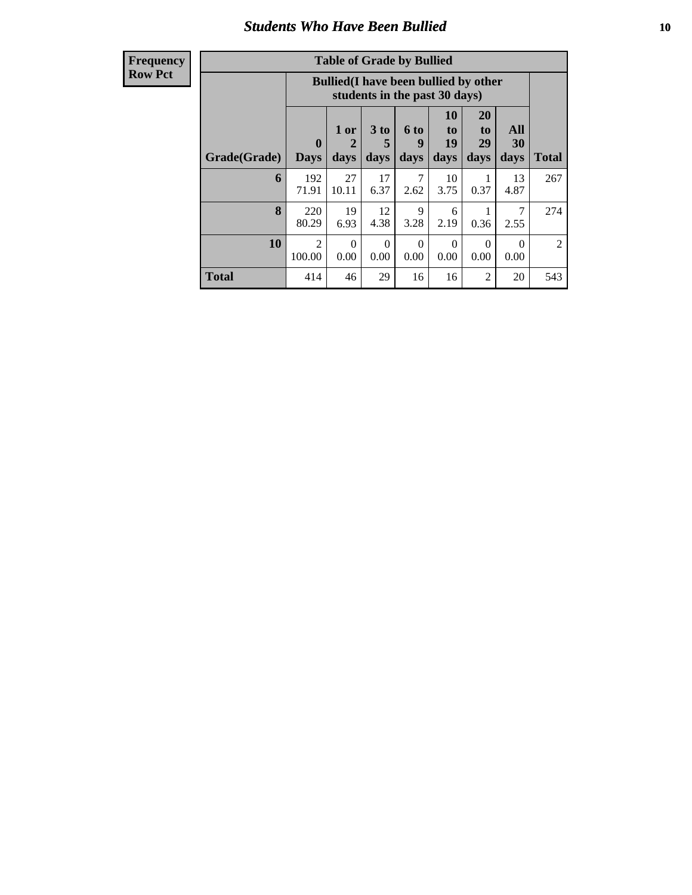## Students Who Have Been Bullied

**Frequency**
**Row Pct**

| Table of Grade by Bullied | | | | | | | | |
|---|---|---|---|---|---|---|---|---|
| | Bullied(I have been bullied by other students in the past 30 days) | | | | | | | |
| Grade(Grade) | 0 Days | 1 or 2 days | 3 to 5 days | 6 to 9 days | 10 to 19 days | 20 to 29 days | All 30 days | Total |
| 6 | 192<br>71.91 | 27<br>10.11 | 17<br>6.37 | 7<br>2.62 | 10<br>3.75 | 1<br>0.37 | 13<br>4.87 | 267 |
| 8 | 220<br>80.29 | 19<br>6.93 | 12<br>4.38 | 9<br>3.28 | 6<br>2.19 | 1<br>0.36 | 7<br>2.55 | 274 |
| 10 | 2<br>100.00 | 0<br>0.00 | 0<br>0.00 | 0<br>0.00 | 0<br>0.00 | 0<br>0.00 | 0<br>0.00 | 2 |
| Total | 414 | 46 | 29 | 16 | 16 | 2 | 20 | 543 |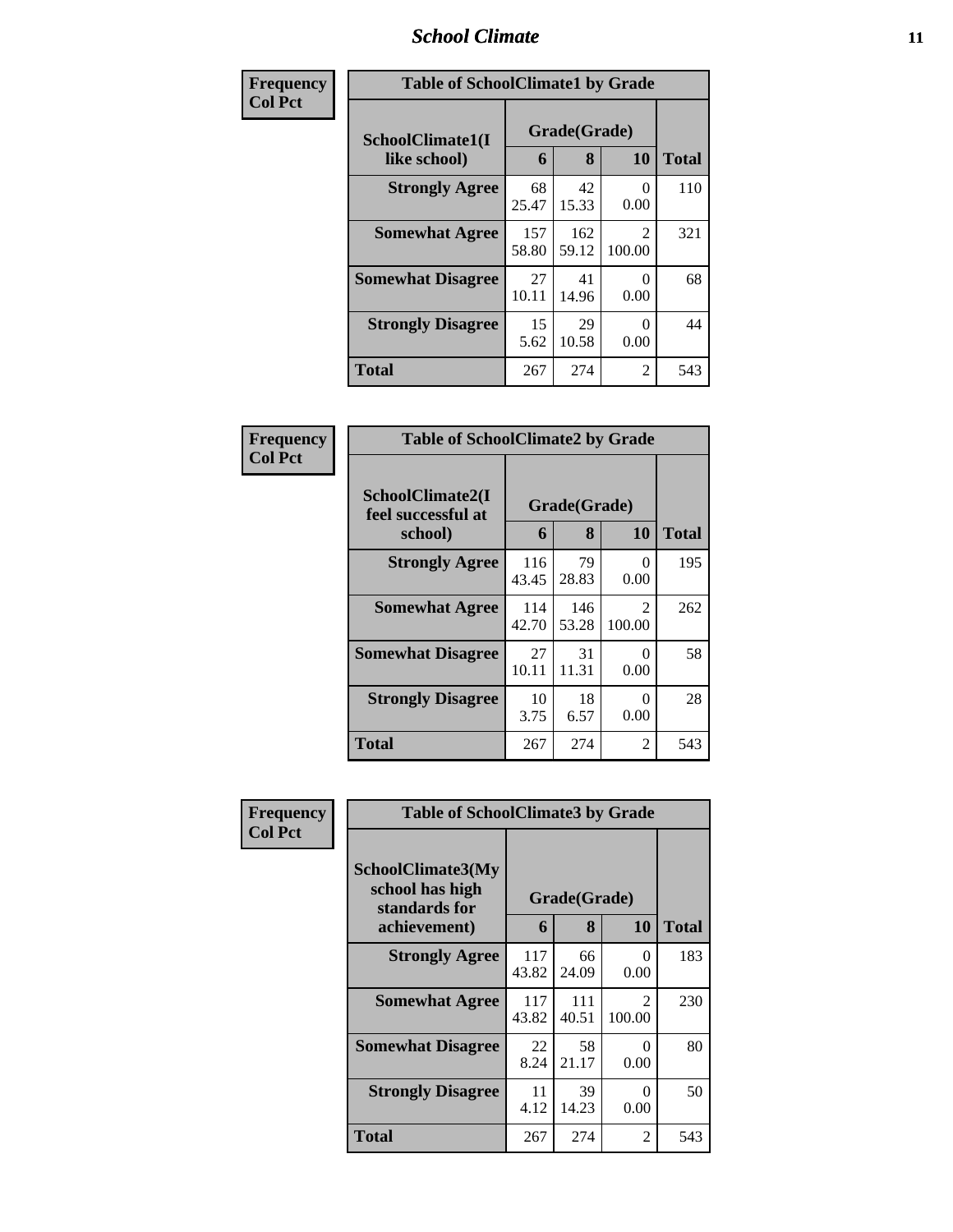## School Climate

**Frequency**
**Col Pct**

| Table of SchoolClimate1 by Grade | | | | |
|---|---|---|---|---|
| SchoolClimate1(I like school) | Grade(Grade) | | | |
| | 6 | 8 | 10 | Total |
| Strongly Agree | 68<br>25.47 | 42<br>15.33 | 0<br>0.00 | 110 |
| Somewhat Agree | 157<br>58.80 | 162<br>59.12 | 2<br>100.00 | 321 |
| Somewhat Disagree | 27<br>10.11 | 41<br>14.96 | 0<br>0.00 | 68 |
| Strongly Disagree | 15<br>5.62 | 29<br>10.58 | 0<br>0.00 | 44 |
| Total | 267 | 274 | 2 | 543 |

**Frequency**
**Col Pct**

| Table of SchoolClimate2 by Grade | | | | |
|---|---|---|---|---|
| SchoolClimate2(I feel successful at school) | Grade(Grade) | | | |
| | 6 | 8 | 10 | Total |
| Strongly Agree | 116<br>43.45 | 79<br>28.83 | 0<br>0.00 | 195 |
| Somewhat Agree | 114<br>42.70 | 146<br>53.28 | 2<br>100.00 | 262 |
| Somewhat Disagree | 27<br>10.11 | 31<br>11.31 | 0<br>0.00 | 58 |
| Strongly Disagree | 10<br>3.75 | 18<br>6.57 | 0<br>0.00 | 28 |
| Total | 267 | 274 | 2 | 543 |

**Frequency**
**Col Pct**

| Table of SchoolClimate3 by Grade | | | | |
|---|---|---|---|---|
| SchoolClimate3(My school has high standards for achievement) | Grade(Grade) | | | |
| | 6 | 8 | 10 | Total |
| Strongly Agree | 117<br>43.82 | 66<br>24.09 | 0<br>0.00 | 183 |
| Somewhat Agree | 117<br>43.82 | 111<br>40.51 | 2<br>100.00 | 230 |
| Somewhat Disagree | 22<br>8.24 | 58<br>21.17 | 0<br>0.00 | 80 |
| Strongly Disagree | 11<br>4.12 | 39<br>14.23 | 0<br>0.00 | 50 |
| Total | 267 | 274 | 2 | 543 |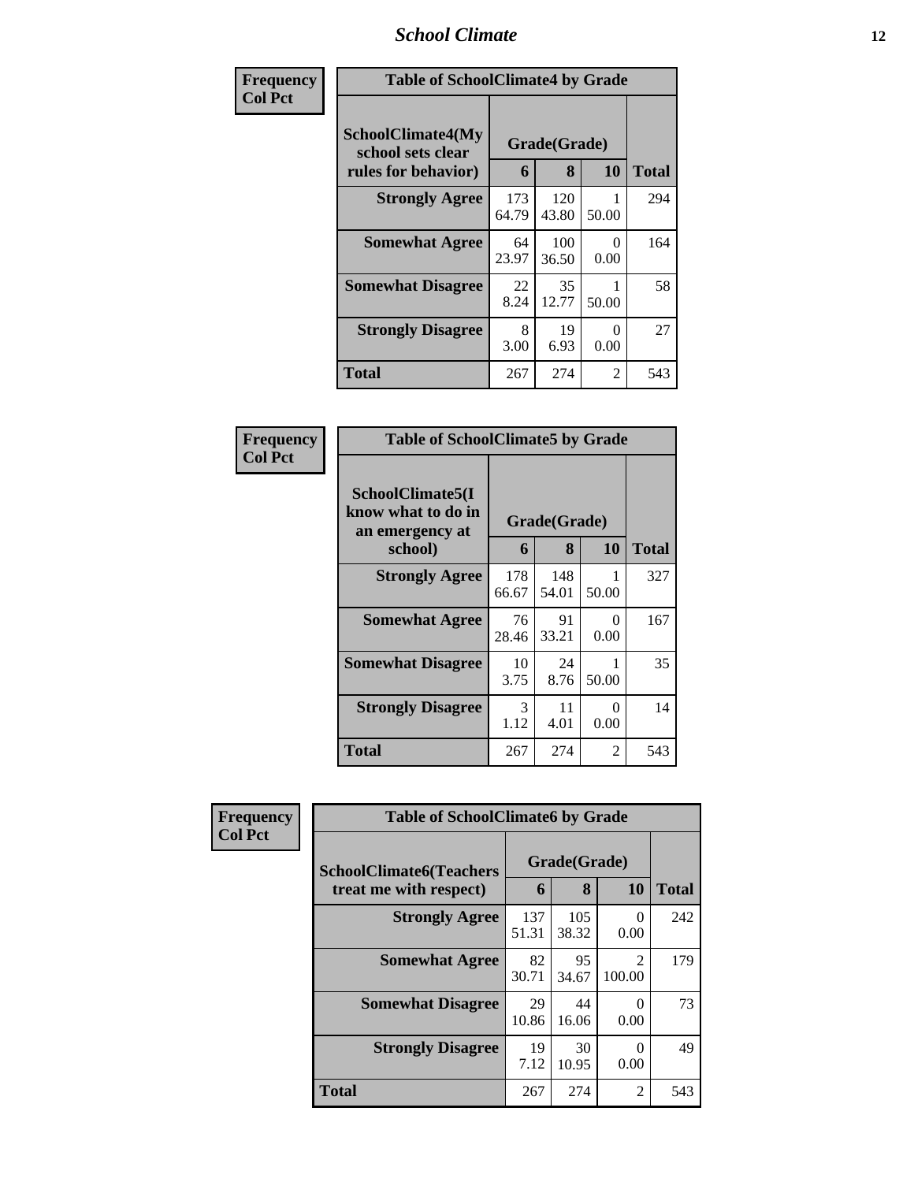## School Climate

**Frequency**
**Col Pct**

| Table of SchoolClimate4 by Grade | | | | |
|---|---|---|---|---|
| SchoolClimate4(My school sets clear rules for behavior) | Grade(Grade) | | | Total |
| | 6 | 8 | 10 | |
| **Strongly Agree** | 173<br>64.79 | 120<br>43.80 | 1<br>50.00 | 294 |
| **Somewhat Agree** | 64<br>23.97 | 100<br>36.50 | 0<br>0.00 | 164 |
| **Somewhat Disagree** | 22<br>8.24 | 35<br>12.77 | 1<br>50.00 | 58 |
| **Strongly Disagree** | 8<br>3.00 | 19<br>6.93 | 0<br>0.00 | 27 |
| **Total** | 267 | 274 | 2 | 543 |

**Frequency**
**Col Pct**

| Table of SchoolClimate5 by Grade | | | | |
|---|---|---|---|---|
| SchoolClimate5(I know what to do in an emergency at school) | Grade(Grade) | | | Total |
| | 6 | 8 | 10 | |
| **Strongly Agree** | 178<br>66.67 | 148<br>54.01 | 1<br>50.00 | 327 |
| **Somewhat Agree** | 76<br>28.46 | 91<br>33.21 | 0<br>0.00 | 167 |
| **Somewhat Disagree** | 10<br>3.75 | 24<br>8.76 | 1<br>50.00 | 35 |
| **Strongly Disagree** | 3<br>1.12 | 11<br>4.01 | 0<br>0.00 | 14 |
| **Total** | 267 | 274 | 2 | 543 |

**Frequency**
**Col Pct**

| Table of SchoolClimate6 by Grade | | | | |
|---|---|---|---|---|
| SchoolClimate6(Teachers treat me with respect) | Grade(Grade) | | | Total |
| | 6 | 8 | 10 | |
| **Strongly Agree** | 137<br>51.31 | 105<br>38.32 | 0<br>0.00 | 242 |
| **Somewhat Agree** | 82<br>30.71 | 95<br>34.67 | 2<br>100.00 | 179 |
| **Somewhat Disagree** | 29<br>10.86 | 44<br>16.06 | 0<br>0.00 | 73 |
| **Strongly Disagree** | 19<br>7.12 | 30<br>10.95 | 0<br>0.00 | 49 |
| **Total** | 267 | 274 | 2 | 543 |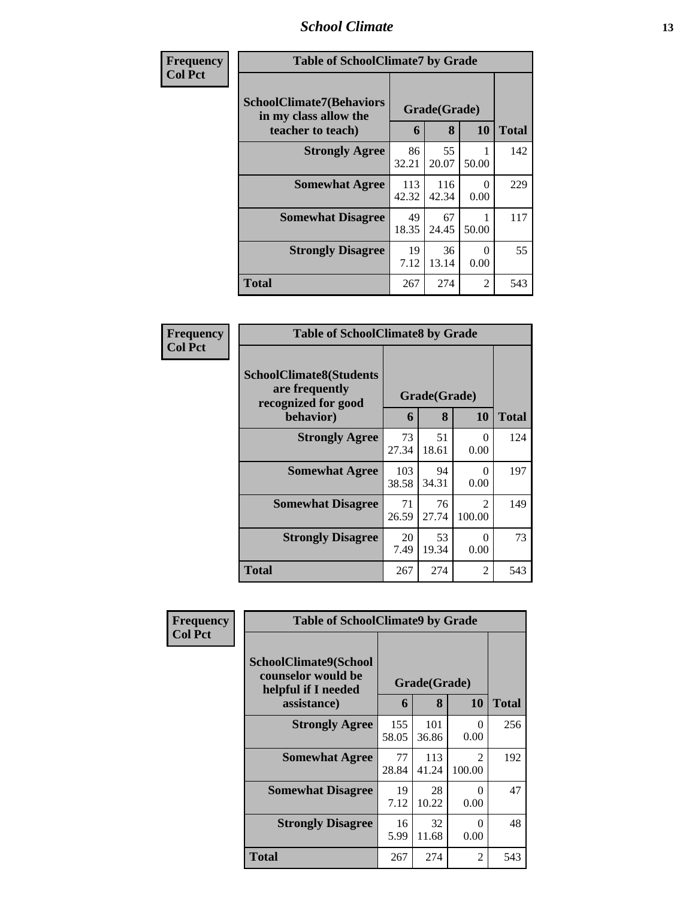| Frequency<br>Col Pct | Table of SchoolClimate7 by Grade | | | |
|---|---|---|---|---|
| SchoolClimate7(Behaviors in my class allow the teacher to teach) | Grade(Grade) | | | |
| | 6 | 8 | 10 | Total |
| Strongly Agree | 86<br>32.21 | 55<br>20.07 | 1<br>50.00 | 142 |
| Somewhat Agree | 113<br>42.32 | 116<br>42.34 | 0<br>0.00 | 229 |
| Somewhat Disagree | 49<br>18.35 | 67<br>24.45 | 1<br>50.00 | 117 |
| Strongly Disagree | 19<br>7.12 | 36<br>13.14 | 0<br>0.00 | 55 |
| Total | 267 | 274 | 2 | 543 |

| Frequency<br>Col Pct | Table of SchoolClimate8 by Grade | | | |
|---|---|---|---|---|
| SchoolClimate8(Students are frequently recognized for good behavior) | Grade(Grade) | | | |
| | 6 | 8 | 10 | Total |
| Strongly Agree | 73<br>27.34 | 51<br>18.61 | 0<br>0.00 | 124 |
| Somewhat Agree | 103<br>38.58 | 94<br>34.31 | 0<br>0.00 | 197 |
| Somewhat Disagree | 71<br>26.59 | 76<br>27.74 | 2<br>100.00 | 149 |
| Strongly Disagree | 20<br>7.49 | 53<br>19.34 | 0<br>0.00 | 73 |
| Total | 267 | 274 | 2 | 543 |

| Frequency<br>Col Pct | Table of SchoolClimate9 by Grade | | | |
|---|---|---|---|---|
| SchoolClimate9(School counselor would be helpful if I needed assistance) | Grade(Grade) | | | |
| | 6 | 8 | 10 | Total |
| Strongly Agree | 155<br>58.05 | 101<br>36.86 | 0<br>0.00 | 256 |
| Somewhat Agree | 77<br>28.84 | 113<br>41.24 | 2<br>100.00 | 192 |
| Somewhat Disagree | 19<br>7.12 | 28<br>10.22 | 0<br>0.00 | 47 |
| Strongly Disagree | 16<br>5.99 | 32<br>11.68 | 0<br>0.00 | 48 |
| Total | 267 | 274 | 2 | 543 |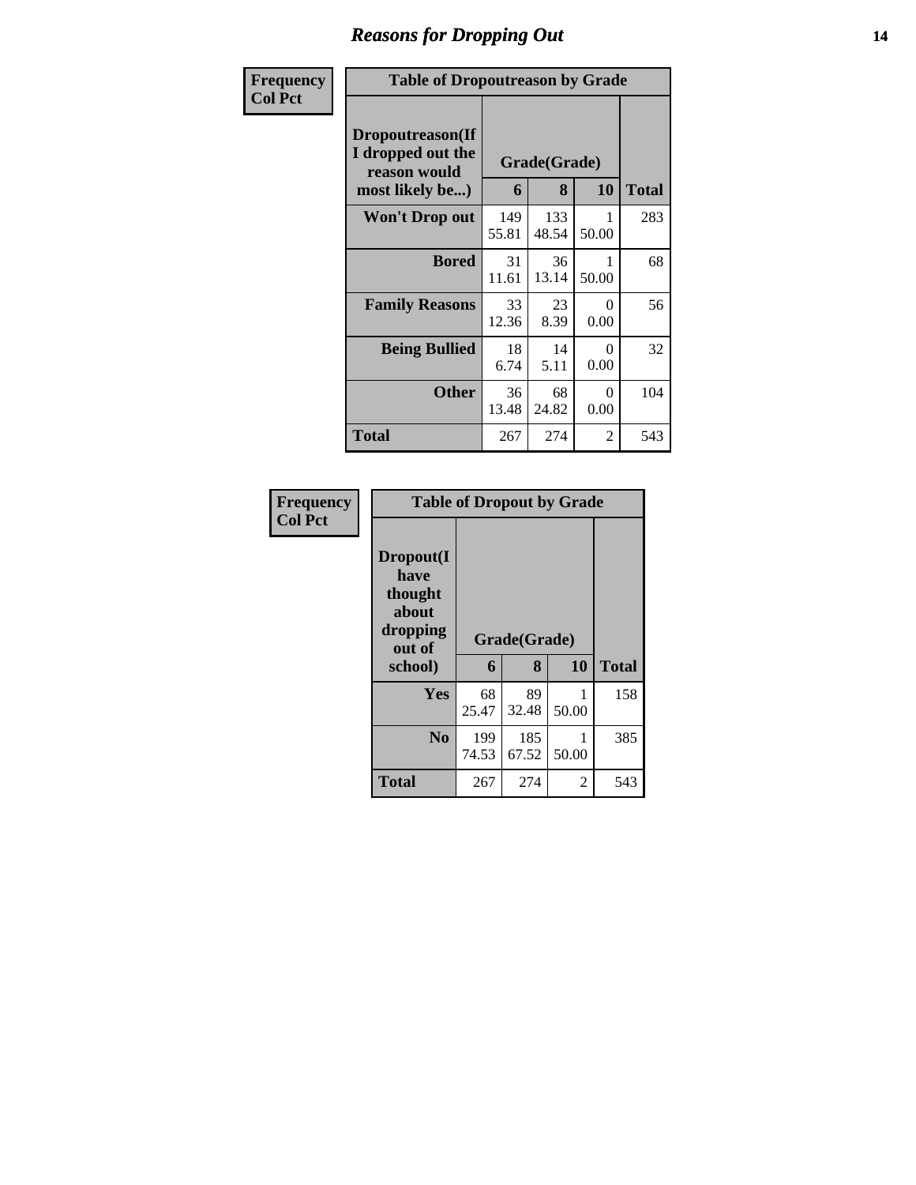# Reasons for Dropping Out

| Frequency<br>Col Pct | Table of Dropoutreason by Grade | | | |
|---|---|---|---|---|
| Dropoutreason(If I dropped out the reason would most likely be...) | Grade(Grade) | | | |
| | 6 | 8 | 10 | Total |
| Won't Drop out | 149<br>55.81 | 133<br>48.54 | 1<br>50.00 | 283 |
| Bored | 31<br>11.61 | 36<br>13.14 | 1<br>50.00 | 68 |
| Family Reasons | 33<br>12.36 | 23<br>8.39 | 0<br>0.00 | 56 |
| Being Bullied | 18<br>6.74 | 14<br>5.11 | 0<br>0.00 | 32 |
| Other | 36<br>13.48 | 68<br>24.82 | 0<br>0.00 | 104 |
| Total | 267 | 274 | 2 | 543 |

| Frequency<br>Col Pct | Table of Dropout by Grade | | | |
|---|---|---|---|---|
| Dropout(I have thought about dropping out of school) | Grade(Grade) | | | |
| | 6 | 8 | 10 | Total |
| Yes | 68<br>25.47 | 89<br>32.48 | 1<br>50.00 | 158 |
| No | 199<br>74.53 | 185<br>67.52 | 1<br>50.00 | 385 |
| Total | 267 | 274 | 2 | 543 |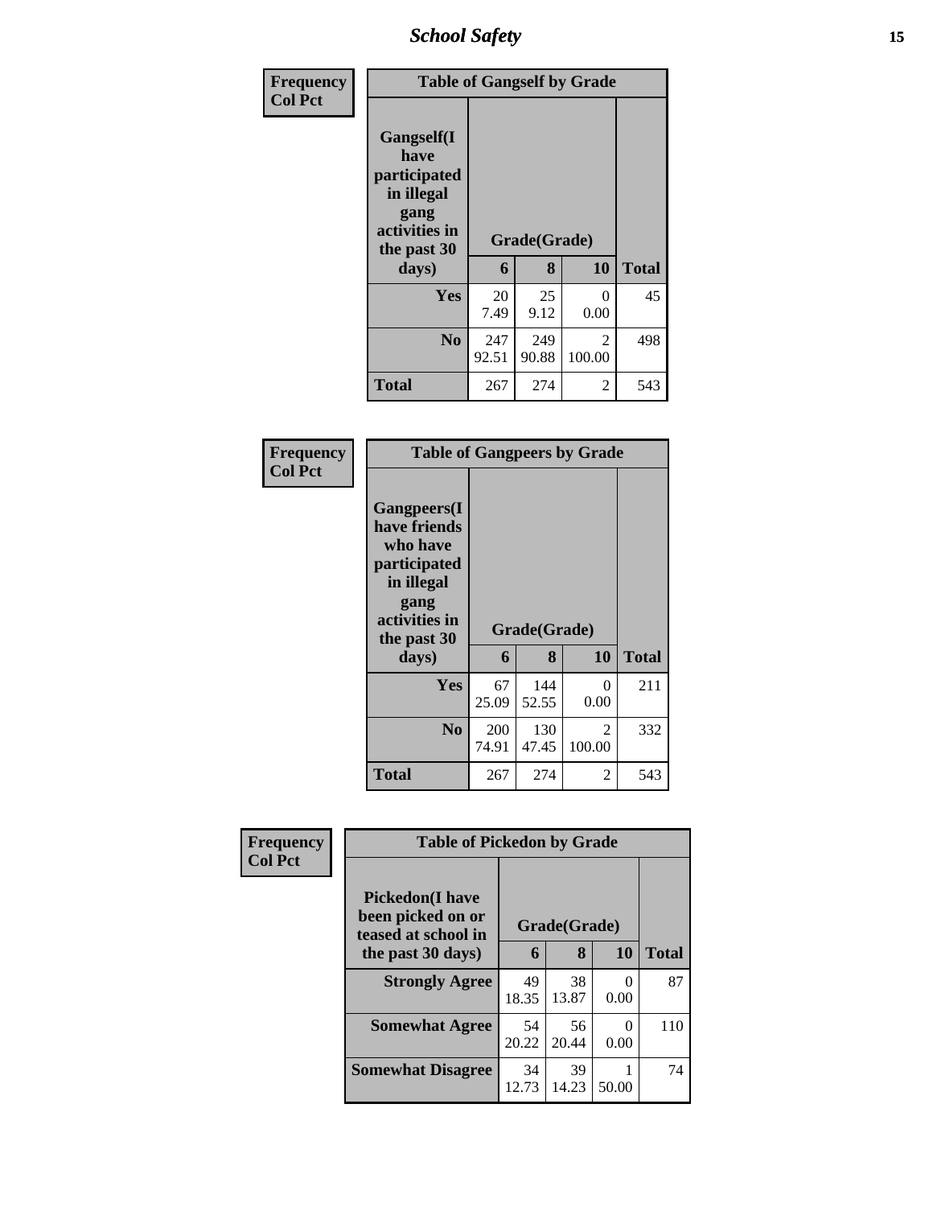| Frequency Col Pct | Table of Gangself by Grade | | | |
|---|---|---|---|---|
| Gangself(I have participated in illegal gang activities in the past 30 days) | Grade(Grade) | | | |
| | 6 | 8 | 10 | Total |
| Yes | 20<br>7.49 | 25<br>9.12 | 0<br>0.00 | 45 |
| No | 247<br>92.51 | 249<br>90.88 | 2<br>100.00 | 498 |
| Total | 267 | 274 | 2 | 543 |

| Frequency Col Pct | Table of Gangpeers by Grade | | | |
|---|---|---|---|---|
| Gangpeers(I have friends who have participated in illegal gang activities in the past 30 days) | Grade(Grade) | | | |
| | 6 | 8 | 10 | Total |
| Yes | 67<br>25.09 | 144<br>52.55 | 0<br>0.00 | 211 |
| No | 200<br>74.91 | 130<br>47.45 | 2<br>100.00 | 332 |
| Total | 267 | 274 | 2 | 543 |

| Frequency Col Pct | Table of Pickedon by Grade | | | |
|---|---|---|---|---|
| Pickedon(I have been picked on or teased at school in the past 30 days) | Grade(Grade) | | | |
| | 6 | 8 | 10 | Total |
| Strongly Agree | 49<br>18.35 | 38<br>13.87 | 0<br>0.00 | 87 |
| Somewhat Agree | 54<br>20.22 | 56<br>20.44 | 0<br>0.00 | 110 |
| Somewhat Disagree | 34<br>12.73 | 39<br>14.23 | 1<br>50.00 | 74 |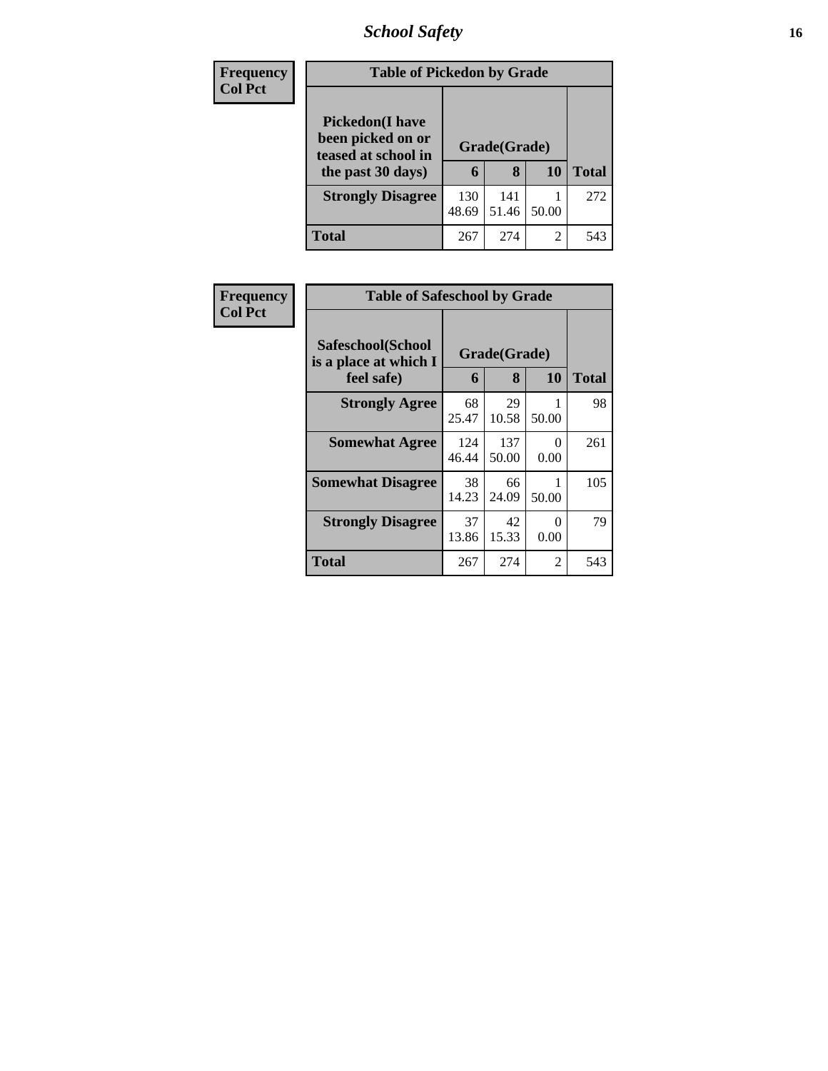| Frequency<br>Col Pct |
|---|

**Table of Pickedon by Grade**

| Pickedon(I have been picked on or teased at school in the past 30 days) | Grade(Grade) | | | Total |
|---|---|---|---|---|
| | 6 | 8 | 10 | |
| **Strongly Disagree** | 130<br>48.69 | 141<br>51.46 | 1<br>50.00 | 272 |
| **Total** | 267 | 274 | 2 | 543 |

| Frequency<br>Col Pct |
|---|

**Table of Safeschool by Grade**

| Safeschool(School is a place at which I feel safe) | Grade(Grade) | | | Total |
|---|---|---|---|---|
| | 6 | 8 | 10 | |
| **Strongly Agree** | 68<br>25.47 | 29<br>10.58 | 1<br>50.00 | 98 |
| **Somewhat Agree** | 124<br>46.44 | 137<br>50.00 | 0<br>0.00 | 261 |
| **Somewhat Disagree** | 38<br>14.23 | 66<br>24.09 | 1<br>50.00 | 105 |
| **Strongly Disagree** | 37<br>13.86 | 42<br>15.33 | 0<br>0.00 | 79 |
| **Total** | 267 | 274 | 2 | 543 |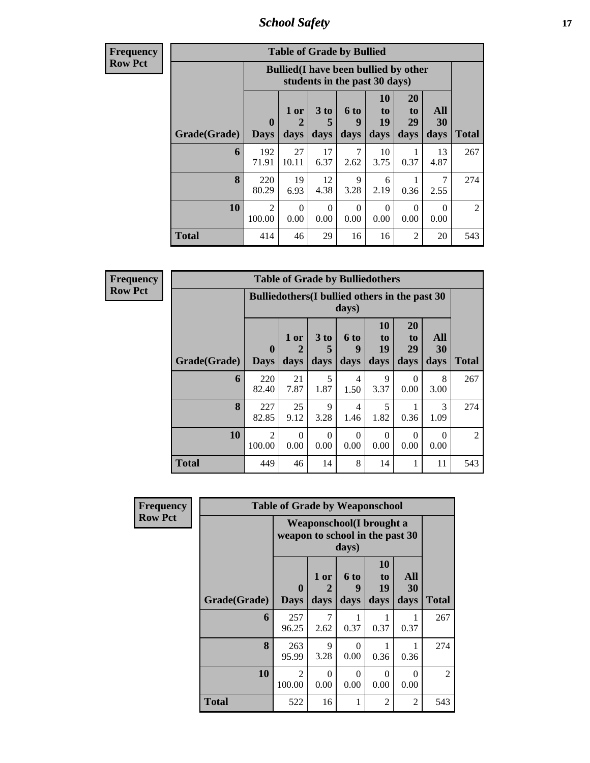**Frequency**
**Row Pct**

| Table of Grade by Bullied | | | | | | | | |
|---|---|---|---|---|---|---|---|---|
| | Bullied(I have been bullied by other students in the past 30 days) | | | | | | | |
| Grade(Grade) | 0 Days | 1 or 2 days | 3 to 5 days | 6 to 9 days | 10 to 19 days | 20 to 29 days | All 30 days | Total |
| 6 | 192<br>71.91 | 27<br>10.11 | 17<br>6.37 | 7<br>2.62 | 10<br>3.75 | 1<br>0.37 | 13<br>4.87 | 267 |
| 8 | 220<br>80.29 | 19<br>6.93 | 12<br>4.38 | 9<br>3.28 | 6<br>2.19 | 1<br>0.36 | 7<br>2.55 | 274 |
| 10 | 2<br>100.00 | 0<br>0.00 | 0<br>0.00 | 0<br>0.00 | 0<br>0.00 | 0<br>0.00 | 0<br>0.00 | 2 |
| Total | 414 | 46 | 29 | 16 | 16 | 2 | 20 | 543 |

**Frequency**
**Row Pct**

| Table of Grade by Bulliedothers | | | | | | | | |
|---|---|---|---|---|---|---|---|---|
| | Bulliedothers(I bullied others in the past 30 days) | | | | | | | |
| Grade(Grade) | 0 Days | 1 or 2 days | 3 to 5 days | 6 to 9 days | 10 to 19 days | 20 to 29 days | All 30 days | Total |
| 6 | 220<br>82.40 | 21<br>7.87 | 5<br>1.87 | 4<br>1.50 | 9<br>3.37 | 0<br>0.00 | 8<br>3.00 | 267 |
| 8 | 227<br>82.85 | 25<br>9.12 | 9<br>3.28 | 4<br>1.46 | 5<br>1.82 | 1<br>0.36 | 3<br>1.09 | 274 |
| 10 | 2<br>100.00 | 0<br>0.00 | 0<br>0.00 | 0<br>0.00 | 0<br>0.00 | 0<br>0.00 | 0<br>0.00 | 2 |
| Total | 449 | 46 | 14 | 8 | 14 | 1 | 11 | 543 |

**Frequency**
**Row Pct**

| Table of Grade by Weaponschool | | | | | | |
|---|---|---|---|---|---|---|
| | Weaponschool(I brought a weapon to school in the past 30 days) | | | | | |
| Grade(Grade) | 0 Days | 1 or 2 days | 6 to 9 days | 10 to 19 days | All 30 days | Total |
| 6 | 257<br>96.25 | 7<br>2.62 | 1<br>0.37 | 1<br>0.37 | 1<br>0.37 | 267 |
| 8 | 263<br>95.99 | 9<br>3.28 | 0<br>0.00 | 1<br>0.36 | 1<br>0.36 | 274 |
| 10 | 2<br>100.00 | 0<br>0.00 | 0<br>0.00 | 0<br>0.00 | 0<br>0.00 | 2 |
| Total | 522 | 16 | 1 | 2 | 2 | 543 |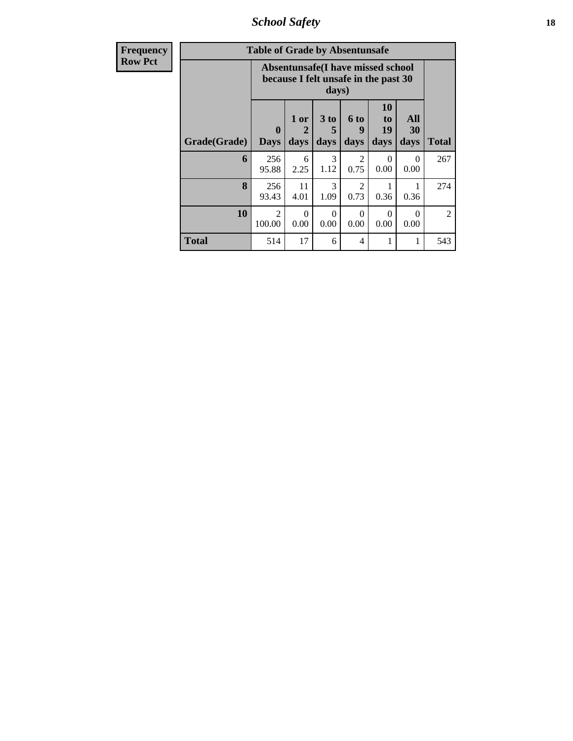| Frequency Row Pct |
|---|

**Table of Grade by Absentunsafe**

| Grade(Grade) | Absentunsafe(I have missed school because I felt unsafe in the past 30 days) | | | | | | Total |
|---|---|---|---|---|---|---|---|
| | 0 Days | 1 or 2 days | 3 to 5 days | 6 to 9 days | 10 to 19 days | All 30 days | |
| **6** | 256<br>95.88 | 6<br>2.25 | 3<br>1.12 | 2<br>0.75 | 0<br>0.00 | 0<br>0.00 | 267 |
| **8** | 256<br>93.43 | 11<br>4.01 | 3<br>1.09 | 2<br>0.73 | 1<br>0.36 | 1<br>0.36 | 274 |
| **10** | 2<br>100.00 | 0<br>0.00 | 0<br>0.00 | 0<br>0.00 | 0<br>0.00 | 0<br>0.00 | 2 |
| **Total** | 514 | 17 | 6 | 4 | 1 | 1 | 543 |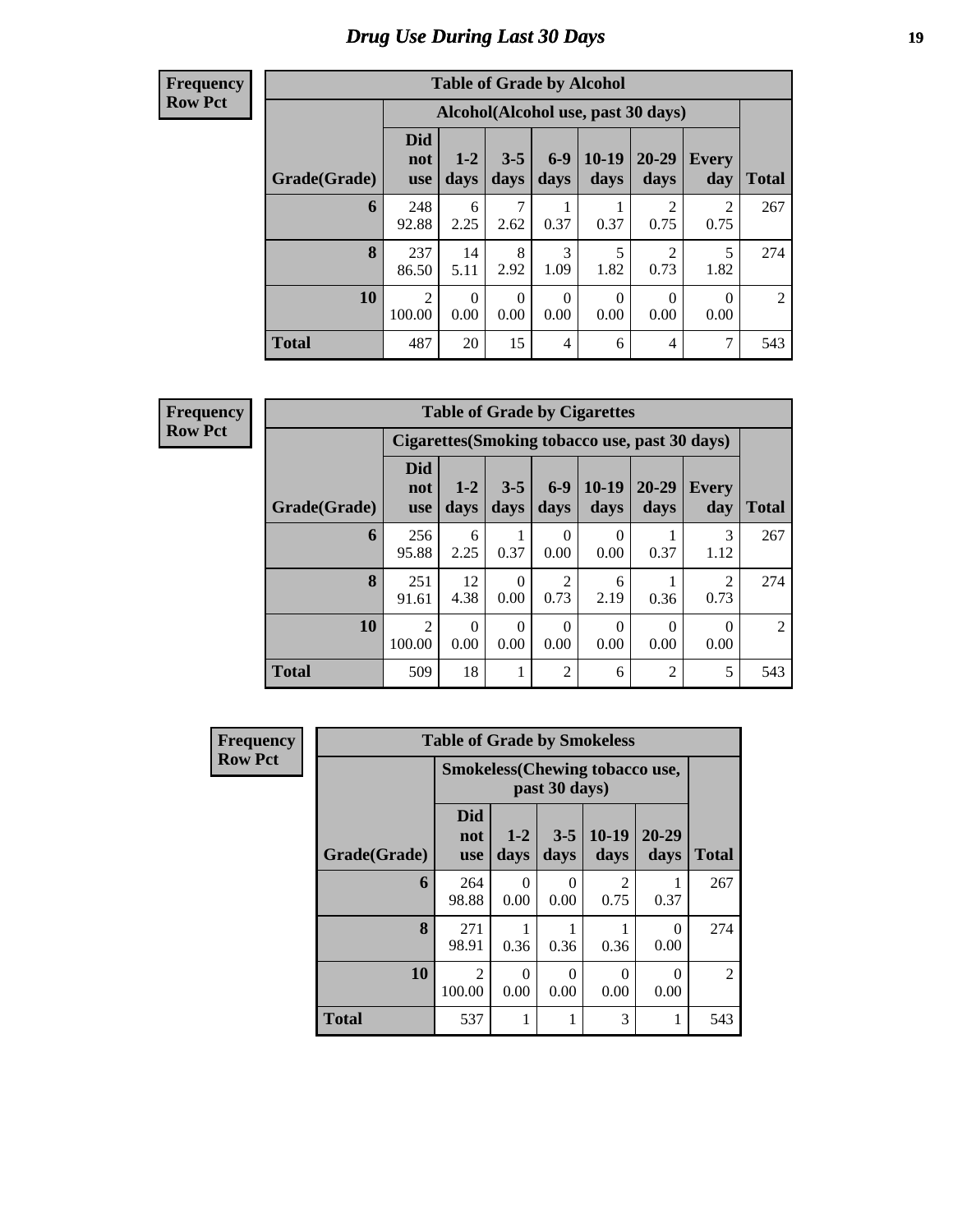# Drug Use During Last 30 Days

**Frequency**
**Row Pct**

| Table of Grade by Alcohol | | | | | | | | |
|---|---|---|---|---|---|---|---|---|
| | Alcohol(Alcohol use, past 30 days) | | | | | | | |
| Grade(Grade) | Did not use | 1-2 days | 3-5 days | 6-9 days | 10-19 days | 20-29 days | Every day | Total |
| 6 | 248<br>92.88 | 6<br>2.25 | 7<br>2.62 | 1<br>0.37 | 1<br>0.37 | 2<br>0.75 | 2<br>0.75 | 267 |
| 8 | 237<br>86.50 | 14<br>5.11 | 8<br>2.92 | 3<br>1.09 | 5<br>1.82 | 2<br>0.73 | 5<br>1.82 | 274 |
| 10 | 2<br>100.00 | 0<br>0.00 | 0<br>0.00 | 0<br>0.00 | 0<br>0.00 | 0<br>0.00 | 0<br>0.00 | 2 |
| Total | 487 | 20 | 15 | 4 | 6 | 4 | 7 | 543 |

**Frequency**
**Row Pct**

| Table of Grade by Cigarettes | | | | | | | | |
|---|---|---|---|---|---|---|---|---|
| | Cigarettes(Smoking tobacco use, past 30 days) | | | | | | | |
| Grade(Grade) | Did not use | 1-2 days | 3-5 days | 6-9 days | 10-19 days | 20-29 days | Every day | Total |
| 6 | 256<br>95.88 | 6<br>2.25 | 1<br>0.37 | 0<br>0.00 | 0<br>0.00 | 1<br>0.37 | 3<br>1.12 | 267 |
| 8 | 251<br>91.61 | 12<br>4.38 | 0<br>0.00 | 2<br>0.73 | 6<br>2.19 | 1<br>0.36 | 2<br>0.73 | 274 |
| 10 | 2<br>100.00 | 0<br>0.00 | 0<br>0.00 | 0<br>0.00 | 0<br>0.00 | 0<br>0.00 | 0<br>0.00 | 2 |
| Total | 509 | 18 | 1 | 2 | 6 | 2 | 5 | 543 |

**Frequency**
**Row Pct**

| Table of Grade by Smokeless | | | | | | |
|---|---|---|---|---|---|---|
| | Smokeless(Chewing tobacco use, past 30 days) | | | | | |
| Grade(Grade) | Did not use | 1-2 days | 3-5 days | 10-19 days | 20-29 days | Total |
| 6 | 264<br>98.88 | 0<br>0.00 | 0<br>0.00 | 2<br>0.75 | 1<br>0.37 | 267 |
| 8 | 271<br>98.91 | 1<br>0.36 | 1<br>0.36 | 1<br>0.36 | 0<br>0.00 | 274 |
| 10 | 2<br>100.00 | 0<br>0.00 | 0<br>0.00 | 0<br>0.00 | 0<br>0.00 | 2 |
| Total | 537 | 1 | 1 | 3 | 1 | 543 |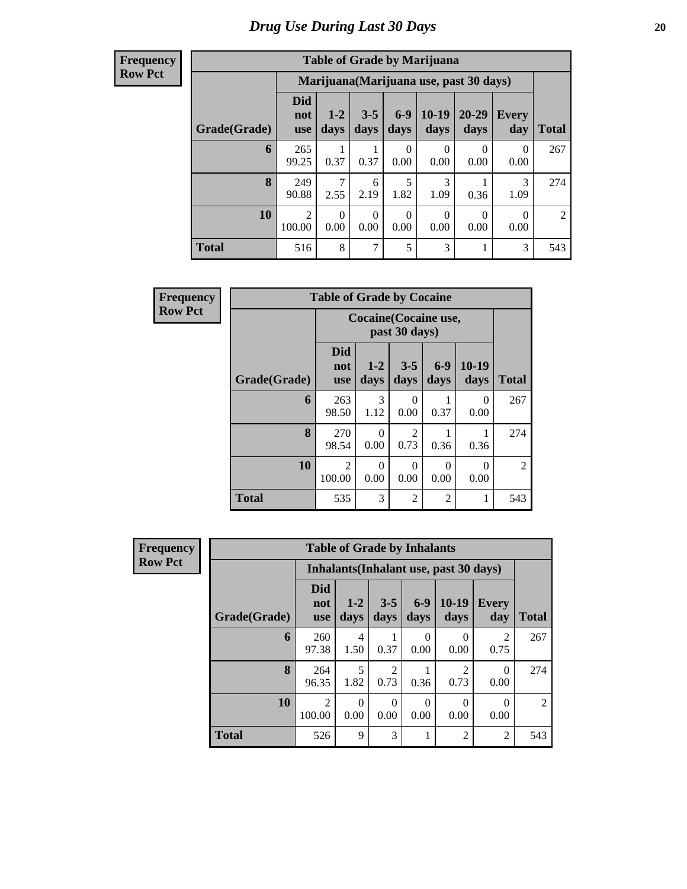# Drug Use During Last 30 Days

**Frequency**
**Row Pct**

| Table of Grade by Marijuana | | | | | | | | |
|---|---|---|---|---|---|---|---|---|
| | Marijuana(Marijuana use, past 30 days) | | | | | | | |
| Grade(Grade) | Did not use | 1-2 days | 3-5 days | 6-9 days | 10-19 days | 20-29 days | Every day | Total |
| 6 | 265<br>99.25 | 1<br>0.37 | 1<br>0.37 | 0<br>0.00 | 0<br>0.00 | 0<br>0.00 | 0<br>0.00 | 267 |
| 8 | 249<br>90.88 | 7<br>2.55 | 6<br>2.19 | 5<br>1.82 | 3<br>1.09 | 1<br>0.36 | 3<br>1.09 | 274 |
| 10 | 2<br>100.00 | 0<br>0.00 | 0<br>0.00 | 0<br>0.00 | 0<br>0.00 | 0<br>0.00 | 0<br>0.00 | 2 |
| Total | 516 | 8 | 7 | 5 | 3 | 1 | 3 | 543 |

**Frequency**
**Row Pct**

| Table of Grade by Cocaine | | | | | | |
|---|---|---|---|---|---|---|
| | Cocaine(Cocaine use, past 30 days) | | | | | |
| Grade(Grade) | Did not use | 1-2 days | 3-5 days | 6-9 days | 10-19 days | Total |
| 6 | 263<br>98.50 | 3<br>1.12 | 0<br>0.00 | 1<br>0.37 | 0<br>0.00 | 267 |
| 8 | 270<br>98.54 | 0<br>0.00 | 2<br>0.73 | 1<br>0.36 | 1<br>0.36 | 274 |
| 10 | 2<br>100.00 | 0<br>0.00 | 0<br>0.00 | 0<br>0.00 | 0<br>0.00 | 2 |
| Total | 535 | 3 | 2 | 2 | 1 | 543 |

**Frequency**
**Row Pct**

| Table of Grade by Inhalants | | | | | | | |
|---|---|---|---|---|---|---|---|
| | Inhalants(Inhalant use, past 30 days) | | | | | | |
| Grade(Grade) | Did not use | 1-2 days | 3-5 days | 6-9 days | 10-19 days | Every day | Total |
| 6 | 260<br>97.38 | 4<br>1.50 | 1<br>0.37 | 0<br>0.00 | 0<br>0.00 | 2<br>0.75 | 267 |
| 8 | 264<br>96.35 | 5<br>1.82 | 2<br>0.73 | 1<br>0.36 | 2<br>0.73 | 0<br>0.00 | 274 |
| 10 | 2<br>100.00 | 0<br>0.00 | 0<br>0.00 | 0<br>0.00 | 0<br>0.00 | 0<br>0.00 | 2 |
| Total | 526 | 9 | 3 | 1 | 2 | 2 | 543 |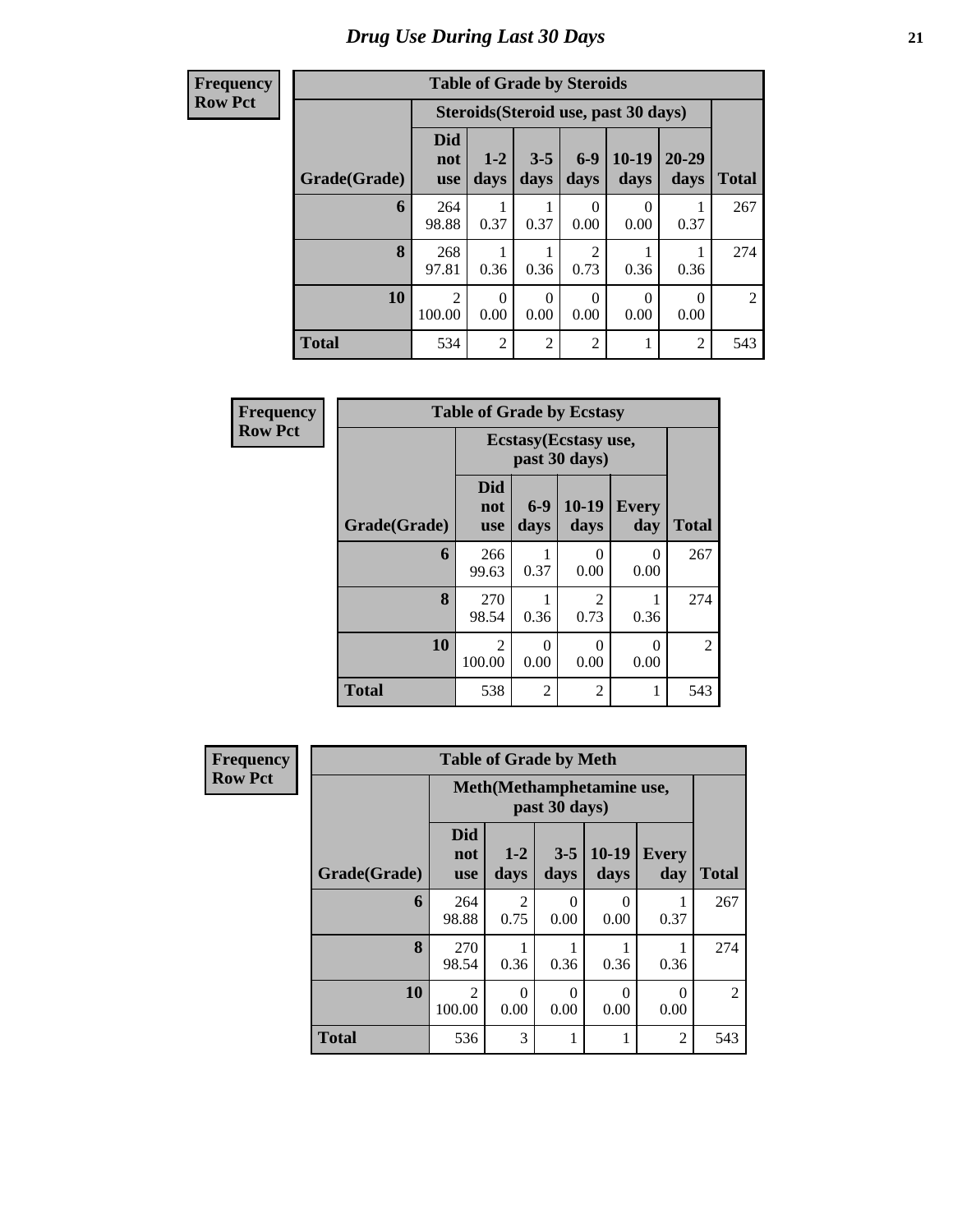# Drug Use During Last 30 Days

**Frequency**
**Row Pct**

| Table of Grade by Steroids | | | | | | | |
|---|---|---|---|---|---|---|---|
| | Steroids(Steroid use, past 30 days) | | | | | | |
| Grade(Grade) | Did not use | 1-2 days | 3-5 days | 6-9 days | 10-19 days | 20-29 days | Total |
| 6 | 264<br>98.88 | 1<br>0.37 | 1<br>0.37 | 0<br>0.00 | 0<br>0.00 | 1<br>0.37 | 267 |
| 8 | 268<br>97.81 | 1<br>0.36 | 1<br>0.36 | 2<br>0.73 | 1<br>0.36 | 1<br>0.36 | 274 |
| 10 | 2<br>100.00 | 0<br>0.00 | 0<br>0.00 | 0<br>0.00 | 0<br>0.00 | 0<br>0.00 | 2 |
| Total | 534 | 2 | 2 | 2 | 1 | 2 | 543 |

**Frequency**
**Row Pct**

| Table of Grade by Ecstasy | | | | | |
|---|---|---|---|---|---|
| | Ecstasy(Ecstasy use, past 30 days) | | | | |
| Grade(Grade) | Did not use | 6-9 days | 10-19 days | Every day | Total |
| 6 | 266<br>99.63 | 1<br>0.37 | 0<br>0.00 | 0<br>0.00 | 267 |
| 8 | 270<br>98.54 | 1<br>0.36 | 2<br>0.73 | 1<br>0.36 | 274 |
| 10 | 2<br>100.00 | 0<br>0.00 | 0<br>0.00 | 0<br>0.00 | 2 |
| Total | 538 | 2 | 2 | 1 | 543 |

**Frequency**
**Row Pct**

| Table of Grade by Meth | | | | | | |
|---|---|---|---|---|---|---|
| | Meth(Methamphetamine use, past 30 days) | | | | | |
| Grade(Grade) | Did not use | 1-2 days | 3-5 days | 10-19 days | Every day | Total |
| 6 | 264<br>98.88 | 2<br>0.75 | 0<br>0.00 | 0<br>0.00 | 1<br>0.37 | 267 |
| 8 | 270<br>98.54 | 1<br>0.36 | 1<br>0.36 | 1<br>0.36 | 1<br>0.36 | 274 |
| 10 | 2<br>100.00 | 0<br>0.00 | 0<br>0.00 | 0<br>0.00 | 0<br>0.00 | 2 |
| Total | 536 | 3 | 1 | 1 | 2 | 543 |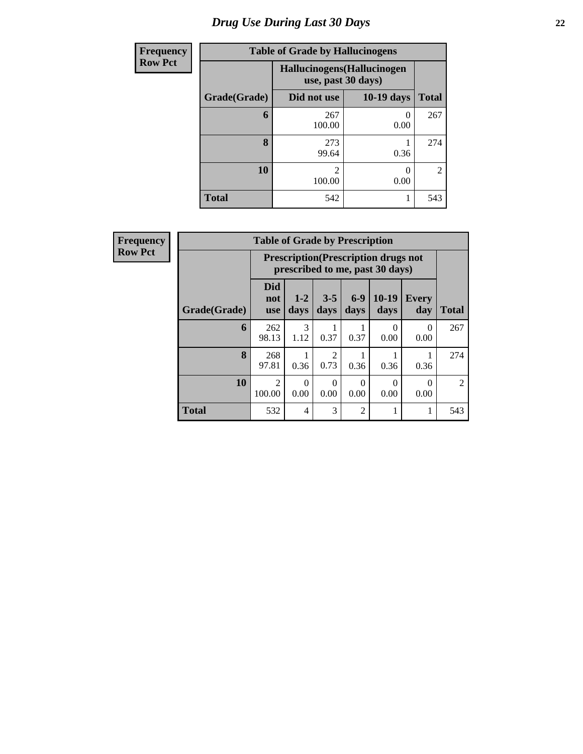# Drug Use During Last 30 Days

**Frequency**
**Row Pct**

| Table of Grade by Hallucinogens | | | |
|---|---|---|---|
| | Hallucinogens(Hallucinogen use, past 30 days) | | |
| Grade(Grade) | Did not use | 10-19 days | Total |
| **6** | 267<br>100.00 | 0<br>0.00 | 267 |
| **8** | 273<br>99.64 | 1<br>0.36 | 274 |
| **10** | 2<br>100.00 | 0<br>0.00 | 2 |
| **Total** | 542 | 1 | 543 |

**Frequency**
**Row Pct**

| Table of Grade by Prescription | | | | | | | |
|---|---|---|---|---|---|---|---|
| | Prescription(Prescription drugs not prescribed to me, past 30 days) | | | | | | |
| Grade(Grade) | Did not use | 1-2 days | 3-5 days | 6-9 days | 10-19 days | Every day | Total |
| **6** | 262<br>98.13 | 3<br>1.12 | 1<br>0.37 | 1<br>0.37 | 0<br>0.00 | 0<br>0.00 | 267 |
| **8** | 268<br>97.81 | 1<br>0.36 | 2<br>0.73 | 1<br>0.36 | 1<br>0.36 | 1<br>0.36 | 274 |
| **10** | 2<br>100.00 | 0<br>0.00 | 0<br>0.00 | 0<br>0.00 | 0<br>0.00 | 0<br>0.00 | 2 |
| **Total** | 532 | 4 | 3 | 2 | 1 | 1 | 543 |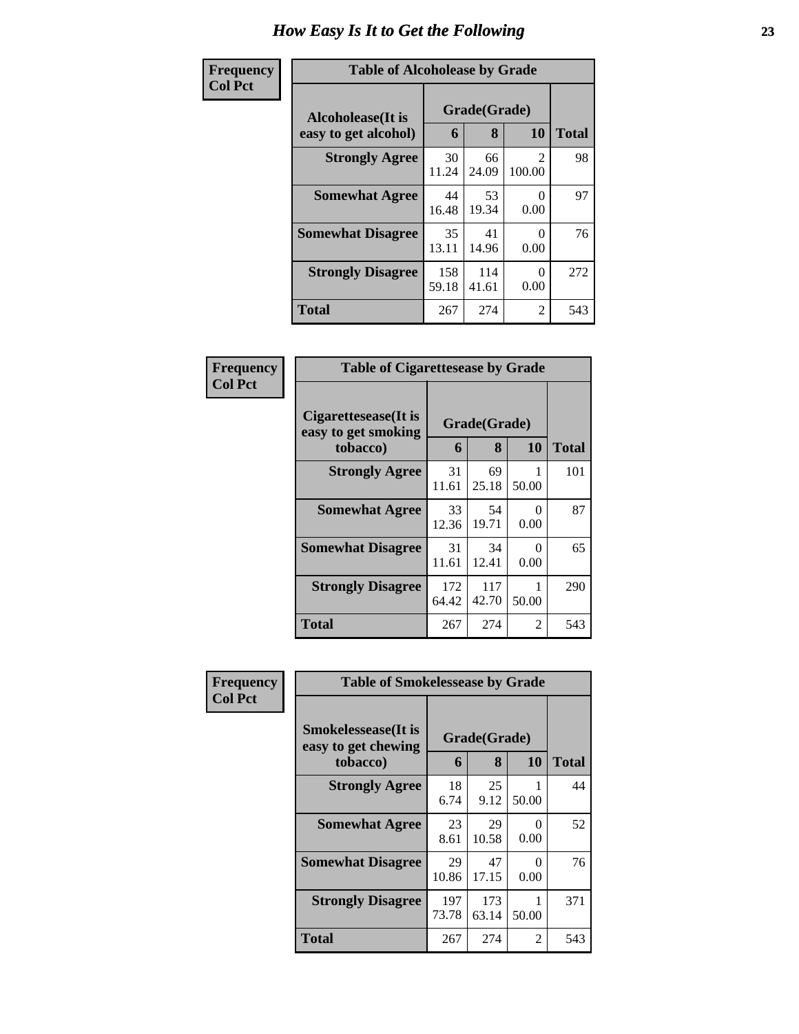# How Easy Is It to Get the Following

**Frequency**
**Col Pct**

**Table of Alcoholease by Grade**

| Alcoholease(It is easy to get alcohol) | Grade(Grade) | | | Total |
|---|---|---|---|---|
| | 6 | 8 | 10 | |
| **Strongly Agree** | 30<br>11.24 | 66<br>24.09 | 2<br>100.00 | 98 |
| **Somewhat Agree** | 44<br>16.48 | 53<br>19.34 | 0<br>0.00 | 97 |
| **Somewhat Disagree** | 35<br>13.11 | 41<br>14.96 | 0<br>0.00 | 76 |
| **Strongly Disagree** | 158<br>59.18 | 114<br>41.61 | 0<br>0.00 | 272 |
| **Total** | 267 | 274 | 2 | 543 |

**Frequency**
**Col Pct**

**Table of Cigarettesease by Grade**

| Cigarettesease(It is easy to get smoking tobacco) | Grade(Grade) | | | Total |
|---|---|---|---|---|
| | 6 | 8 | 10 | |
| **Strongly Agree** | 31<br>11.61 | 69<br>25.18 | 1<br>50.00 | 101 |
| **Somewhat Agree** | 33<br>12.36 | 54<br>19.71 | 0<br>0.00 | 87 |
| **Somewhat Disagree** | 31<br>11.61 | 34<br>12.41 | 0<br>0.00 | 65 |
| **Strongly Disagree** | 172<br>64.42 | 117<br>42.70 | 1<br>50.00 | 290 |
| **Total** | 267 | 274 | 2 | 543 |

**Frequency**
**Col Pct**

**Table of Smokelessease by Grade**

| Smokelessease(It is easy to get chewing tobacco) | Grade(Grade) | | | Total |
|---|---|---|---|---|
| | 6 | 8 | 10 | |
| **Strongly Agree** | 18<br>6.74 | 25<br>9.12 | 1<br>50.00 | 44 |
| **Somewhat Agree** | 23<br>8.61 | 29<br>10.58 | 0<br>0.00 | 52 |
| **Somewhat Disagree** | 29<br>10.86 | 47<br>17.15 | 0<br>0.00 | 76 |
| **Strongly Disagree** | 197<br>73.78 | 173<br>63.14 | 1<br>50.00 | 371 |
| **Total** | 267 | 274 | 2 | 543 |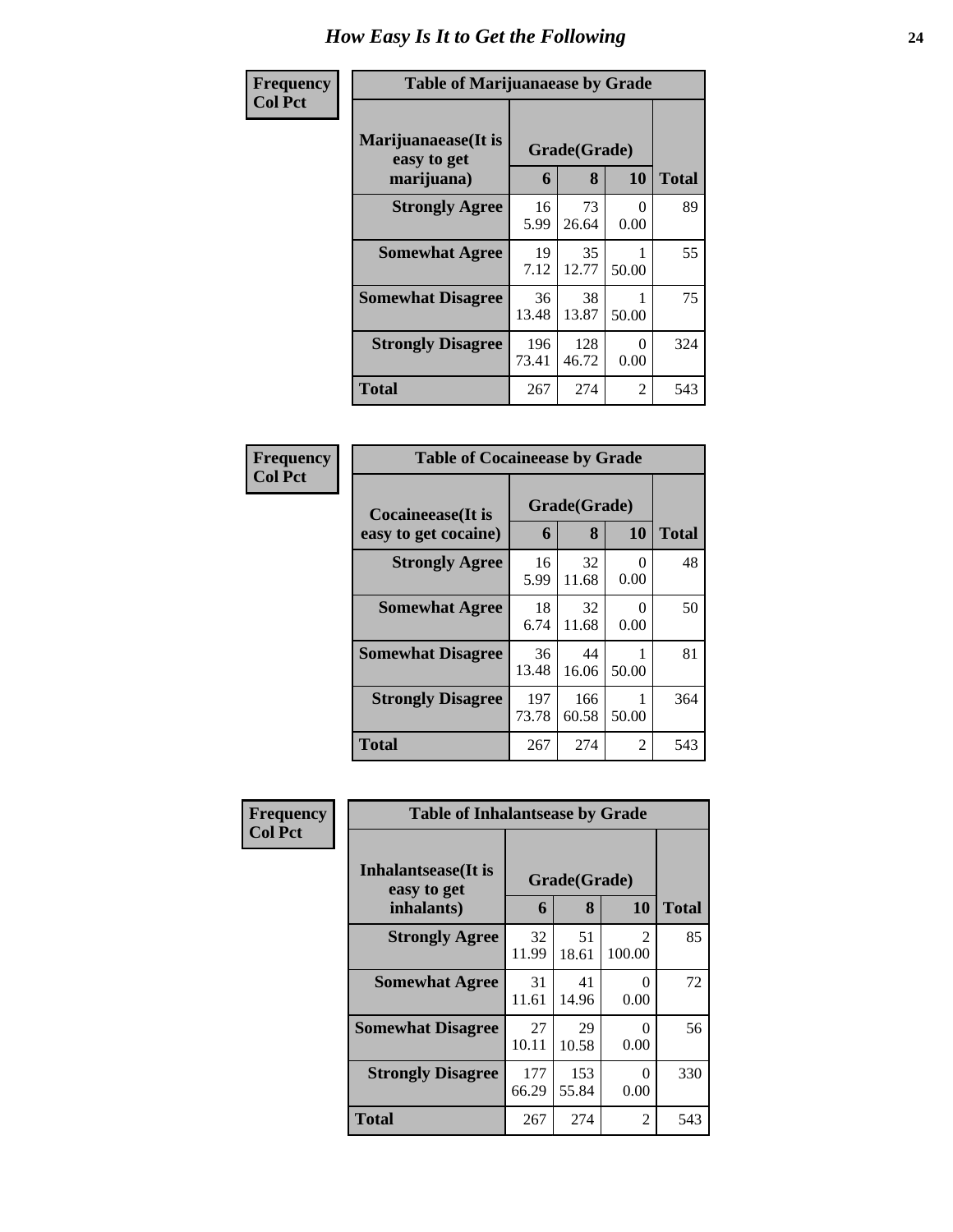# How Easy Is It to Get the Following

**Frequency**
**Col Pct**

**Table of Marijuanaease by Grade**

| Marijuanaease(It is easy to get marijuana) | Grade(Grade) | | | Total |
|---|---|---|---|---|
| | 6 | 8 | 10 | |
| **Strongly Agree** | 16<br>5.99 | 73<br>26.64 | 0<br>0.00 | 89 |
| **Somewhat Agree** | 19<br>7.12 | 35<br>12.77 | 1<br>50.00 | 55 |
| **Somewhat Disagree** | 36<br>13.48 | 38<br>13.87 | 1<br>50.00 | 75 |
| **Strongly Disagree** | 196<br>73.41 | 128<br>46.72 | 0<br>0.00 | 324 |
| **Total** | 267 | 274 | 2 | 543 |

**Frequency**
**Col Pct**

**Table of Cocaineease by Grade**

| Cocaineease(It is easy to get cocaine) | Grade(Grade) | | | Total |
|---|---|---|---|---|
| | 6 | 8 | 10 | |
| **Strongly Agree** | 16<br>5.99 | 32<br>11.68 | 0<br>0.00 | 48 |
| **Somewhat Agree** | 18<br>6.74 | 32<br>11.68 | 0<br>0.00 | 50 |
| **Somewhat Disagree** | 36<br>13.48 | 44<br>16.06 | 1<br>50.00 | 81 |
| **Strongly Disagree** | 197<br>73.78 | 166<br>60.58 | 1<br>50.00 | 364 |
| **Total** | 267 | 274 | 2 | 543 |

**Frequency**
**Col Pct**

**Table of Inhalantsease by Grade**

| Inhalantsease(It is easy to get inhalants) | Grade(Grade) | | | Total |
|---|---|---|---|---|
| | 6 | 8 | 10 | |
| **Strongly Agree** | 32<br>11.99 | 51<br>18.61 | 2<br>100.00 | 85 |
| **Somewhat Agree** | 31<br>11.61 | 41<br>14.96 | 0<br>0.00 | 72 |
| **Somewhat Disagree** | 27<br>10.11 | 29<br>10.58 | 0<br>0.00 | 56 |
| **Strongly Disagree** | 177<br>66.29 | 153<br>55.84 | 0<br>0.00 | 330 |
| **Total** | 267 | 274 | 2 | 543 |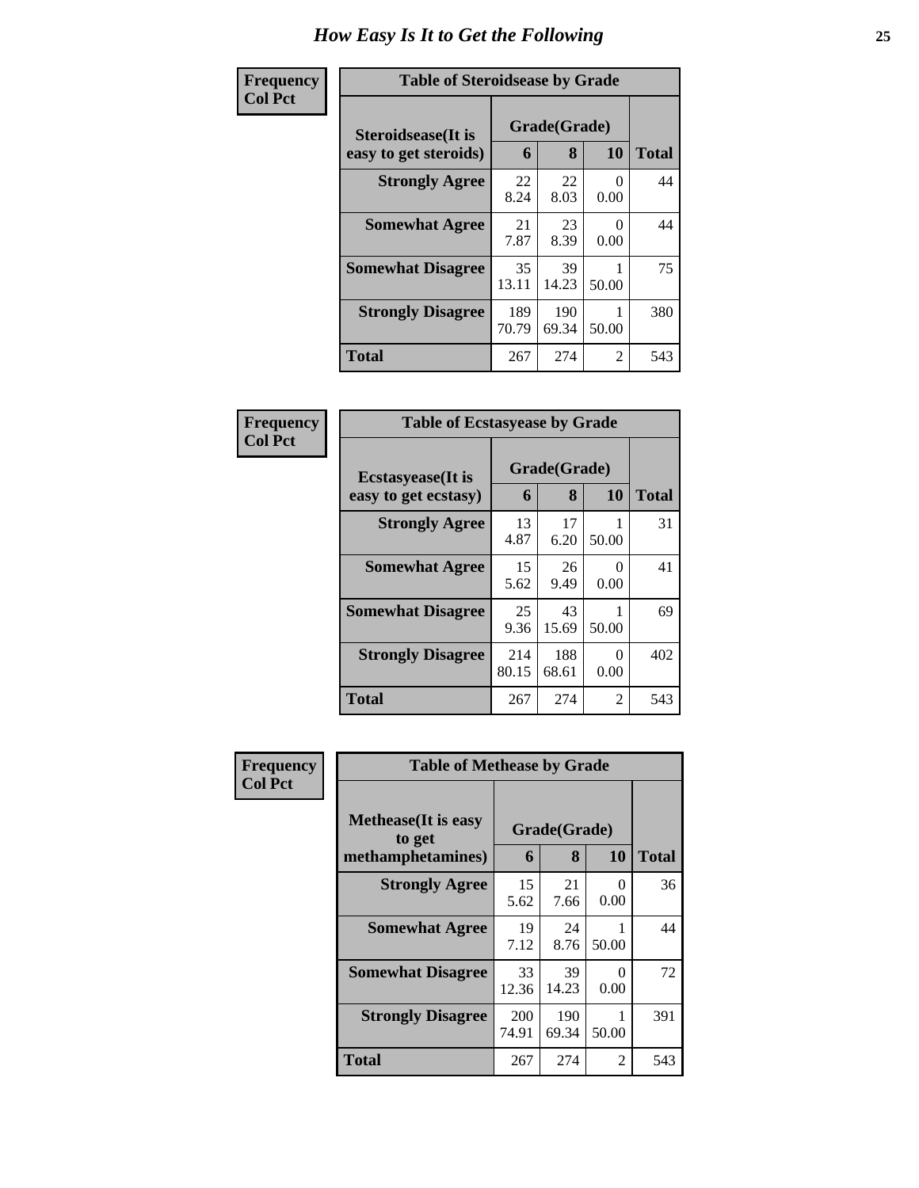# How Easy Is It to Get the Following

**Frequency**
**Col Pct**

**Table of Steroidsease by Grade**

| Steroidsease(It is easy to get steroids) | Grade(Grade) | | | Total |
|---|---|---|---|---|
| | 6 | 8 | 10 | |
| **Strongly Agree** | 22<br>8.24 | 22<br>8.03 | 0<br>0.00 | 44 |
| **Somewhat Agree** | 21<br>7.87 | 23<br>8.39 | 0<br>0.00 | 44 |
| **Somewhat Disagree** | 35<br>13.11 | 39<br>14.23 | 1<br>50.00 | 75 |
| **Strongly Disagree** | 189<br>70.79 | 190<br>69.34 | 1<br>50.00 | 380 |
| **Total** | 267 | 274 | 2 | 543 |

**Frequency**
**Col Pct**

**Table of Ecstasyease by Grade**

| Ecstasyease(It is easy to get ecstasy) | Grade(Grade) | | | Total |
|---|---|---|---|---|
| | 6 | 8 | 10 | |
| **Strongly Agree** | 13<br>4.87 | 17<br>6.20 | 1<br>50.00 | 31 |
| **Somewhat Agree** | 15<br>5.62 | 26<br>9.49 | 0<br>0.00 | 41 |
| **Somewhat Disagree** | 25<br>9.36 | 43<br>15.69 | 1<br>50.00 | 69 |
| **Strongly Disagree** | 214<br>80.15 | 188<br>68.61 | 0<br>0.00 | 402 |
| **Total** | 267 | 274 | 2 | 543 |

**Frequency**
**Col Pct**

**Table of Methease by Grade**

| Methease(It is easy to get methamphetamines) | Grade(Grade) | | | Total |
|---|---|---|---|---|
| | 6 | 8 | 10 | |
| **Strongly Agree** | 15<br>5.62 | 21<br>7.66 | 0<br>0.00 | 36 |
| **Somewhat Agree** | 19<br>7.12 | 24<br>8.76 | 1<br>50.00 | 44 |
| **Somewhat Disagree** | 33<br>12.36 | 39<br>14.23 | 0<br>0.00 | 72 |
| **Strongly Disagree** | 200<br>74.91 | 190<br>69.34 | 1<br>50.00 | 391 |
| **Total** | 267 | 274 | 2 | 543 |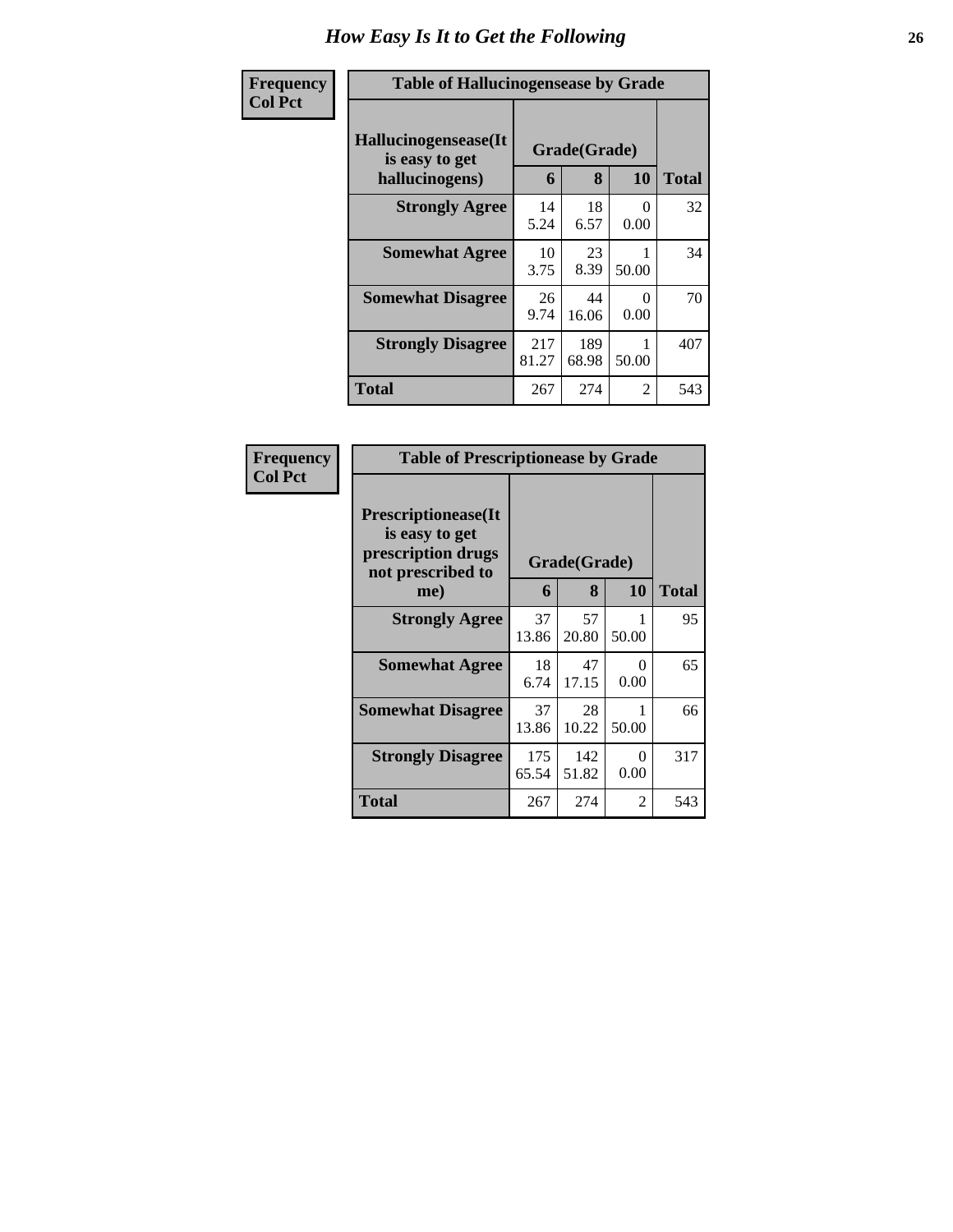# How Easy Is It to Get the Following

| Frequency<br>Col Pct | | | | |
|---|---|---|---|---|

**Table of Hallucinogensease by Grade**

| Hallucinogensease(It is easy to get hallucinogens) | Grade(Grade) 6 | 8 | 10 | Total |
|---|---|---|---|---|
| Strongly Agree | 14<br>5.24 | 18<br>6.57 | 0<br>0.00 | 32 |
| Somewhat Agree | 10<br>3.75 | 23<br>8.39 | 1<br>50.00 | 34 |
| Somewhat Disagree | 26<br>9.74 | 44<br>16.06 | 0<br>0.00 | 70 |
| Strongly Disagree | 217<br>81.27 | 189<br>68.98 | 1<br>50.00 | 407 |
| Total | 267 | 274 | 2 | 543 |

| Frequency<br>Col Pct | | | | |
|---|---|---|---|---|

**Table of Prescriptionease by Grade**

| Prescriptionease(It is easy to get prescription drugs not prescribed to me) | Grade(Grade) 6 | 8 | 10 | Total |
|---|---|---|---|---|
| Strongly Agree | 37<br>13.86 | 57<br>20.80 | 1<br>50.00 | 95 |
| Somewhat Agree | 18<br>6.74 | 47<br>17.15 | 0<br>0.00 | 65 |
| Somewhat Disagree | 37<br>13.86 | 28<br>10.22 | 1<br>50.00 | 66 |
| Strongly Disagree | 175<br>65.54 | 142<br>51.82 | 0<br>0.00 | 317 |
| Total | 267 | 274 | 2 | 543 |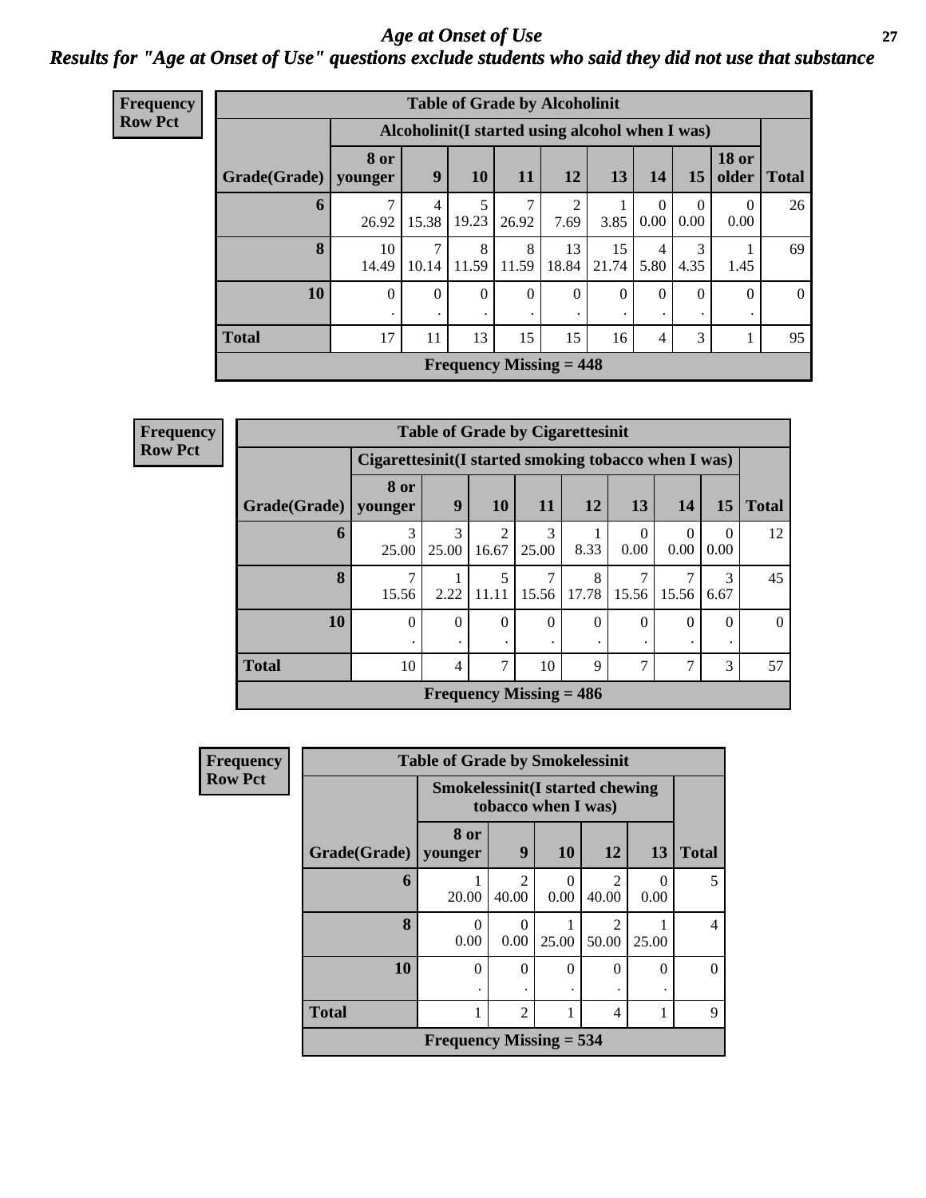# *Age at Onset of Use*

## *Results for "Age at Onset of Use" questions exclude students who said they did not use that substance*

**Frequency**
**Row Pct**

**Table of Grade by Alcoholinit**

| Grade(Grade) | Alcoholinit(I started using alcohol when I was) | | | | | | | | | Total |
|---|---|---|---|---|---|---|---|---|---|---|
| | 8 or younger | 9 | 10 | 11 | 12 | 13 | 14 | 15 | 18 or older | |
| 6 | 7<br>26.92 | 4<br>15.38 | 5<br>19.23 | 7<br>26.92 | 2<br>7.69 | 1<br>3.85 | 0<br>0.00 | 0<br>0.00 | 0<br>0.00 | 26 |
| 8 | 10<br>14.49 | 7<br>10.14 | 8<br>11.59 | 8<br>11.59 | 13<br>18.84 | 15<br>21.74 | 4<br>5.80 | 3<br>4.35 | 1<br>1.45 | 69 |
| 10 | 0<br>. | 0<br>. | 0<br>. | 0<br>. | 0<br>. | 0<br>. | 0<br>. | 0<br>. | 0<br>. | 0 |
| Total | 17 | 11 | 13 | 15 | 15 | 16 | 4 | 3 | 1 | 95 |

**Frequency Missing = 448**

**Frequency**
**Row Pct**

**Table of Grade by Cigarettesinit**

| Grade(Grade) | Cigarettesinit(I started smoking tobacco when I was) | | | | | | | | Total |
|---|---|---|---|---|---|---|---|---|---|
| | 8 or younger | 9 | 10 | 11 | 12 | 13 | 14 | 15 | |
| 6 | 3<br>25.00 | 3<br>25.00 | 2<br>16.67 | 3<br>25.00 | 1<br>8.33 | 0<br>0.00 | 0<br>0.00 | 0<br>0.00 | 12 |
| 8 | 7<br>15.56 | 1<br>2.22 | 5<br>11.11 | 7<br>15.56 | 8<br>17.78 | 7<br>15.56 | 7<br>15.56 | 3<br>6.67 | 45 |
| 10 | 0<br>. | 0<br>. | 0<br>. | 0<br>. | 0<br>. | 0<br>. | 0<br>. | 0<br>. | 0 |
| Total | 10 | 4 | 7 | 10 | 9 | 7 | 7 | 3 | 57 |

**Frequency Missing = 486**

**Frequency**
**Row Pct**

**Table of Grade by Smokelessinit**

| Grade(Grade) | Smokelessinit(I started chewing tobacco when I was) | | | | | Total |
|---|---|---|---|---|---|---|
| | 8 or younger | 9 | 10 | 12 | 13 | |
| 6 | 1<br>20.00 | 2<br>40.00 | 0<br>0.00 | 2<br>40.00 | 0<br>0.00 | 5 |
| 8 | 0<br>0.00 | 0<br>0.00 | 1<br>25.00 | 2<br>50.00 | 1<br>25.00 | 4 |
| 10 | 0<br>. | 0<br>. | 0<br>. | 0<br>. | 0<br>. | 0 |
| Total | 1 | 2 | 1 | 4 | 1 | 9 |

**Frequency Missing = 534**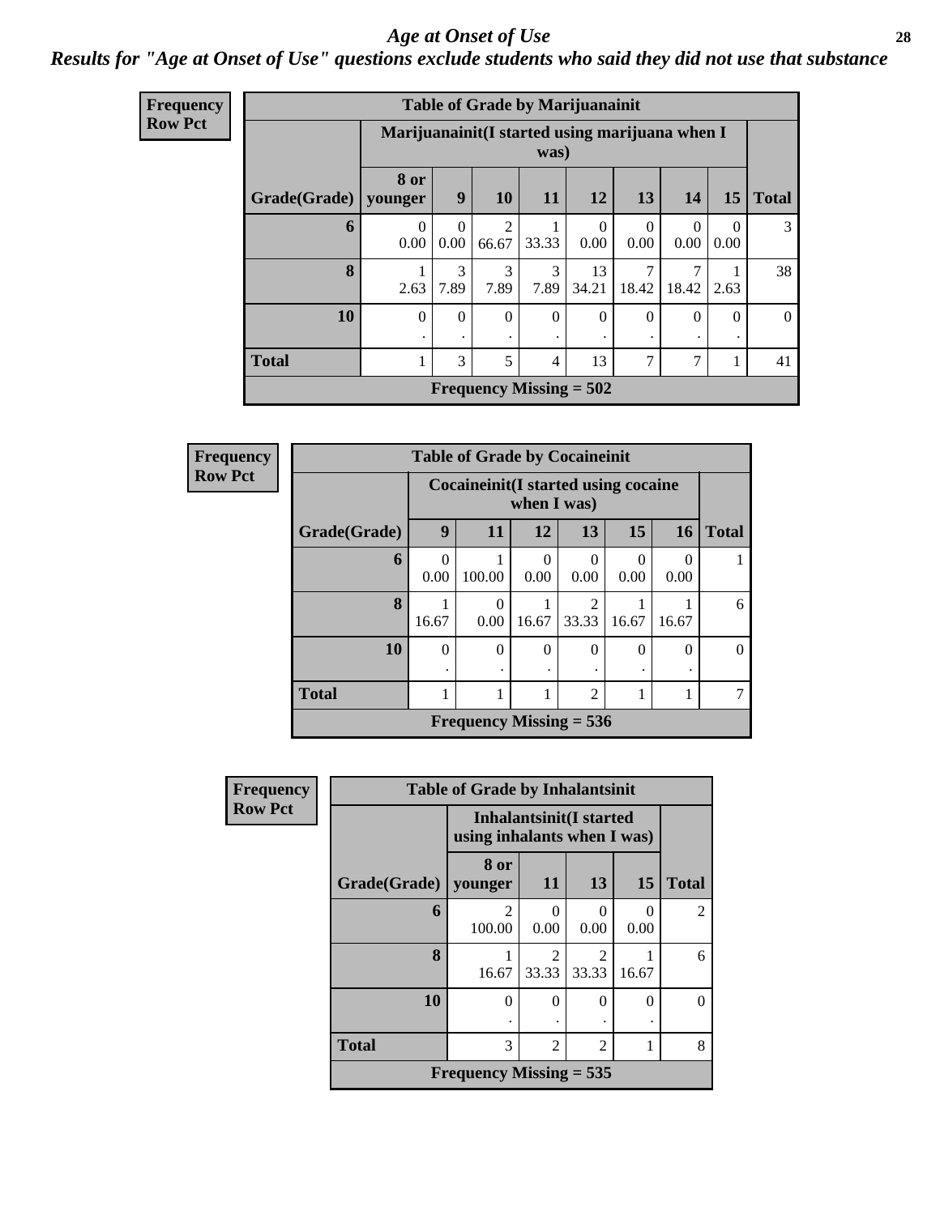# Age at Onset of Use

## Results for "Age at Onset of Use" questions exclude students who said they did not use that substance

**Frequency / Row Pct**

| Table of Grade by Marijuanainit | | | | | | | | | |
|---|---|---|---|---|---|---|---|---|---|
| | Marijuanainit(I started using marijuana when I was) | | | | | | | | |
| Grade(Grade) | 8 or younger | 9 | 10 | 11 | 12 | 13 | 14 | 15 | Total |
| 6 | 0<br>0.00 | 0<br>0.00 | 2<br>66.67 | 1<br>33.33 | 0<br>0.00 | 0<br>0.00 | 0<br>0.00 | 0<br>0.00 | 3 |
| 8 | 1<br>2.63 | 3<br>7.89 | 3<br>7.89 | 3<br>7.89 | 13<br>34.21 | 7<br>18.42 | 7<br>18.42 | 1<br>2.63 | 38 |
| 10 | 0<br>. | 0<br>. | 0<br>. | 0<br>. | 0<br>. | 0<br>. | 0<br>. | 0<br>. | 0 |
| Total | 1 | 3 | 5 | 4 | 13 | 7 | 7 | 1 | 41 |
| Frequency Missing = 502 | | | | | | | | | |

**Frequency / Row Pct**

| Table of Grade by Cocaineinit | | | | | | | |
|---|---|---|---|---|---|---|---|
| | Cocaineinit(I started using cocaine when I was) | | | | | | |
| Grade(Grade) | 9 | 11 | 12 | 13 | 15 | 16 | Total |
| 6 | 0<br>0.00 | 1<br>100.00 | 0<br>0.00 | 0<br>0.00 | 0<br>0.00 | 0<br>0.00 | 1 |
| 8 | 1<br>16.67 | 0<br>0.00 | 1<br>16.67 | 2<br>33.33 | 1<br>16.67 | 1<br>16.67 | 6 |
| 10 | 0<br>. | 0<br>. | 0<br>. | 0<br>. | 0<br>. | 0<br>. | 0 |
| Total | 1 | 1 | 1 | 2 | 1 | 1 | 7 |
| Frequency Missing = 536 | | | | | | | |

**Frequency / Row Pct**

| Table of Grade by Inhalantsinit | | | | | |
|---|---|---|---|---|---|
| | Inhalantsinit(I started using inhalants when I was) | | | | |
| Grade(Grade) | 8 or younger | 11 | 13 | 15 | Total |
| 6 | 2<br>100.00 | 0<br>0.00 | 0<br>0.00 | 0<br>0.00 | 2 |
| 8 | 1<br>16.67 | 2<br>33.33 | 2<br>33.33 | 1<br>16.67 | 6 |
| 10 | 0<br>. | 0<br>. | 0<br>. | 0<br>. | 0 |
| Total | 3 | 2 | 2 | 1 | 8 |
| Frequency Missing = 535 | | | | | |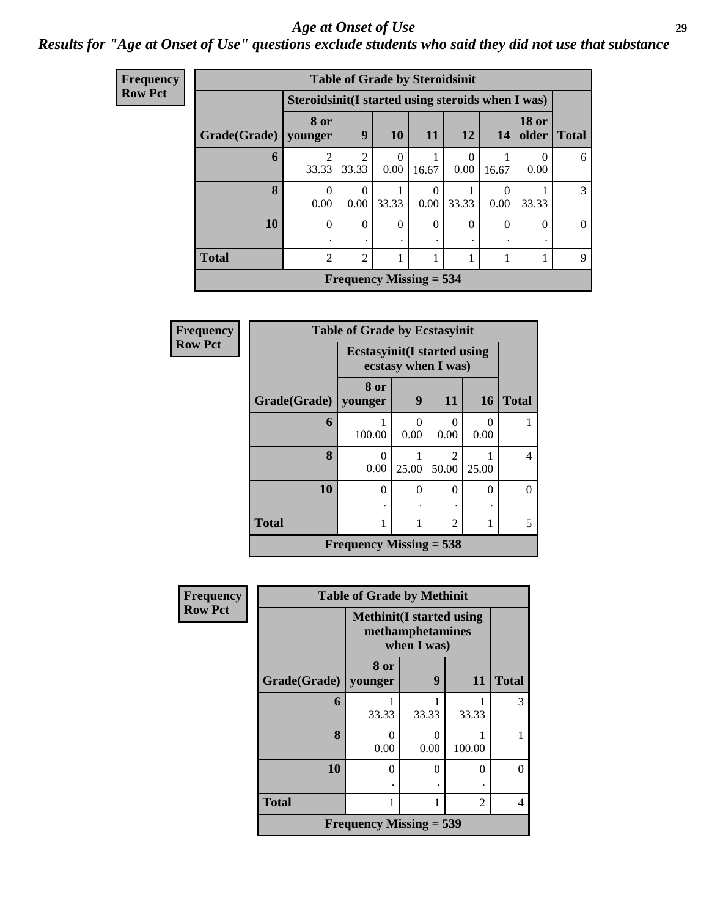# Age at Onset of Use

## Results for "Age at Onset of Use" questions exclude students who said they did not use that substance

**Frequency**
**Row Pct**

**Table of Grade by Steroidsinit**

| Grade(Grade) | Steroidsinit(I started using steroids when I was) | | | | | | | Total |
|---|---|---|---|---|---|---|---|---|
| | 8 or younger | 9 | 10 | 11 | 12 | 14 | 18 or older | |
| 6 | 2<br>33.33 | 2<br>33.33 | 0<br>0.00 | 1<br>16.67 | 0<br>0.00 | 1<br>16.67 | 0<br>0.00 | 6 |
| 8 | 0<br>0.00 | 0<br>0.00 | 1<br>33.33 | 0<br>0.00 | 1<br>33.33 | 0<br>0.00 | 1<br>33.33 | 3 |
| 10 | 0<br>. | 0<br>. | 0<br>. | 0<br>. | 0<br>. | 0<br>. | 0<br>. | 0 |
| Total | 2 | 2 | 1 | 1 | 1 | 1 | 1 | 9 |

**Frequency Missing = 534**

**Frequency**
**Row Pct**

**Table of Grade by Ecstasyinit**

| Grade(Grade) | Ecstasyinit(I started using ecstasy when I was) | | | | Total |
|---|---|---|---|---|---|
| | 8 or younger | 9 | 11 | 16 | |
| 6 | 1<br>100.00 | 0<br>0.00 | 0<br>0.00 | 0<br>0.00 | 1 |
| 8 | 0<br>0.00 | 1<br>25.00 | 2<br>50.00 | 1<br>25.00 | 4 |
| 10 | 0<br>. | 0<br>. | 0<br>. | 0<br>. | 0 |
| Total | 1 | 1 | 2 | 1 | 5 |

**Frequency Missing = 538**

**Frequency**
**Row Pct**

**Table of Grade by Methinit**

| Grade(Grade) | Methinit(I started using methamphetamines when I was) | | | Total |
|---|---|---|---|---|
| | 8 or younger | 9 | 11 | |
| 6 | 1<br>33.33 | 1<br>33.33 | 1<br>33.33 | 3 |
| 8 | 0<br>0.00 | 0<br>0.00 | 1<br>100.00 | 1 |
| 10 | 0<br>. | 0<br>. | 0<br>. | 0 |
| Total | 1 | 1 | 2 | 4 |

**Frequency Missing = 539**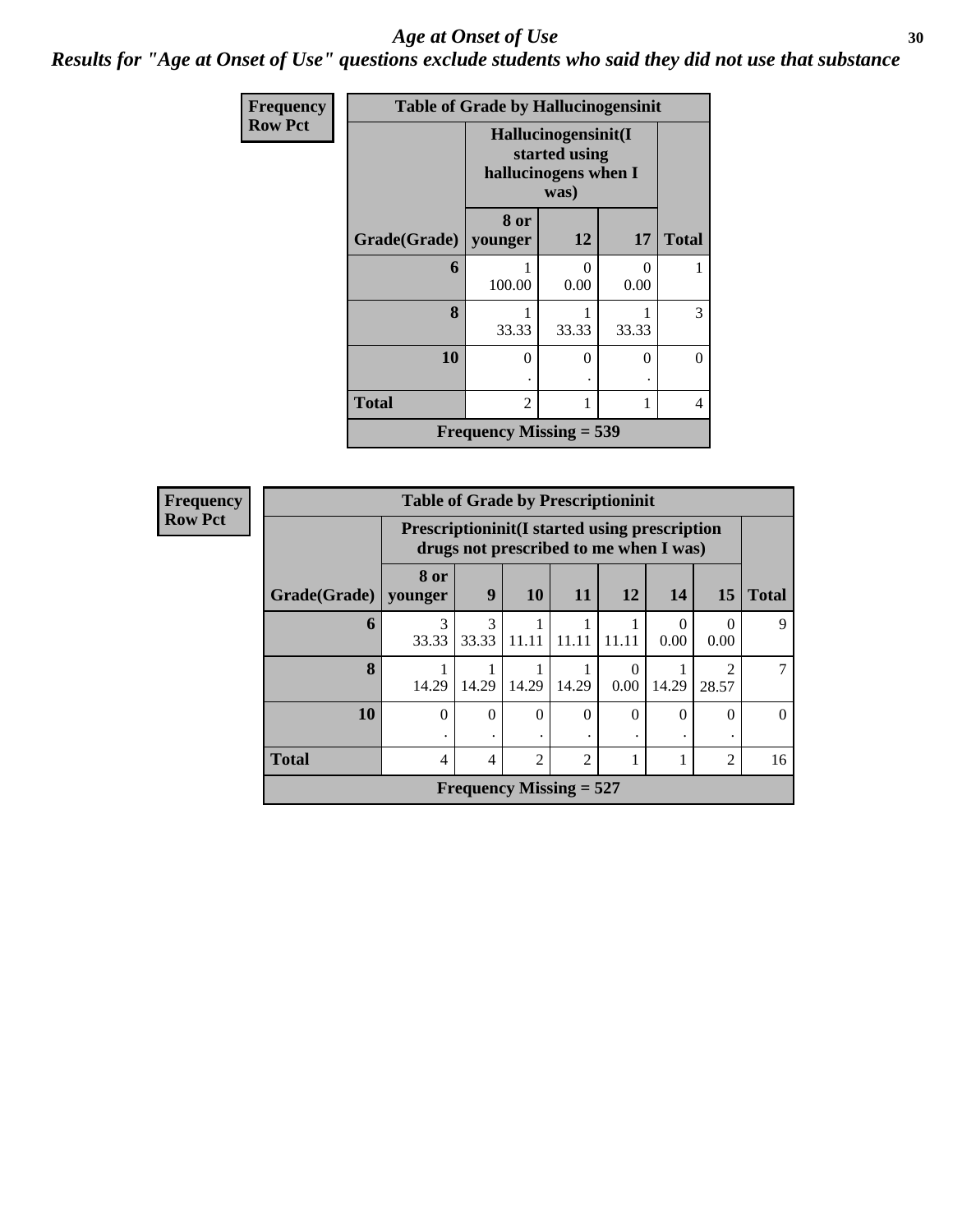# Age at Onset of Use

*Results for "Age at Onset of Use" questions exclude students who said they did not use that substance*

**Frequency**
**Row Pct**

| Table of Grade by Hallucinogensinit | | | | |
|---|---|---|---|---|
| | Hallucinogensinit(I started using hallucinogens when I was) | | | |
| Grade(Grade) | 8 or younger | 12 | 17 | Total |
| 6 | 1<br>100.00 | 0<br>0.00 | 0<br>0.00 | 1 |
| 8 | 1<br>33.33 | 1<br>33.33 | 1<br>33.33 | 3 |
| 10 | 0<br>. | 0<br>. | 0<br>. | 0 |
| Total | 2 | 1 | 1 | 4 |
| Frequency Missing = 539 | | | | |

**Frequency**
**Row Pct**

| Table of Grade by Prescriptioninit | | | | | | | | |
|---|---|---|---|---|---|---|---|---|
| | Prescriptioninit(I started using prescription drugs not prescribed to me when I was) | | | | | | | |
| Grade(Grade) | 8 or younger | 9 | 10 | 11 | 12 | 14 | 15 | Total |
| 6 | 3<br>33.33 | 3<br>33.33 | 1<br>11.11 | 1<br>11.11 | 1<br>11.11 | 0<br>0.00 | 0<br>0.00 | 9 |
| 8 | 1<br>14.29 | 1<br>14.29 | 1<br>14.29 | 1<br>14.29 | 0<br>0.00 | 1<br>14.29 | 2<br>28.57 | 7 |
| 10 | 0<br>. | 0<br>. | 0<br>. | 0<br>. | 0<br>. | 0<br>. | 0<br>. | 0 |
| Total | 4 | 4 | 2 | 2 | 1 | 1 | 2 | 16 |
| Frequency Missing = 527 | | | | | | | | |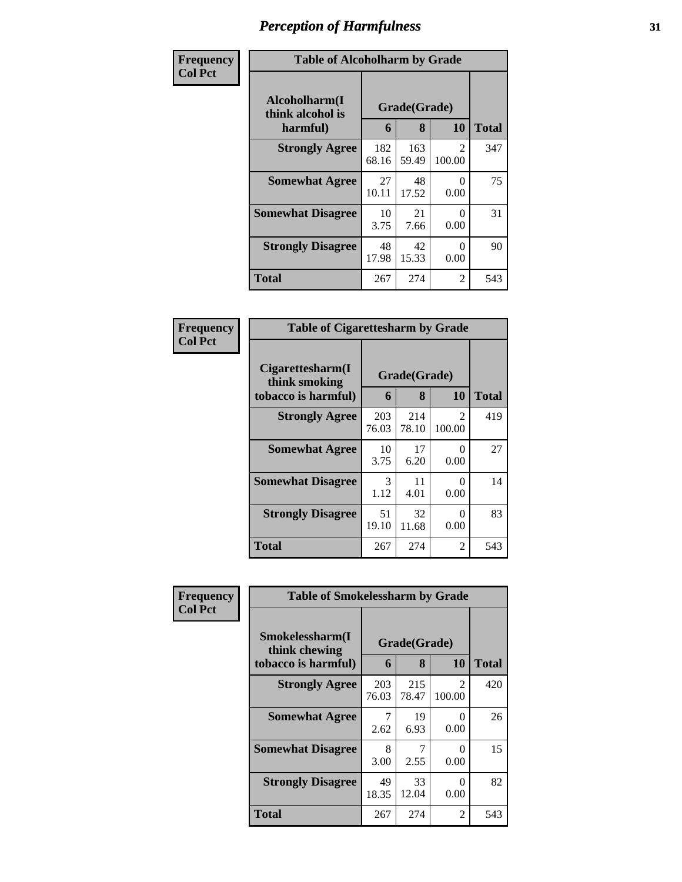# Perception of Harmfulness

| Frequency<br>Col Pct | Table of Alcoholharm by Grade | | | |
|---|---|---|---|---|
| Alcoholharm(I think alcohol is harmful) | Grade(Grade) | | | Total |
| | 6 | 8 | 10 | |
| Strongly Agree | 182<br>68.16 | 163<br>59.49 | 2<br>100.00 | 347 |
| Somewhat Agree | 27<br>10.11 | 48<br>17.52 | 0<br>0.00 | 75 |
| Somewhat Disagree | 10<br>3.75 | 21<br>7.66 | 0<br>0.00 | 31 |
| Strongly Disagree | 48<br>17.98 | 42<br>15.33 | 0<br>0.00 | 90 |
| Total | 267 | 274 | 2 | 543 |

| Frequency<br>Col Pct | Table of Cigarettesharm by Grade | | | |
|---|---|---|---|---|
| Cigarettesharm(I think smoking tobacco is harmful) | Grade(Grade) | | | Total |
| | 6 | 8 | 10 | |
| Strongly Agree | 203<br>76.03 | 214<br>78.10 | 2<br>100.00 | 419 |
| Somewhat Agree | 10<br>3.75 | 17<br>6.20 | 0<br>0.00 | 27 |
| Somewhat Disagree | 3<br>1.12 | 11<br>4.01 | 0<br>0.00 | 14 |
| Strongly Disagree | 51<br>19.10 | 32<br>11.68 | 0<br>0.00 | 83 |
| Total | 267 | 274 | 2 | 543 |

| Frequency<br>Col Pct | Table of Smokelessharm by Grade | | | |
|---|---|---|---|---|
| Smokelessharm(I think chewing tobacco is harmful) | Grade(Grade) | | | Total |
| | 6 | 8 | 10 | |
| Strongly Agree | 203<br>76.03 | 215<br>78.47 | 2<br>100.00 | 420 |
| Somewhat Agree | 7<br>2.62 | 19<br>6.93 | 0<br>0.00 | 26 |
| Somewhat Disagree | 8<br>3.00 | 7<br>2.55 | 0<br>0.00 | 15 |
| Strongly Disagree | 49<br>18.35 | 33<br>12.04 | 0<br>0.00 | 82 |
| Total | 267 | 274 | 2 | 543 |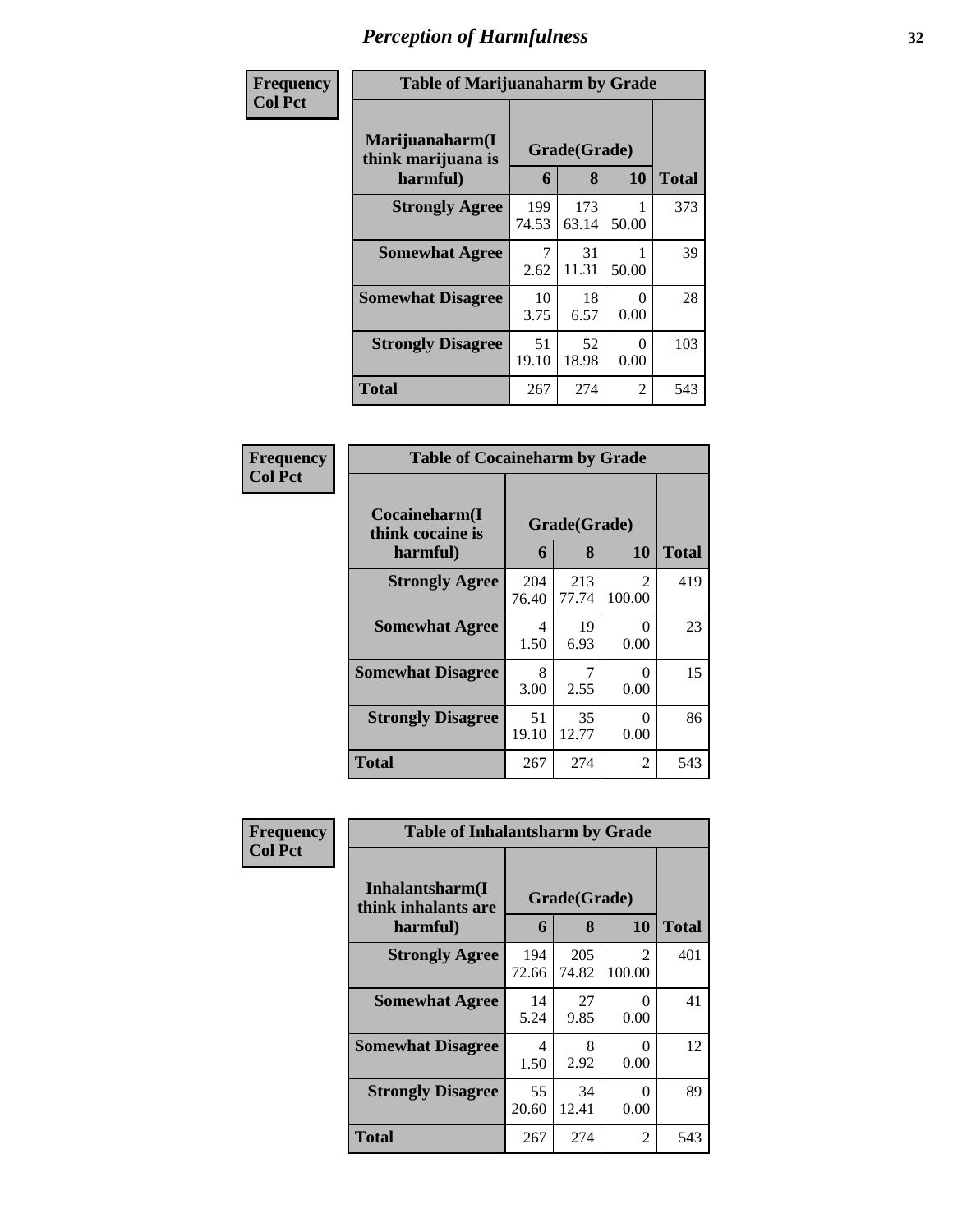# Perception of Harmfulness

**Frequency**
**Col Pct**

**Table of Marijuanaharm by Grade**

| Marijuanaharm(I think marijuana is harmful) | Grade(Grade) | | | Total |
|---|---|---|---|---|
| | 6 | 8 | 10 | |
| **Strongly Agree** | 199<br>74.53 | 173<br>63.14 | 1<br>50.00 | 373 |
| **Somewhat Agree** | 7<br>2.62 | 31<br>11.31 | 1<br>50.00 | 39 |
| **Somewhat Disagree** | 10<br>3.75 | 18<br>6.57 | 0<br>0.00 | 28 |
| **Strongly Disagree** | 51<br>19.10 | 52<br>18.98 | 0<br>0.00 | 103 |
| **Total** | 267 | 274 | 2 | 543 |

**Frequency**
**Col Pct**

**Table of Cocaineharm by Grade**

| Cocaineharm(I think cocaine is harmful) | Grade(Grade) | | | Total |
|---|---|---|---|---|
| | 6 | 8 | 10 | |
| **Strongly Agree** | 204<br>76.40 | 213<br>77.74 | 2<br>100.00 | 419 |
| **Somewhat Agree** | 4<br>1.50 | 19<br>6.93 | 0<br>0.00 | 23 |
| **Somewhat Disagree** | 8<br>3.00 | 7<br>2.55 | 0<br>0.00 | 15 |
| **Strongly Disagree** | 51<br>19.10 | 35<br>12.77 | 0<br>0.00 | 86 |
| **Total** | 267 | 274 | 2 | 543 |

**Frequency**
**Col Pct**

**Table of Inhalantsharm by Grade**

| Inhalantsharm(I think inhalants are harmful) | Grade(Grade) | | | Total |
|---|---|---|---|---|
| | 6 | 8 | 10 | |
| **Strongly Agree** | 194<br>72.66 | 205<br>74.82 | 2<br>100.00 | 401 |
| **Somewhat Agree** | 14<br>5.24 | 27<br>9.85 | 0<br>0.00 | 41 |
| **Somewhat Disagree** | 4<br>1.50 | 8<br>2.92 | 0<br>0.00 | 12 |
| **Strongly Disagree** | 55<br>20.60 | 34<br>12.41 | 0<br>0.00 | 89 |
| **Total** | 267 | 274 | 2 | 543 |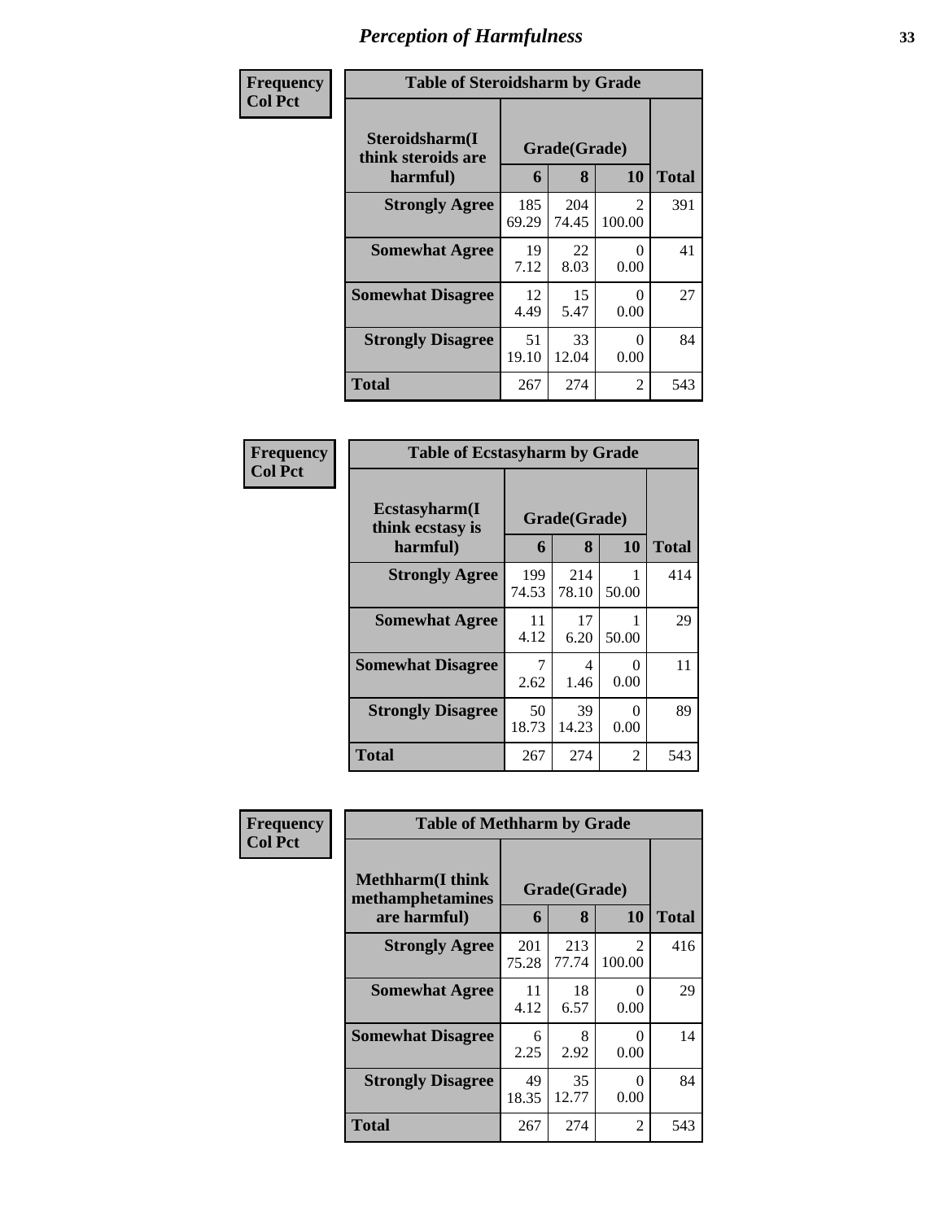# Perception of Harmfulness

**Frequency**
**Col Pct**

**Table of Steroidsharm by Grade**

| Steroidsharm(I think steroids are harmful) | Grade(Grade) | | | Total |
|---|---|---|---|---|
| | 6 | 8 | 10 | |
| **Strongly Agree** | 185<br>69.29 | 204<br>74.45 | 2<br>100.00 | 391 |
| **Somewhat Agree** | 19<br>7.12 | 22<br>8.03 | 0<br>0.00 | 41 |
| **Somewhat Disagree** | 12<br>4.49 | 15<br>5.47 | 0<br>0.00 | 27 |
| **Strongly Disagree** | 51<br>19.10 | 33<br>12.04 | 0<br>0.00 | 84 |
| **Total** | 267 | 274 | 2 | 543 |

**Frequency**
**Col Pct**

**Table of Ecstasyharm by Grade**

| Ecstasyharm(I think ecstasy is harmful) | Grade(Grade) | | | Total |
|---|---|---|---|---|
| | 6 | 8 | 10 | |
| **Strongly Agree** | 199<br>74.53 | 214<br>78.10 | 1<br>50.00 | 414 |
| **Somewhat Agree** | 11<br>4.12 | 17<br>6.20 | 1<br>50.00 | 29 |
| **Somewhat Disagree** | 7<br>2.62 | 4<br>1.46 | 0<br>0.00 | 11 |
| **Strongly Disagree** | 50<br>18.73 | 39<br>14.23 | 0<br>0.00 | 89 |
| **Total** | 267 | 274 | 2 | 543 |

**Frequency**
**Col Pct**

**Table of Methharm by Grade**

| Methharm(I think methamphetamines are harmful) | Grade(Grade) | | | Total |
|---|---|---|---|---|
| | 6 | 8 | 10 | |
| **Strongly Agree** | 201<br>75.28 | 213<br>77.74 | 2<br>100.00 | 416 |
| **Somewhat Agree** | 11<br>4.12 | 18<br>6.57 | 0<br>0.00 | 29 |
| **Somewhat Disagree** | 6<br>2.25 | 8<br>2.92 | 0<br>0.00 | 14 |
| **Strongly Disagree** | 49<br>18.35 | 35<br>12.77 | 0<br>0.00 | 84 |
| **Total** | 267 | 274 | 2 | 543 |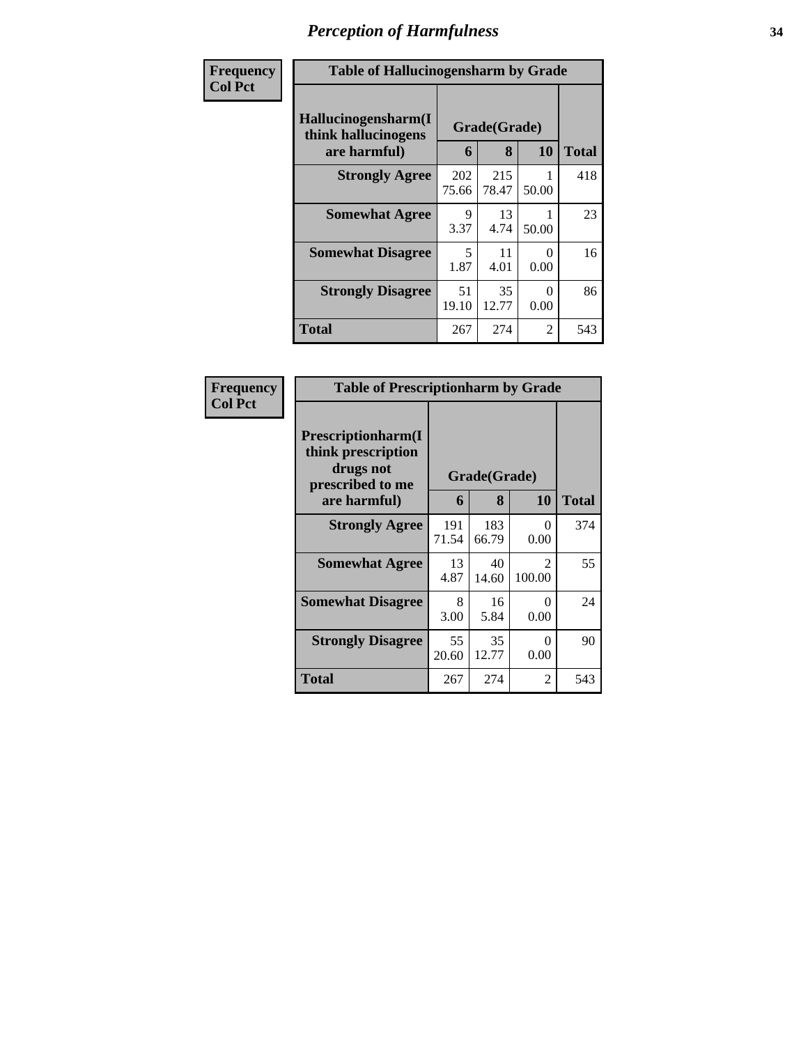## Perception of Harmfulness

**Frequency**
**Col Pct**

| Table of Hallucinogensharm by Grade | | | | |
|---|---|---|---|---|
| **Hallucinogensharm(I think hallucinogens are harmful)** | **Grade(Grade)** | | | **Total** |
| | **6** | **8** | **10** | |
| **Strongly Agree** | 202<br>75.66 | 215<br>78.47 | 1<br>50.00 | 418 |
| **Somewhat Agree** | 9<br>3.37 | 13<br>4.74 | 1<br>50.00 | 23 |
| **Somewhat Disagree** | 5<br>1.87 | 11<br>4.01 | 0<br>0.00 | 16 |
| **Strongly Disagree** | 51<br>19.10 | 35<br>12.77 | 0<br>0.00 | 86 |
| **Total** | 267 | 274 | 2 | 543 |

**Frequency**
**Col Pct**

| Table of Prescriptionharm by Grade | | | | |
|---|---|---|---|---|
| **Prescriptionharm(I think prescription drugs not prescribed to me are harmful)** | **Grade(Grade)** | | | **Total** |
| | **6** | **8** | **10** | |
| **Strongly Agree** | 191<br>71.54 | 183<br>66.79 | 0<br>0.00 | 374 |
| **Somewhat Agree** | 13<br>4.87 | 40<br>14.60 | 2<br>100.00 | 55 |
| **Somewhat Disagree** | 8<br>3.00 | 16<br>5.84 | 0<br>0.00 | 24 |
| **Strongly Disagree** | 55<br>20.60 | 35<br>12.77 | 0<br>0.00 | 90 |
| **Total** | 267 | 274 | 2 | 543 |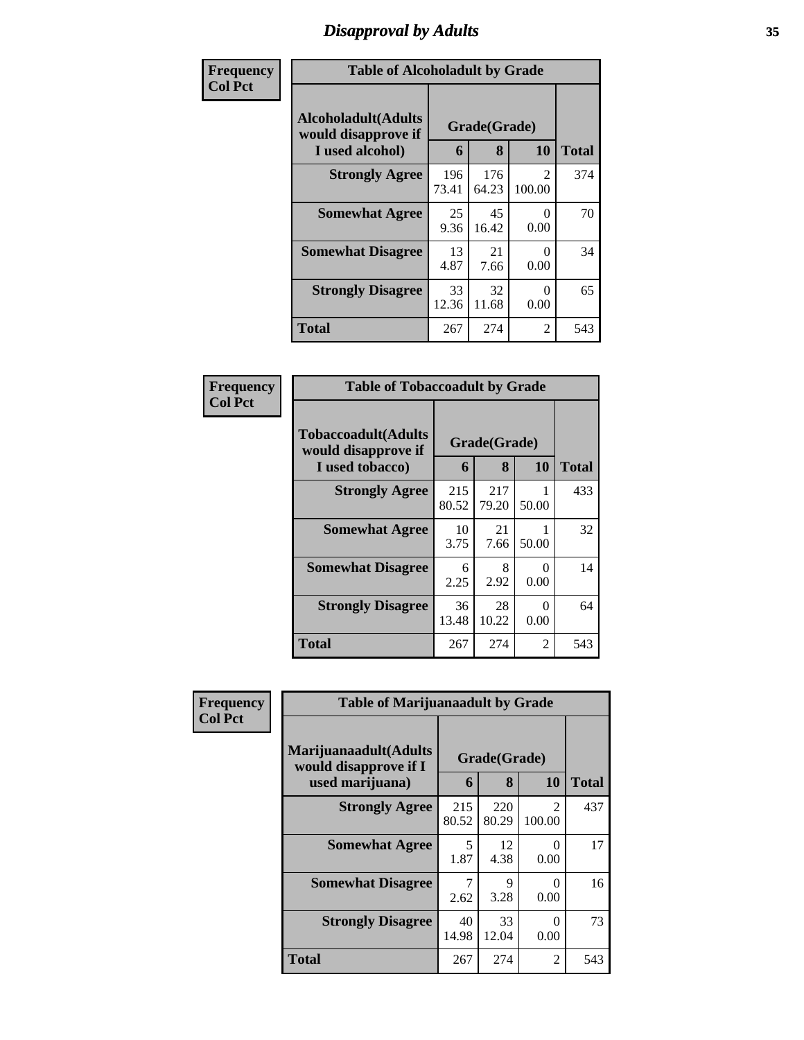# Disapproval by Adults

**Frequency**
**Col Pct**

| Table of Alcoholadult by Grade | | | | |
|---|---|---|---|---|
| Alcoholadult(Adults would disapprove if I used alcohol) | Grade(Grade) | | | Total |
| | 6 | 8 | 10 | |
| **Strongly Agree** | 196<br>73.41 | 176<br>64.23 | 2<br>100.00 | 374 |
| **Somewhat Agree** | 25<br>9.36 | 45<br>16.42 | 0<br>0.00 | 70 |
| **Somewhat Disagree** | 13<br>4.87 | 21<br>7.66 | 0<br>0.00 | 34 |
| **Strongly Disagree** | 33<br>12.36 | 32<br>11.68 | 0<br>0.00 | 65 |
| **Total** | 267 | 274 | 2 | 543 |

**Frequency**
**Col Pct**

| Table of Tobaccoadult by Grade | | | | |
|---|---|---|---|---|
| Tobaccoadult(Adults would disapprove if I used tobacco) | Grade(Grade) | | | Total |
| | 6 | 8 | 10 | |
| **Strongly Agree** | 215<br>80.52 | 217<br>79.20 | 1<br>50.00 | 433 |
| **Somewhat Agree** | 10<br>3.75 | 21<br>7.66 | 1<br>50.00 | 32 |
| **Somewhat Disagree** | 6<br>2.25 | 8<br>2.92 | 0<br>0.00 | 14 |
| **Strongly Disagree** | 36<br>13.48 | 28<br>10.22 | 0<br>0.00 | 64 |
| **Total** | 267 | 274 | 2 | 543 |

**Frequency**
**Col Pct**

| Table of Marijuanaadult by Grade | | | | |
|---|---|---|---|---|
| Marijuanaadult(Adults would disapprove if I used marijuana) | Grade(Grade) | | | Total |
| | 6 | 8 | 10 | |
| **Strongly Agree** | 215<br>80.52 | 220<br>80.29 | 2<br>100.00 | 437 |
| **Somewhat Agree** | 5<br>1.87 | 12<br>4.38 | 0<br>0.00 | 17 |
| **Somewhat Disagree** | 7<br>2.62 | 9<br>3.28 | 0<br>0.00 | 16 |
| **Strongly Disagree** | 40<br>14.98 | 33<br>12.04 | 0<br>0.00 | 73 |
| **Total** | 267 | 274 | 2 | 543 |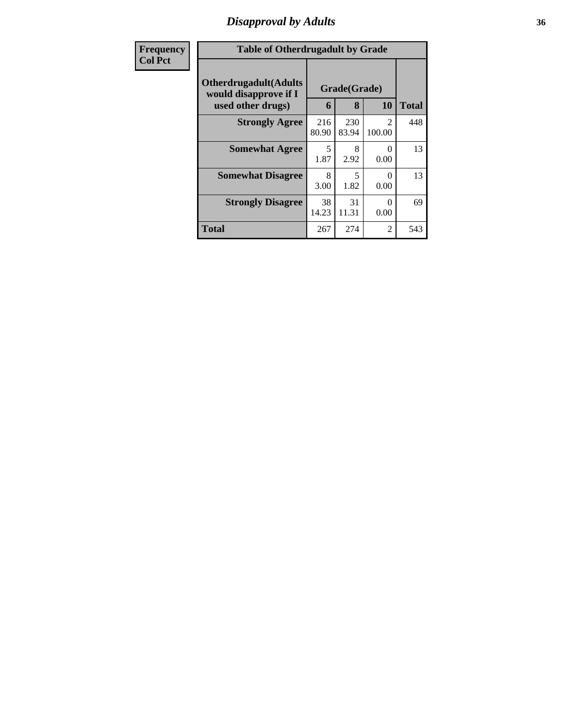## Disapproval by Adults

| Frequency<br>Col Pct | | | | |
|---|---|---|---|---|

**Table of Otherdrugadult by Grade**

| Otherdrugadult(Adults would disapprove if I used other drugs) | Grade(Grade) 6 | 8 | 10 | Total |
|---|---|---|---|---|
| **Strongly Agree** | 216<br>80.90 | 230<br>83.94 | 2<br>100.00 | 448 |
| **Somewhat Agree** | 5<br>1.87 | 8<br>2.92 | 0<br>0.00 | 13 |
| **Somewhat Disagree** | 8<br>3.00 | 5<br>1.82 | 0<br>0.00 | 13 |
| **Strongly Disagree** | 38<br>14.23 | 31<br>11.31 | 0<br>0.00 | 69 |
| **Total** | 267 | 274 | 2 | 543 |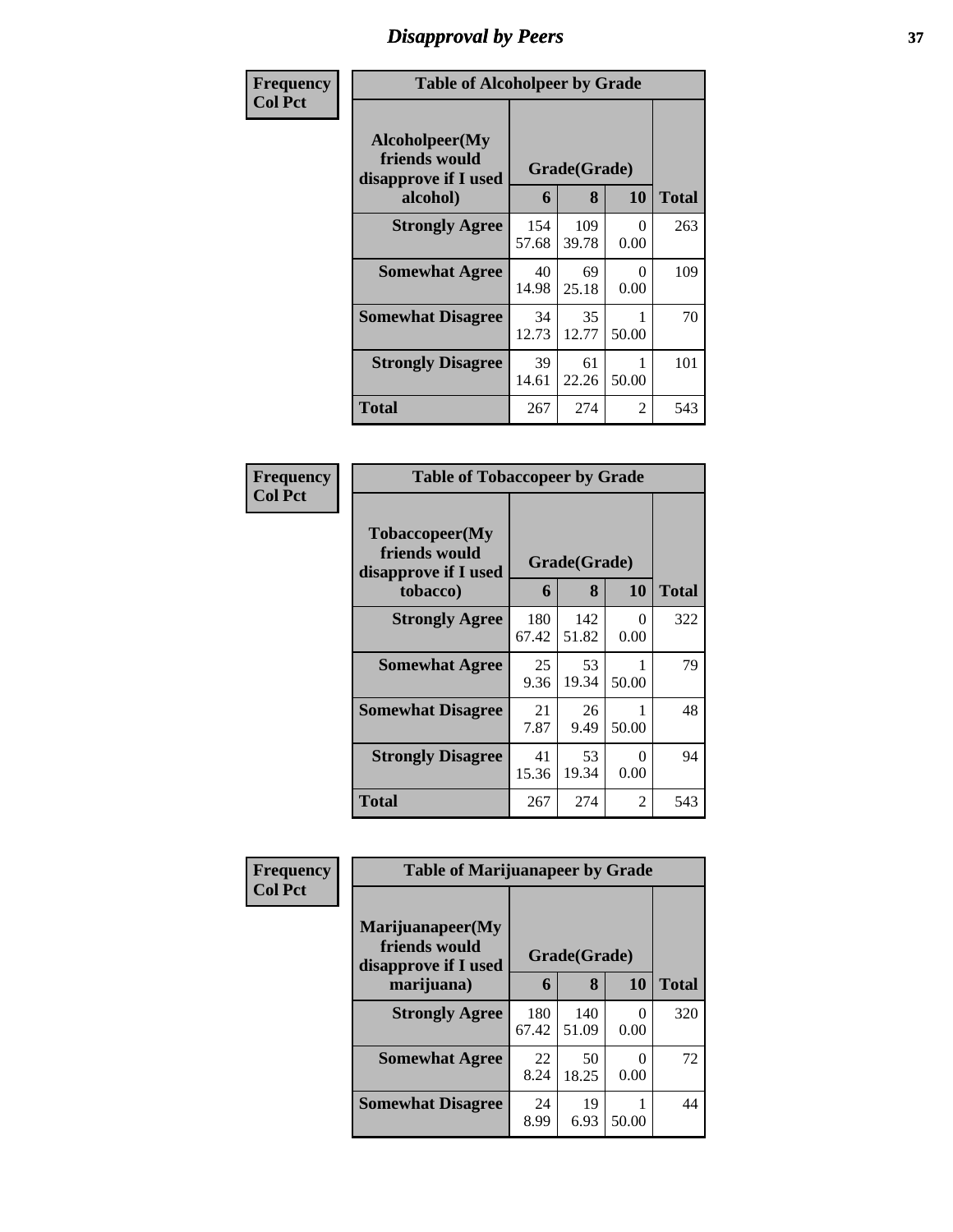# Disapproval by Peers

| Frequency Col Pct | Table of Alcoholpeer by Grade | | | |
|---|---|---|---|---|
| **Alcoholpeer(My friends would disapprove if I used alcohol)** | **Grade(Grade)** | | | **Total** |
| | **6** | **8** | **10** | |
| **Strongly Agree** | 154<br>57.68 | 109<br>39.78 | 0<br>0.00 | 263 |
| **Somewhat Agree** | 40<br>14.98 | 69<br>25.18 | 0<br>0.00 | 109 |
| **Somewhat Disagree** | 34<br>12.73 | 35<br>12.77 | 1<br>50.00 | 70 |
| **Strongly Disagree** | 39<br>14.61 | 61<br>22.26 | 1<br>50.00 | 101 |
| **Total** | 267 | 274 | 2 | 543 |

| Frequency Col Pct | Table of Tobaccopeer by Grade | | | |
|---|---|---|---|---|
| **Tobaccopeer(My friends would disapprove if I used tobacco)** | **Grade(Grade)** | | | **Total** |
| | **6** | **8** | **10** | |
| **Strongly Agree** | 180<br>67.42 | 142<br>51.82 | 0<br>0.00 | 322 |
| **Somewhat Agree** | 25<br>9.36 | 53<br>19.34 | 1<br>50.00 | 79 |
| **Somewhat Disagree** | 21<br>7.87 | 26<br>9.49 | 1<br>50.00 | 48 |
| **Strongly Disagree** | 41<br>15.36 | 53<br>19.34 | 0<br>0.00 | 94 |
| **Total** | 267 | 274 | 2 | 543 |

| Frequency Col Pct | Table of Marijuanapeer by Grade | | | |
|---|---|---|---|---|
| **Marijuanapeer(My friends would disapprove if I used marijuana)** | **Grade(Grade)** | | | **Total** |
| | **6** | **8** | **10** | |
| **Strongly Agree** | 180<br>67.42 | 140<br>51.09 | 0<br>0.00 | 320 |
| **Somewhat Agree** | 22<br>8.24 | 50<br>18.25 | 0<br>0.00 | 72 |
| **Somewhat Disagree** | 24<br>8.99 | 19<br>6.93 | 1<br>50.00 | 44 |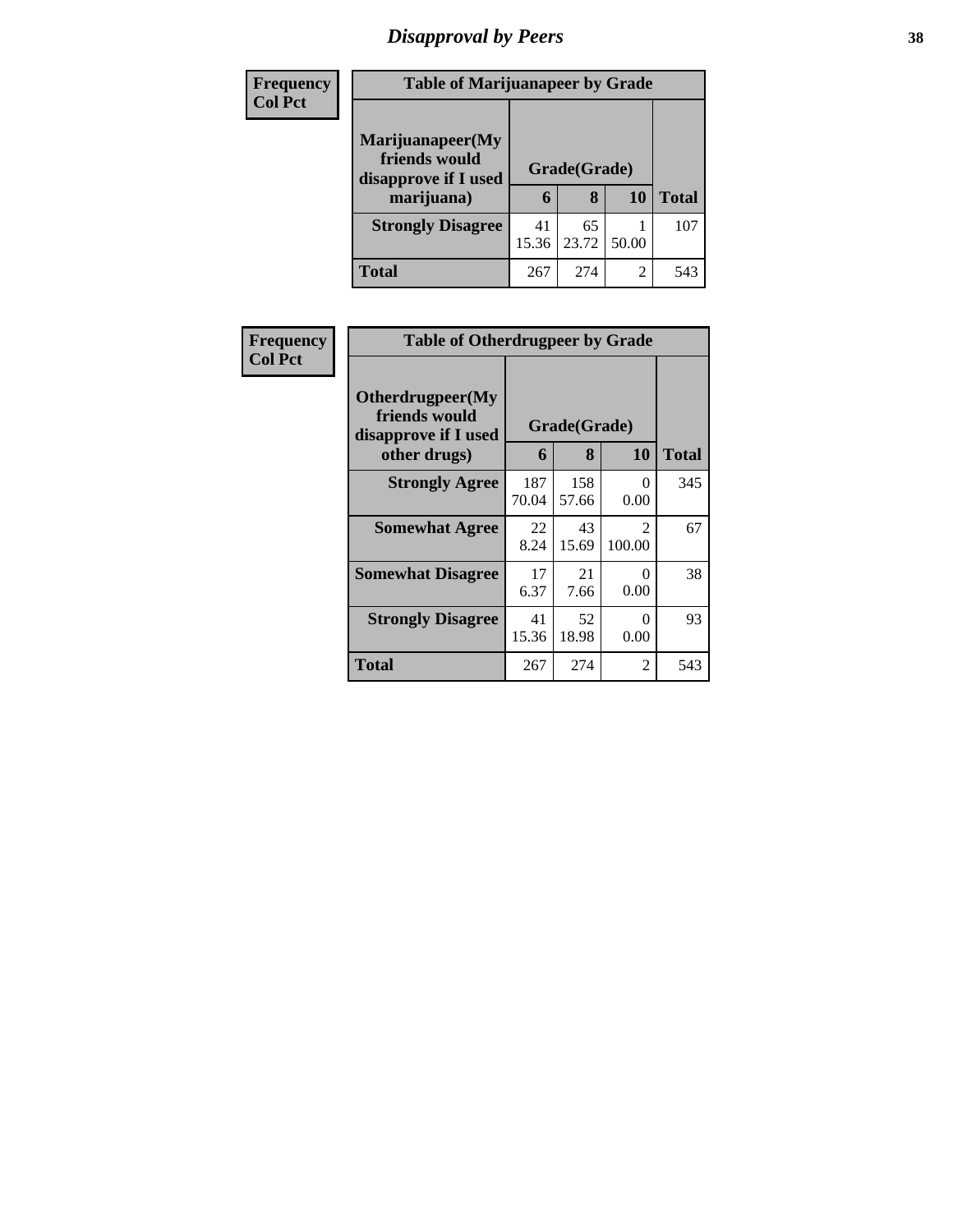# Disapproval by Peers

| Frequency Col Pct | Table of Marijuanapeer by Grade | | | |
|---|---|---|---|---|
| Marijuanapeer(My friends would disapprove if I used marijuana) | Grade(Grade) | | | Total |
| | 6 | 8 | 10 | |
| Strongly Disagree | 41<br>15.36 | 65<br>23.72 | 1<br>50.00 | 107 |
| Total | 267 | 274 | 2 | 543 |

| Frequency Col Pct | Table of Otherdrugpeer by Grade | | | |
|---|---|---|---|---|
| Otherdrugpeer(My friends would disapprove if I used other drugs) | Grade(Grade) | | | Total |
| | 6 | 8 | 10 | |
| Strongly Agree | 187<br>70.04 | 158<br>57.66 | 0<br>0.00 | 345 |
| Somewhat Agree | 22<br>8.24 | 43<br>15.69 | 2<br>100.00 | 67 |
| Somewhat Disagree | 17<br>6.37 | 21<br>7.66 | 0<br>0.00 | 38 |
| Strongly Disagree | 41<br>15.36 | 52<br>18.98 | 0<br>0.00 | 93 |
| Total | 267 | 274 | 2 | 543 |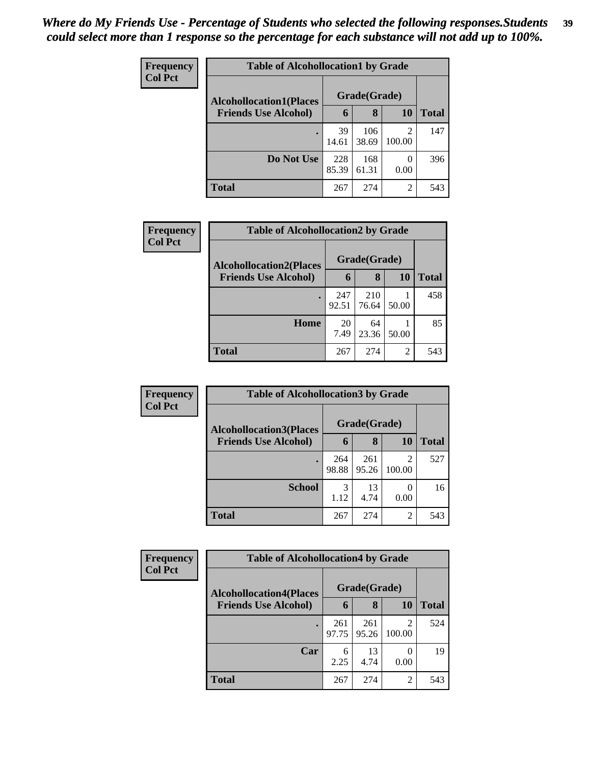*Where do My Friends Use - Percentage of Students who selected the following responses.Students could select more than 1 response so the percentage for each substance will not add up to 100%.*

Frequency
Col Pct

| Table of Alcohollocation1 by Grade | | | | |
|---|---|---|---|---|
| Alcohollocation1(Places Friends Use Alcohol) | Grade(Grade) | | | Total |
| | 6 | 8 | 10 | |
| . | 39<br>14.61 | 106<br>38.69 | 2<br>100.00 | 147 |
| Do Not Use | 228<br>85.39 | 168<br>61.31 | 0<br>0.00 | 396 |
| Total | 267 | 274 | 2 | 543 |

Frequency
Col Pct

| Table of Alcohollocation2 by Grade | | | | |
|---|---|---|---|---|
| Alcohollocation2(Places Friends Use Alcohol) | Grade(Grade) | | | Total |
| | 6 | 8 | 10 | |
| . | 247<br>92.51 | 210<br>76.64 | 1<br>50.00 | 458 |
| Home | 20<br>7.49 | 64<br>23.36 | 1<br>50.00 | 85 |
| Total | 267 | 274 | 2 | 543 |

Frequency
Col Pct

| Table of Alcohollocation3 by Grade | | | | |
|---|---|---|---|---|
| Alcohollocation3(Places Friends Use Alcohol) | Grade(Grade) | | | Total |
| | 6 | 8 | 10 | |
| . | 264<br>98.88 | 261<br>95.26 | 2<br>100.00 | 527 |
| School | 3<br>1.12 | 13<br>4.74 | 0<br>0.00 | 16 |
| Total | 267 | 274 | 2 | 543 |

Frequency
Col Pct

| Table of Alcohollocation4 by Grade | | | | |
|---|---|---|---|---|
| Alcohollocation4(Places Friends Use Alcohol) | Grade(Grade) | | | Total |
| | 6 | 8 | 10 | |
| . | 261<br>97.75 | 261<br>95.26 | 2<br>100.00 | 524 |
| Car | 6<br>2.25 | 13<br>4.74 | 0<br>0.00 | 19 |
| Total | 267 | 274 | 2 | 543 |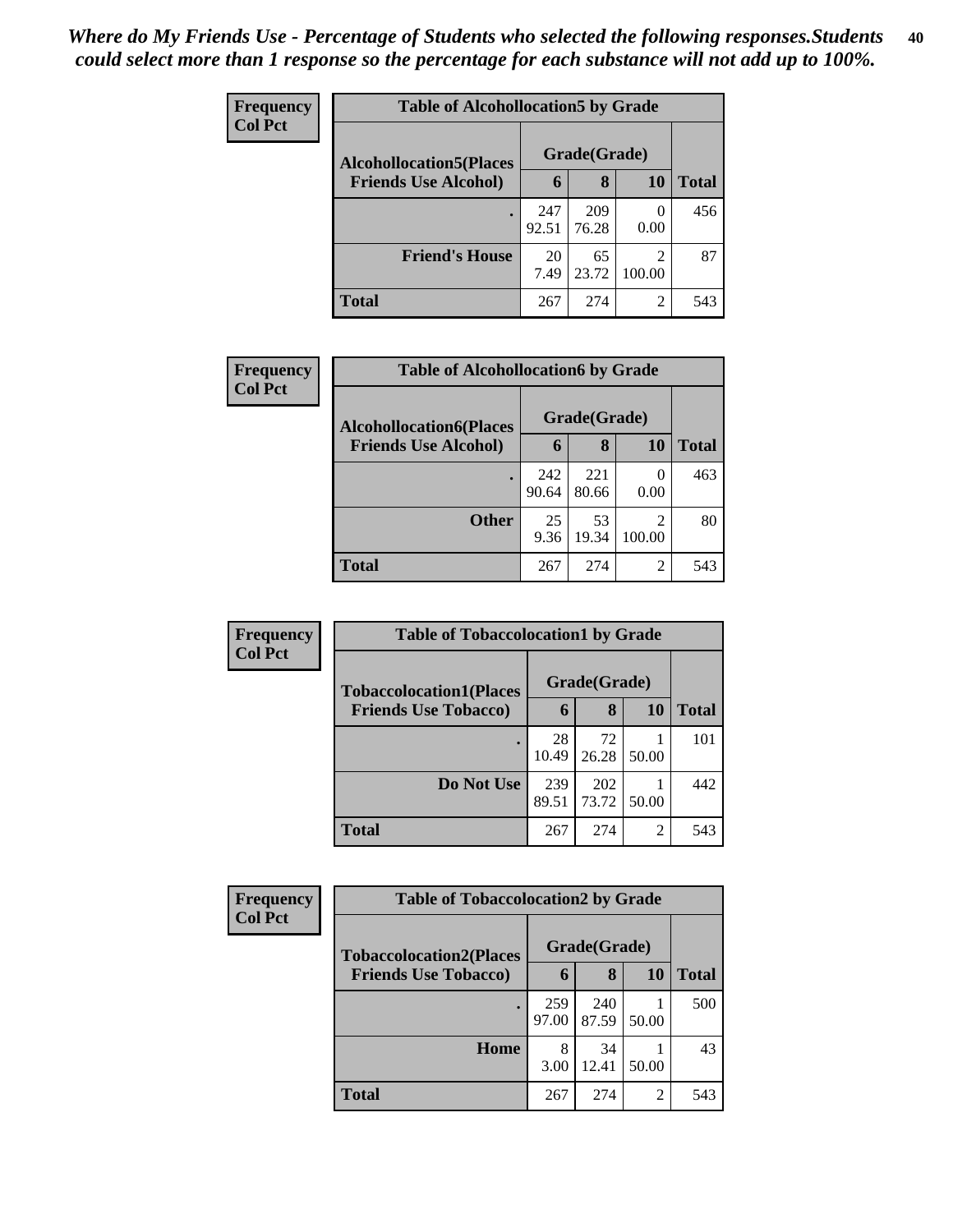*Where do My Friends Use - Percentage of Students who selected the following responses.Students could select more than 1 response so the percentage for each substance will not add up to 100%.*

**Frequency**
**Col Pct**

| Table of Alcohollocation5 by Grade | | | | |
|---|---|---|---|---|
| **Alcohollocation5(Places Friends Use Alcohol)** | **Grade(Grade)** | | | |
| | **6** | **8** | **10** | **Total** |
| **.** | 247<br>92.51 | 209<br>76.28 | 0<br>0.00 | 456 |
| **Friend's House** | 20<br>7.49 | 65<br>23.72 | 2<br>100.00 | 87 |
| **Total** | 267 | 274 | 2 | 543 |

**Frequency**
**Col Pct**

| Table of Alcohollocation6 by Grade | | | | |
|---|---|---|---|---|
| **Alcohollocation6(Places Friends Use Alcohol)** | **Grade(Grade)** | | | |
| | **6** | **8** | **10** | **Total** |
| **.** | 242<br>90.64 | 221<br>80.66 | 0<br>0.00 | 463 |
| **Other** | 25<br>9.36 | 53<br>19.34 | 2<br>100.00 | 80 |
| **Total** | 267 | 274 | 2 | 543 |

**Frequency**
**Col Pct**

| Table of Tobaccolocation1 by Grade | | | | |
|---|---|---|---|---|
| **Tobaccolocation1(Places Friends Use Tobacco)** | **Grade(Grade)** | | | |
| | **6** | **8** | **10** | **Total** |
| **.** | 28<br>10.49 | 72<br>26.28 | 1<br>50.00 | 101 |
| **Do Not Use** | 239<br>89.51 | 202<br>73.72 | 1<br>50.00 | 442 |
| **Total** | 267 | 274 | 2 | 543 |

**Frequency**
**Col Pct**

| Table of Tobaccolocation2 by Grade | | | | |
|---|---|---|---|---|
| **Tobaccolocation2(Places Friends Use Tobacco)** | **Grade(Grade)** | | | |
| | **6** | **8** | **10** | **Total** |
| **.** | 259<br>97.00 | 240<br>87.59 | 1<br>50.00 | 500 |
| **Home** | 8<br>3.00 | 34<br>12.41 | 1<br>50.00 | 43 |
| **Total** | 267 | 274 | 2 | 543 |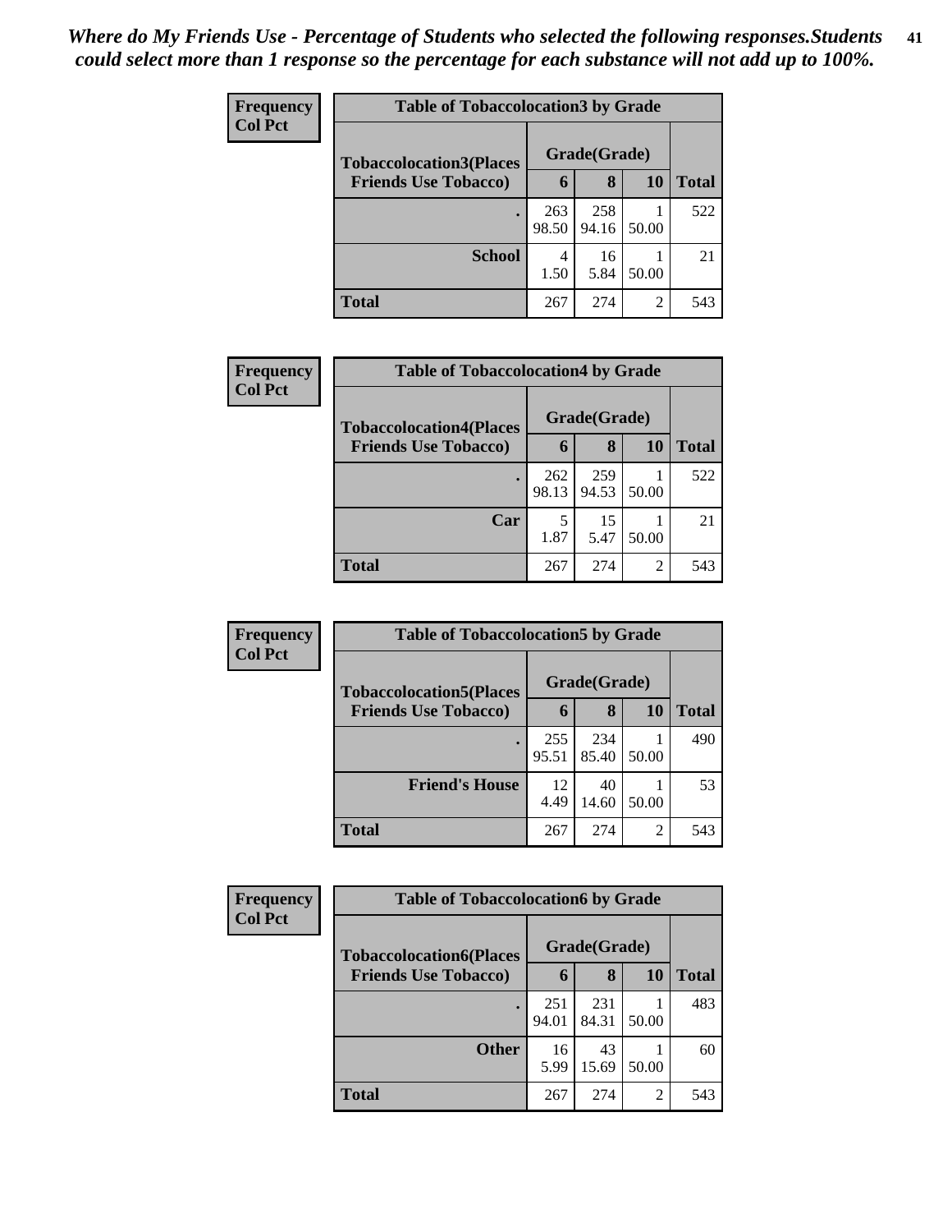*Where do My Friends Use - Percentage of Students who selected the following responses.Students could select more than 1 response so the percentage for each substance will not add up to 100%.*

**Frequency**
**Col Pct**

| Table of Tobaccolocation3 by Grade | | | | |
|---|---|---|---|---|
| **Tobaccolocation3(Places Friends Use Tobacco)** | **Grade(Grade)** | | | |
| | **6** | **8** | **10** | **Total** |
| **.** | 263<br>98.50 | 258<br>94.16 | 1<br>50.00 | 522 |
| **School** | 4<br>1.50 | 16<br>5.84 | 1<br>50.00 | 21 |
| **Total** | 267 | 274 | 2 | 543 |

**Frequency**
**Col Pct**

| Table of Tobaccolocation4 by Grade | | | | |
|---|---|---|---|---|
| **Tobaccolocation4(Places Friends Use Tobacco)** | **Grade(Grade)** | | | |
| | **6** | **8** | **10** | **Total** |
| **.** | 262<br>98.13 | 259<br>94.53 | 1<br>50.00 | 522 |
| **Car** | 5<br>1.87 | 15<br>5.47 | 1<br>50.00 | 21 |
| **Total** | 267 | 274 | 2 | 543 |

**Frequency**
**Col Pct**

| Table of Tobaccolocation5 by Grade | | | | |
|---|---|---|---|---|
| **Tobaccolocation5(Places Friends Use Tobacco)** | **Grade(Grade)** | | | |
| | **6** | **8** | **10** | **Total** |
| **.** | 255<br>95.51 | 234<br>85.40 | 1<br>50.00 | 490 |
| **Friend's House** | 12<br>4.49 | 40<br>14.60 | 1<br>50.00 | 53 |
| **Total** | 267 | 274 | 2 | 543 |

**Frequency**
**Col Pct**

| Table of Tobaccolocation6 by Grade | | | | |
|---|---|---|---|---|
| **Tobaccolocation6(Places Friends Use Tobacco)** | **Grade(Grade)** | | | |
| | **6** | **8** | **10** | **Total** |
| **.** | 251<br>94.01 | 231<br>84.31 | 1<br>50.00 | 483 |
| **Other** | 16<br>5.99 | 43<br>15.69 | 1<br>50.00 | 60 |
| **Total** | 267 | 274 | 2 | 543 |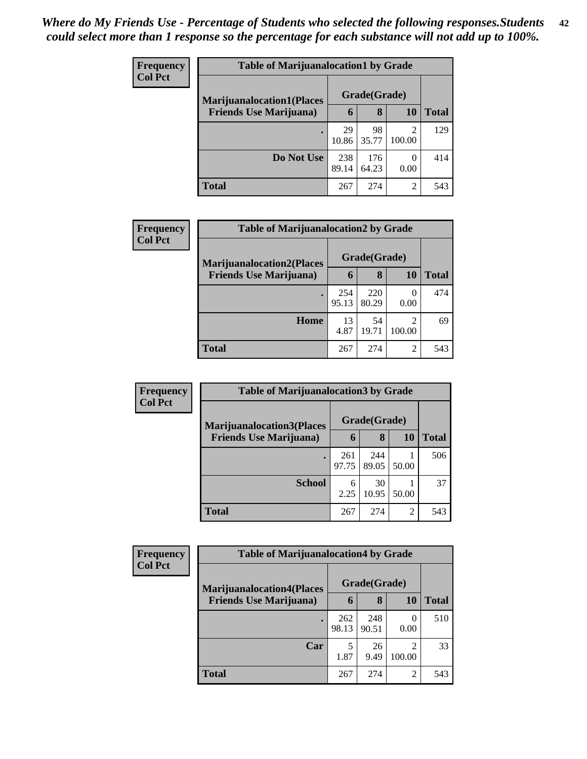*Where do My Friends Use - Percentage of Students who selected the following responses.Students could select more than 1 response so the percentage for each substance will not add up to 100%.*

**Frequency**
**Col Pct**

| Table of Marijuanalocation1 by Grade | | | | |
|---|---|---|---|---|
| **Marijuanalocation1(Places Friends Use Marijuana)** | **Grade(Grade)** | | | **Total** |
| | **6** | **8** | **10** | |
| **.** | 29<br>10.86 | 98<br>35.77 | 2<br>100.00 | 129 |
| **Do Not Use** | 238<br>89.14 | 176<br>64.23 | 0<br>0.00 | 414 |
| **Total** | 267 | 274 | 2 | 543 |

**Frequency**
**Col Pct**

| Table of Marijuanalocation2 by Grade | | | | |
|---|---|---|---|---|
| **Marijuanalocation2(Places Friends Use Marijuana)** | **Grade(Grade)** | | | **Total** |
| | **6** | **8** | **10** | |
| **.** | 254<br>95.13 | 220<br>80.29 | 0<br>0.00 | 474 |
| **Home** | 13<br>4.87 | 54<br>19.71 | 2<br>100.00 | 69 |
| **Total** | 267 | 274 | 2 | 543 |

**Frequency**
**Col Pct**

| Table of Marijuanalocation3 by Grade | | | | |
|---|---|---|---|---|
| **Marijuanalocation3(Places Friends Use Marijuana)** | **Grade(Grade)** | | | **Total** |
| | **6** | **8** | **10** | |
| **.** | 261<br>97.75 | 244<br>89.05 | 1<br>50.00 | 506 |
| **School** | 6<br>2.25 | 30<br>10.95 | 1<br>50.00 | 37 |
| **Total** | 267 | 274 | 2 | 543 |

**Frequency**
**Col Pct**

| Table of Marijuanalocation4 by Grade | | | | |
|---|---|---|---|---|
| **Marijuanalocation4(Places Friends Use Marijuana)** | **Grade(Grade)** | | | **Total** |
| | **6** | **8** | **10** | |
| **.** | 262<br>98.13 | 248<br>90.51 | 0<br>0.00 | 510 |
| **Car** | 5<br>1.87 | 26<br>9.49 | 2<br>100.00 | 33 |
| **Total** | 267 | 274 | 2 | 543 |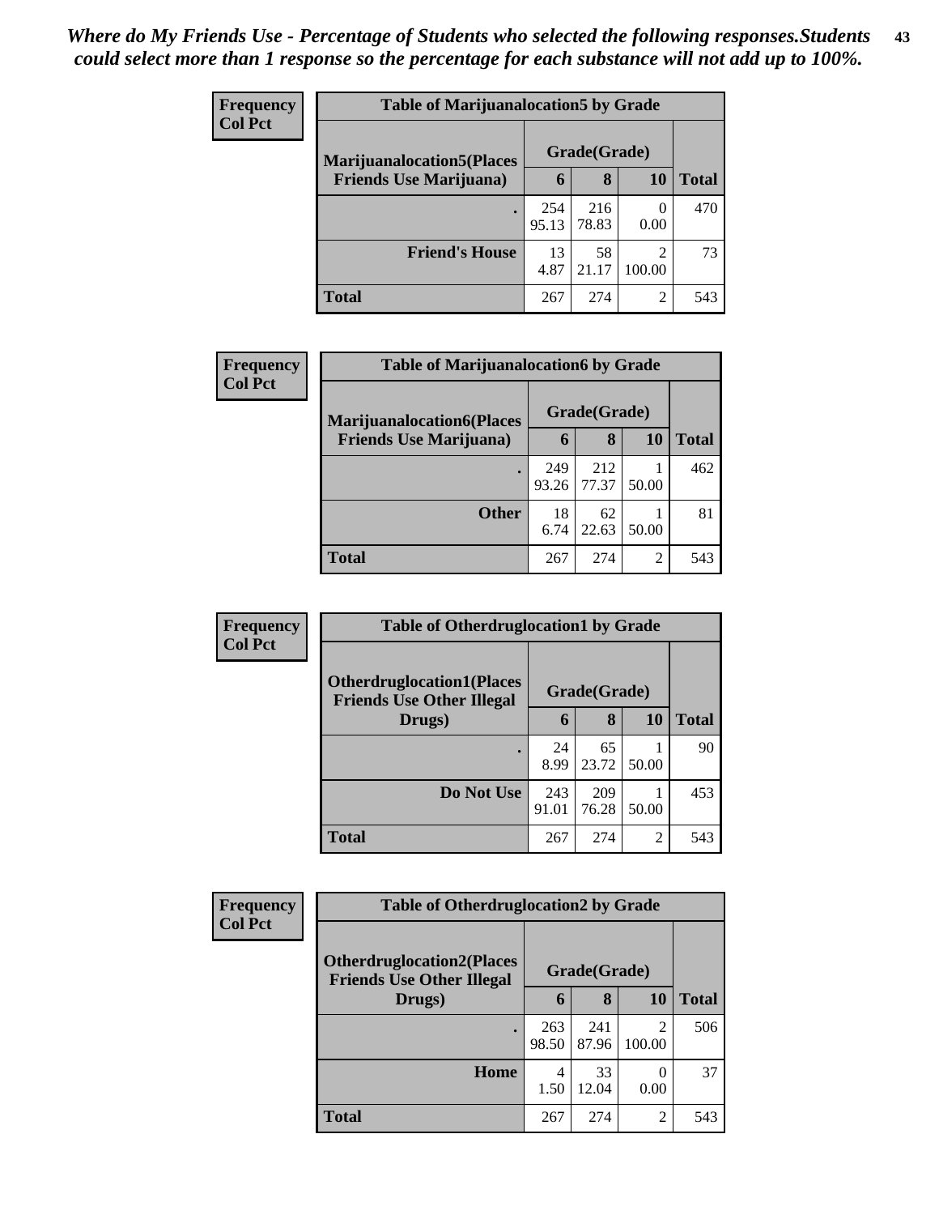*Where do My Friends Use - Percentage of Students who selected the following responses.Students could select more than 1 response so the percentage for each substance will not add up to 100%.*

**Frequency**
**Col Pct**

| Table of Marijuanalocation5 by Grade | | | | |
|---|---|---|---|---|
| **Marijuanalocation5(Places Friends Use Marijuana)** | **Grade(Grade)** | | | |
| | **6** | **8** | **10** | **Total** |
| **.** | 254<br>95.13 | 216<br>78.83 | 0<br>0.00 | 470 |
| **Friend's House** | 13<br>4.87 | 58<br>21.17 | 2<br>100.00 | 73 |
| **Total** | 267 | 274 | 2 | 543 |

**Frequency**
**Col Pct**

| Table of Marijuanalocation6 by Grade | | | | |
|---|---|---|---|---|
| **Marijuanalocation6(Places Friends Use Marijuana)** | **Grade(Grade)** | | | |
| | **6** | **8** | **10** | **Total** |
| **.** | 249<br>93.26 | 212<br>77.37 | 1<br>50.00 | 462 |
| **Other** | 18<br>6.74 | 62<br>22.63 | 1<br>50.00 | 81 |
| **Total** | 267 | 274 | 2 | 543 |

**Frequency**
**Col Pct**

| Table of Otherdruglocation1 by Grade | | | | |
|---|---|---|---|---|
| **Otherdruglocation1(Places Friends Use Other Illegal Drugs)** | **Grade(Grade)** | | | |
| | **6** | **8** | **10** | **Total** |
| **.** | 24<br>8.99 | 65<br>23.72 | 1<br>50.00 | 90 |
| **Do Not Use** | 243<br>91.01 | 209<br>76.28 | 1<br>50.00 | 453 |
| **Total** | 267 | 274 | 2 | 543 |

**Frequency**
**Col Pct**

| Table of Otherdruglocation2 by Grade | | | | |
|---|---|---|---|---|
| **Otherdruglocation2(Places Friends Use Other Illegal Drugs)** | **Grade(Grade)** | | | |
| | **6** | **8** | **10** | **Total** |
| **.** | 263<br>98.50 | 241<br>87.96 | 2<br>100.00 | 506 |
| **Home** | 4<br>1.50 | 33<br>12.04 | 0<br>0.00 | 37 |
| **Total** | 267 | 274 | 2 | 543 |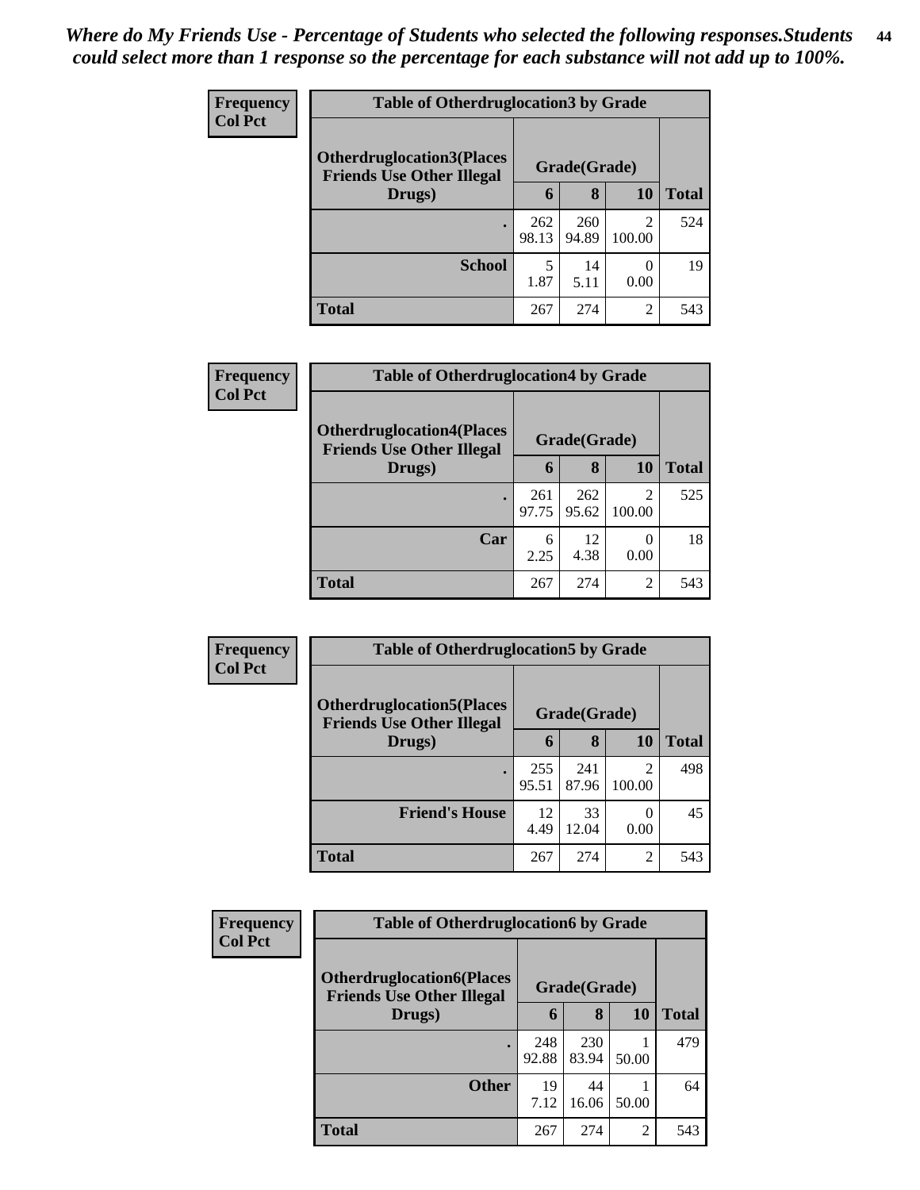*Where do My Friends Use - Percentage of Students who selected the following responses.Students could select more than 1 response so the percentage for each substance will not add up to 100%.*

**Frequency**
**Col Pct**

| Table of Otherdruglocation3 by Grade | | | | |
|---|---|---|---|---|
| **Otherdruglocation3(Places Friends Use Other Illegal Drugs)** | **Grade(Grade)** | | | **Total** |
| | **6** | **8** | **10** | |
| **.** | 262<br>98.13 | 260<br>94.89 | 2<br>100.00 | 524 |
| **School** | 5<br>1.87 | 14<br>5.11 | 0<br>0.00 | 19 |
| **Total** | 267 | 274 | 2 | 543 |

**Frequency**
**Col Pct**

| Table of Otherdruglocation4 by Grade | | | | |
|---|---|---|---|---|
| **Otherdruglocation4(Places Friends Use Other Illegal Drugs)** | **Grade(Grade)** | | | **Total** |
| | **6** | **8** | **10** | |
| **.** | 261<br>97.75 | 262<br>95.62 | 2<br>100.00 | 525 |
| **Car** | 6<br>2.25 | 12<br>4.38 | 0<br>0.00 | 18 |
| **Total** | 267 | 274 | 2 | 543 |

**Frequency**
**Col Pct**

| Table of Otherdruglocation5 by Grade | | | | |
|---|---|---|---|---|
| **Otherdruglocation5(Places Friends Use Other Illegal Drugs)** | **Grade(Grade)** | | | **Total** |
| | **6** | **8** | **10** | |
| **.** | 255<br>95.51 | 241<br>87.96 | 2<br>100.00 | 498 |
| **Friend's House** | 12<br>4.49 | 33<br>12.04 | 0<br>0.00 | 45 |
| **Total** | 267 | 274 | 2 | 543 |

**Frequency**
**Col Pct**

| Table of Otherdruglocation6 by Grade | | | | |
|---|---|---|---|---|
| **Otherdruglocation6(Places Friends Use Other Illegal Drugs)** | **Grade(Grade)** | | | **Total** |
| | **6** | **8** | **10** | |
| **.** | 248<br>92.88 | 230<br>83.94 | 1<br>50.00 | 479 |
| **Other** | 19<br>7.12 | 44<br>16.06 | 1<br>50.00 | 64 |
| **Total** | 267 | 274 | 2 | 543 |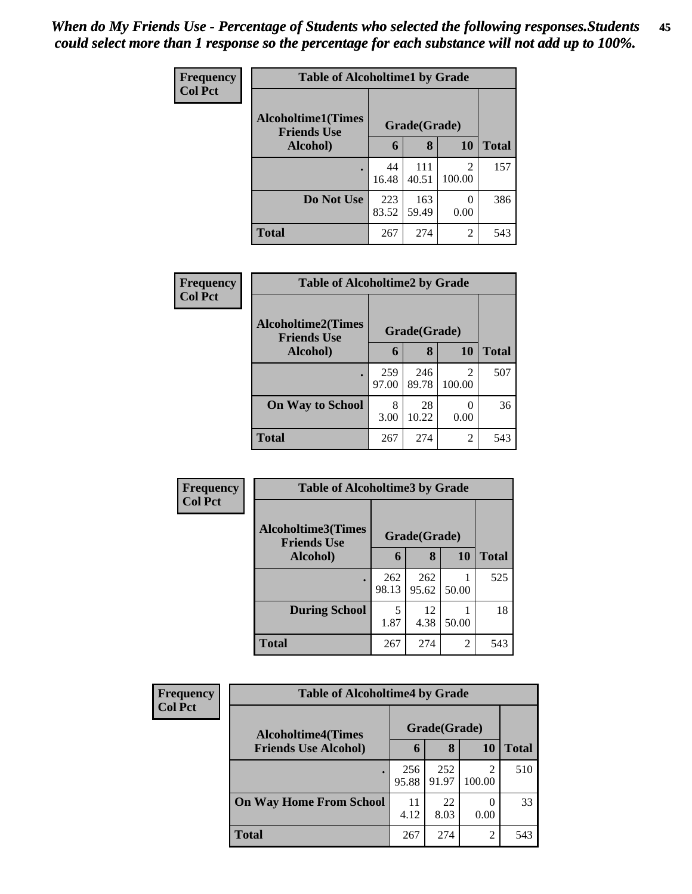*When do My Friends Use - Percentage of Students who selected the following responses.Students could select more than 1 response so the percentage for each substance will not add up to 100%.*

**Table of Alcoholtime1 by Grade**

| Frequency / Col Pct — Alcoholtime1(Times Friends Use Alcohol) | Grade(Grade) 6 | 8 | 10 | Total |
|---|---|---|---|---|
| . | 44 / 16.48 | 111 / 40.51 | 2 / 100.00 | 157 |
| Do Not Use | 223 / 83.52 | 163 / 59.49 | 0 / 0.00 | 386 |
| Total | 267 | 274 | 2 | 543 |

**Table of Alcoholtime2 by Grade**

| Frequency / Col Pct — Alcoholtime2(Times Friends Use Alcohol) | Grade(Grade) 6 | 8 | 10 | Total |
|---|---|---|---|---|
| . | 259 / 97.00 | 246 / 89.78 | 2 / 100.00 | 507 |
| On Way to School | 8 / 3.00 | 28 / 10.22 | 0 / 0.00 | 36 |
| Total | 267 | 274 | 2 | 543 |

**Table of Alcoholtime3 by Grade**

| Frequency / Col Pct — Alcoholtime3(Times Friends Use Alcohol) | Grade(Grade) 6 | 8 | 10 | Total |
|---|---|---|---|---|
| . | 262 / 98.13 | 262 / 95.62 | 1 / 50.00 | 525 |
| During School | 5 / 1.87 | 12 / 4.38 | 1 / 50.00 | 18 |
| Total | 267 | 274 | 2 | 543 |

**Table of Alcoholtime4 by Grade**

| Frequency / Col Pct — Alcoholtime4(Times Friends Use Alcohol) | Grade(Grade) 6 | 8 | 10 | Total |
|---|---|---|---|---|
| . | 256 / 95.88 | 252 / 91.97 | 2 / 100.00 | 510 |
| On Way Home From School | 11 / 4.12 | 22 / 8.03 | 0 / 0.00 | 33 |
| Total | 267 | 274 | 2 | 543 |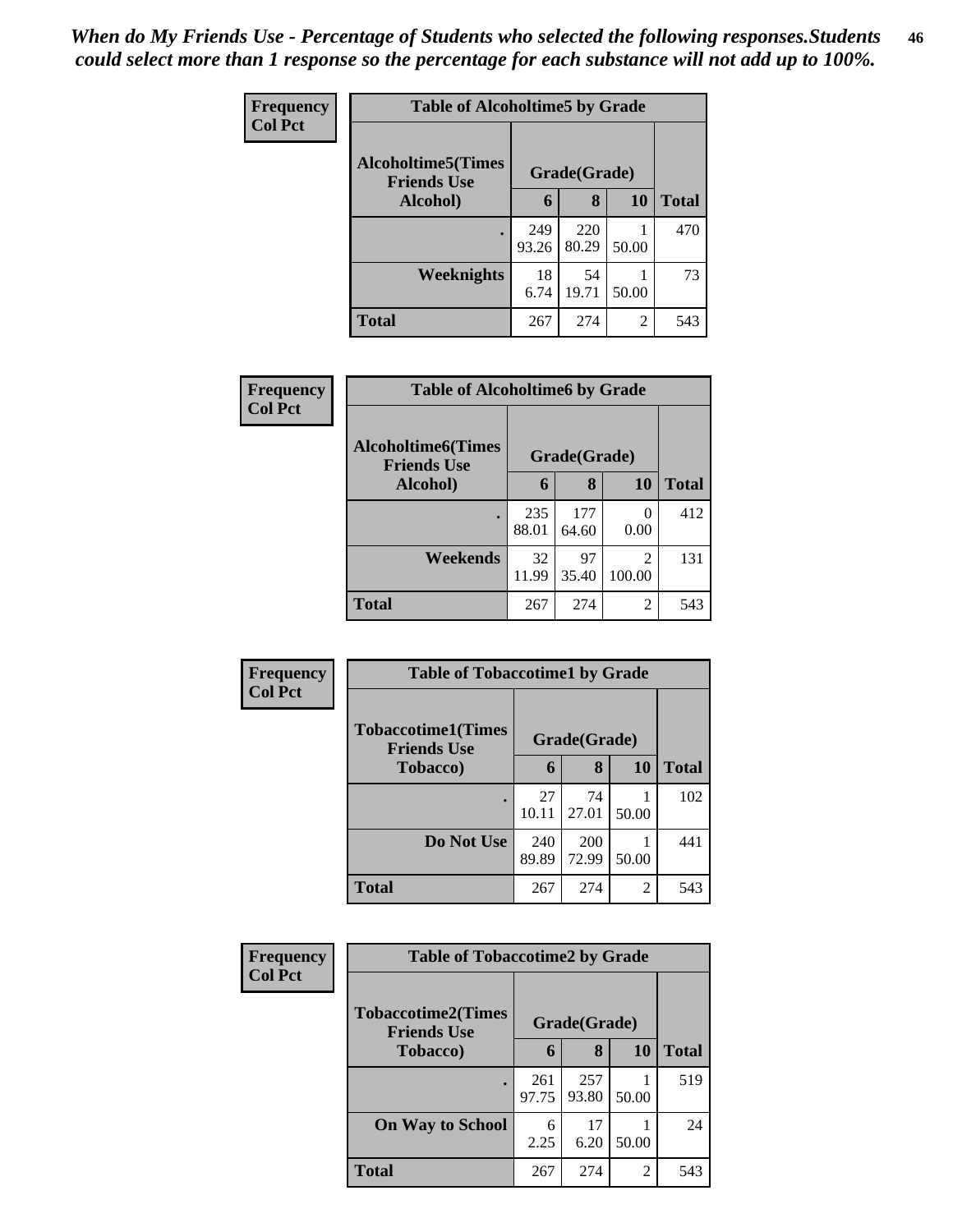*When do My Friends Use - Percentage of Students who selected the following responses.Students could select more than 1 response so the percentage for each substance will not add up to 100%.*

**Frequency**
**Col Pct**

| Table of Alcoholtime5 by Grade | | | | |
|---|---|---|---|---|
| **Alcoholtime5(Times Friends Use Alcohol)** | **Grade(Grade)** | | | **Total** |
| | **6** | **8** | **10** | |
| **.** | 249<br>93.26 | 220<br>80.29 | 1<br>50.00 | 470 |
| **Weeknights** | 18<br>6.74 | 54<br>19.71 | 1<br>50.00 | 73 |
| **Total** | 267 | 274 | 2 | 543 |

**Frequency**
**Col Pct**

| Table of Alcoholtime6 by Grade | | | | |
|---|---|---|---|---|
| **Alcoholtime6(Times Friends Use Alcohol)** | **Grade(Grade)** | | | **Total** |
| | **6** | **8** | **10** | |
| **.** | 235<br>88.01 | 177<br>64.60 | 0<br>0.00 | 412 |
| **Weekends** | 32<br>11.99 | 97<br>35.40 | 2<br>100.00 | 131 |
| **Total** | 267 | 274 | 2 | 543 |

**Frequency**
**Col Pct**

| Table of Tobaccotime1 by Grade | | | | |
|---|---|---|---|---|
| **Tobaccotime1(Times Friends Use Tobacco)** | **Grade(Grade)** | | | **Total** |
| | **6** | **8** | **10** | |
| **.** | 27<br>10.11 | 74<br>27.01 | 1<br>50.00 | 102 |
| **Do Not Use** | 240<br>89.89 | 200<br>72.99 | 1<br>50.00 | 441 |
| **Total** | 267 | 274 | 2 | 543 |

**Frequency**
**Col Pct**

| Table of Tobaccotime2 by Grade | | | | |
|---|---|---|---|---|
| **Tobaccotime2(Times Friends Use Tobacco)** | **Grade(Grade)** | | | **Total** |
| | **6** | **8** | **10** | |
| **.** | 261<br>97.75 | 257<br>93.80 | 1<br>50.00 | 519 |
| **On Way to School** | 6<br>2.25 | 17<br>6.20 | 1<br>50.00 | 24 |
| **Total** | 267 | 274 | 2 | 543 |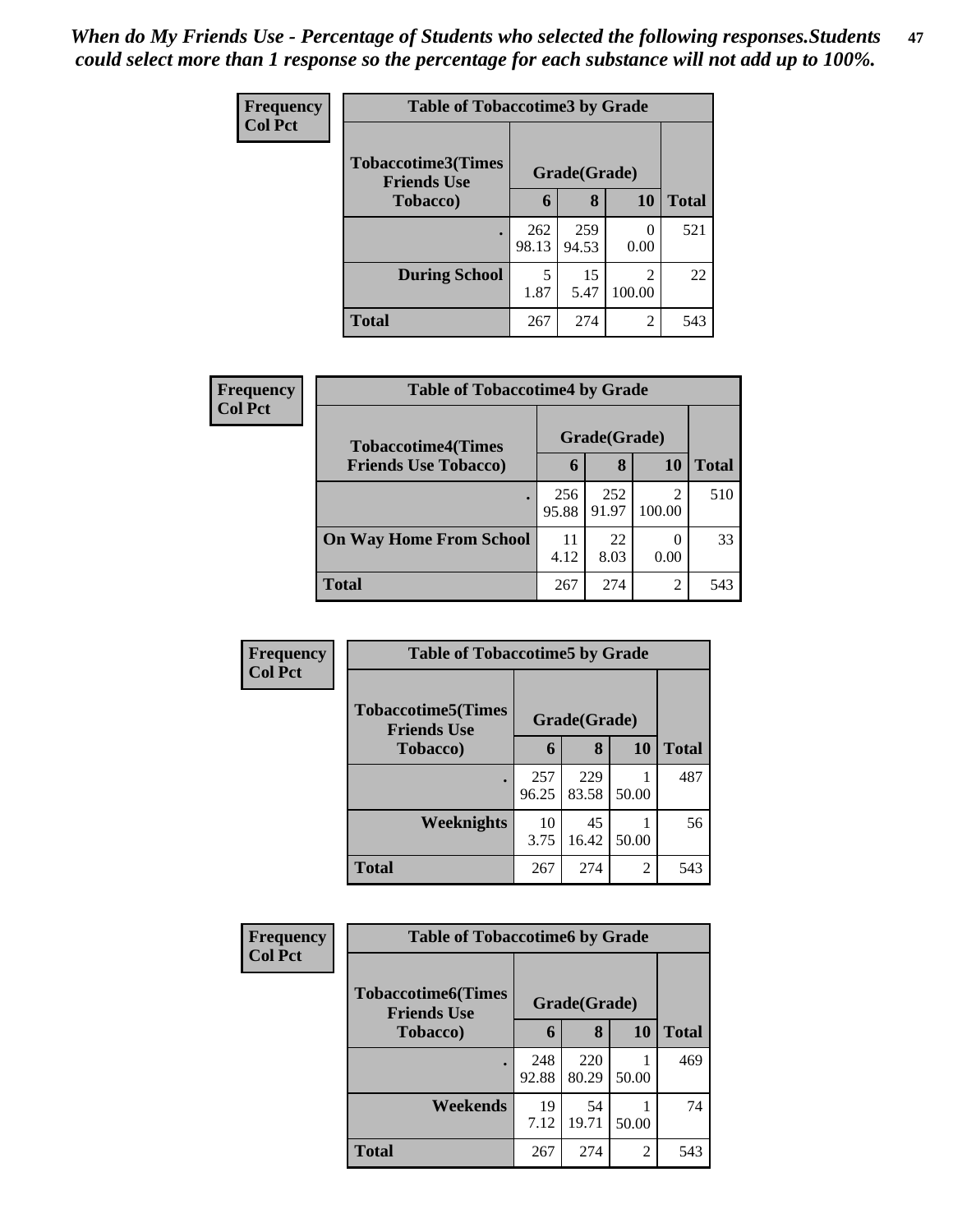*When do My Friends Use - Percentage of Students who selected the following responses.Students could select more than 1 response so the percentage for each substance will not add up to 100%.*

**Frequency**
**Col Pct**

| Table of Tobaccotime3 by Grade | | | | |
|---|---|---|---|---|
| Tobaccotime3(Times Friends Use Tobacco) | Grade(Grade) | | | Total |
| | 6 | 8 | 10 | |
| . | 262<br>98.13 | 259<br>94.53 | 0<br>0.00 | 521 |
| During School | 5<br>1.87 | 15<br>5.47 | 2<br>100.00 | 22 |
| Total | 267 | 274 | 2 | 543 |

**Frequency**
**Col Pct**

| Table of Tobaccotime4 by Grade | | | | |
|---|---|---|---|---|
| Tobaccotime4(Times Friends Use Tobacco) | Grade(Grade) | | | Total |
| | 6 | 8 | 10 | |
| . | 256<br>95.88 | 252<br>91.97 | 2<br>100.00 | 510 |
| On Way Home From School | 11<br>4.12 | 22<br>8.03 | 0<br>0.00 | 33 |
| Total | 267 | 274 | 2 | 543 |

**Frequency**
**Col Pct**

| Table of Tobaccotime5 by Grade | | | | |
|---|---|---|---|---|
| Tobaccotime5(Times Friends Use Tobacco) | Grade(Grade) | | | Total |
| | 6 | 8 | 10 | |
| . | 257<br>96.25 | 229<br>83.58 | 1<br>50.00 | 487 |
| Weeknights | 10<br>3.75 | 45<br>16.42 | 1<br>50.00 | 56 |
| Total | 267 | 274 | 2 | 543 |

**Frequency**
**Col Pct**

| Table of Tobaccotime6 by Grade | | | | |
|---|---|---|---|---|
| Tobaccotime6(Times Friends Use Tobacco) | Grade(Grade) | | | Total |
| | 6 | 8 | 10 | |
| . | 248<br>92.88 | 220<br>80.29 | 1<br>50.00 | 469 |
| Weekends | 19<br>7.12 | 54<br>19.71 | 1<br>50.00 | 74 |
| Total | 267 | 274 | 2 | 543 |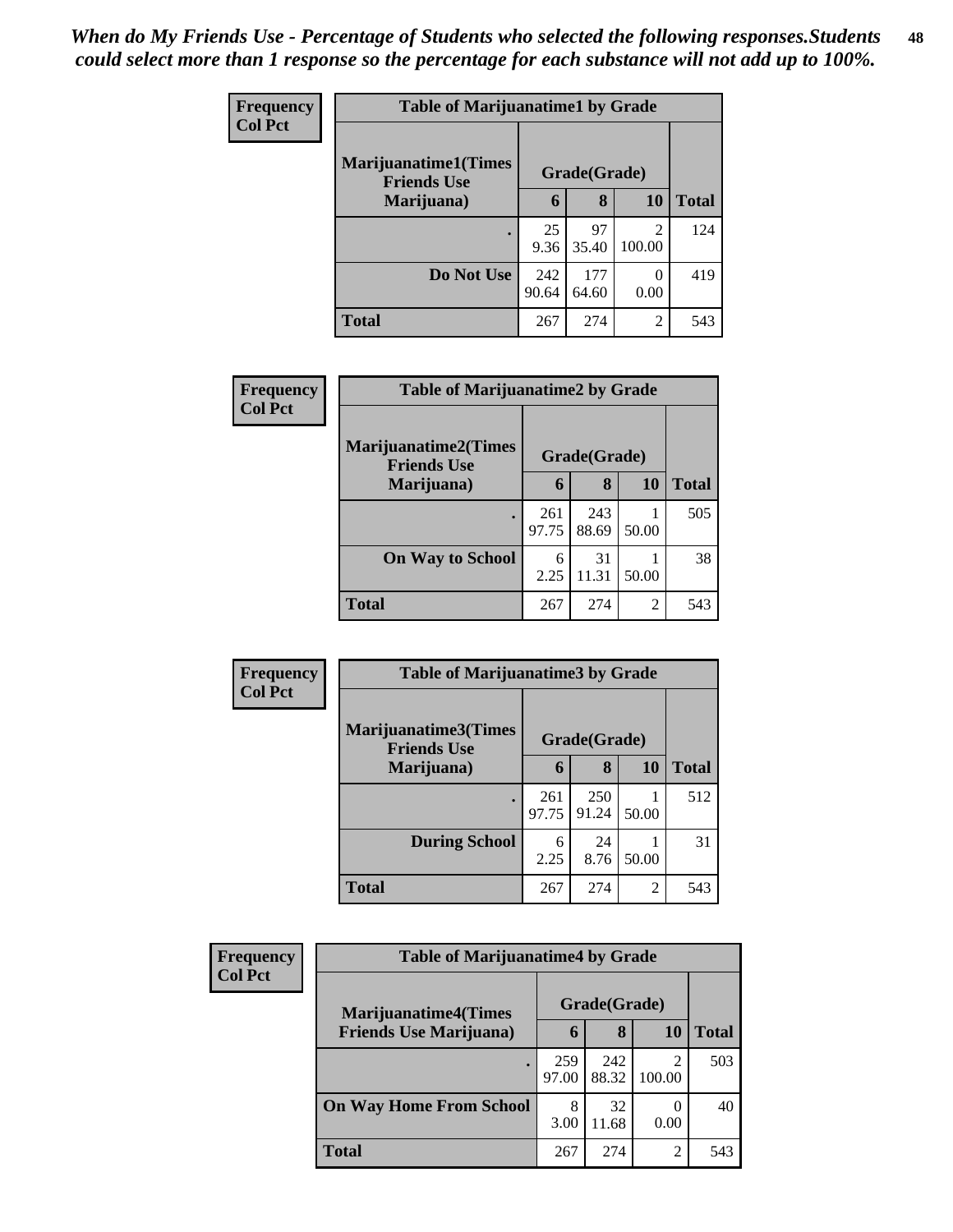*When do My Friends Use - Percentage of Students who selected the following responses.Students could select more than 1 response so the percentage for each substance will not add up to 100%.*

**Frequency**
**Col Pct**

| Table of Marijuanatime1 by Grade | | | | |
|---|---|---|---|---|
| **Marijuanatime1(Times Friends Use Marijuana)** | **Grade(Grade)** | | | |
| | **6** | **8** | **10** | **Total** |
| **.** | 25<br>9.36 | 97<br>35.40 | 2<br>100.00 | 124 |
| **Do Not Use** | 242<br>90.64 | 177<br>64.60 | 0<br>0.00 | 419 |
| **Total** | 267 | 274 | 2 | 543 |

**Frequency**
**Col Pct**

| Table of Marijuanatime2 by Grade | | | | |
|---|---|---|---|---|
| **Marijuanatime2(Times Friends Use Marijuana)** | **Grade(Grade)** | | | |
| | **6** | **8** | **10** | **Total** |
| **.** | 261<br>97.75 | 243<br>88.69 | 1<br>50.00 | 505 |
| **On Way to School** | 6<br>2.25 | 31<br>11.31 | 1<br>50.00 | 38 |
| **Total** | 267 | 274 | 2 | 543 |

**Frequency**
**Col Pct**

| Table of Marijuanatime3 by Grade | | | | |
|---|---|---|---|---|
| **Marijuanatime3(Times Friends Use Marijuana)** | **Grade(Grade)** | | | |
| | **6** | **8** | **10** | **Total** |
| **.** | 261<br>97.75 | 250<br>91.24 | 1<br>50.00 | 512 |
| **During School** | 6<br>2.25 | 24<br>8.76 | 1<br>50.00 | 31 |
| **Total** | 267 | 274 | 2 | 543 |

**Frequency**
**Col Pct**

| Table of Marijuanatime4 by Grade | | | | |
|---|---|---|---|---|
| **Marijuanatime4(Times Friends Use Marijuana)** | **Grade(Grade)** | | | |
| | **6** | **8** | **10** | **Total** |
| **.** | 259<br>97.00 | 242<br>88.32 | 2<br>100.00 | 503 |
| **On Way Home From School** | 8<br>3.00 | 32<br>11.68 | 0<br>0.00 | 40 |
| **Total** | 267 | 274 | 2 | 543 |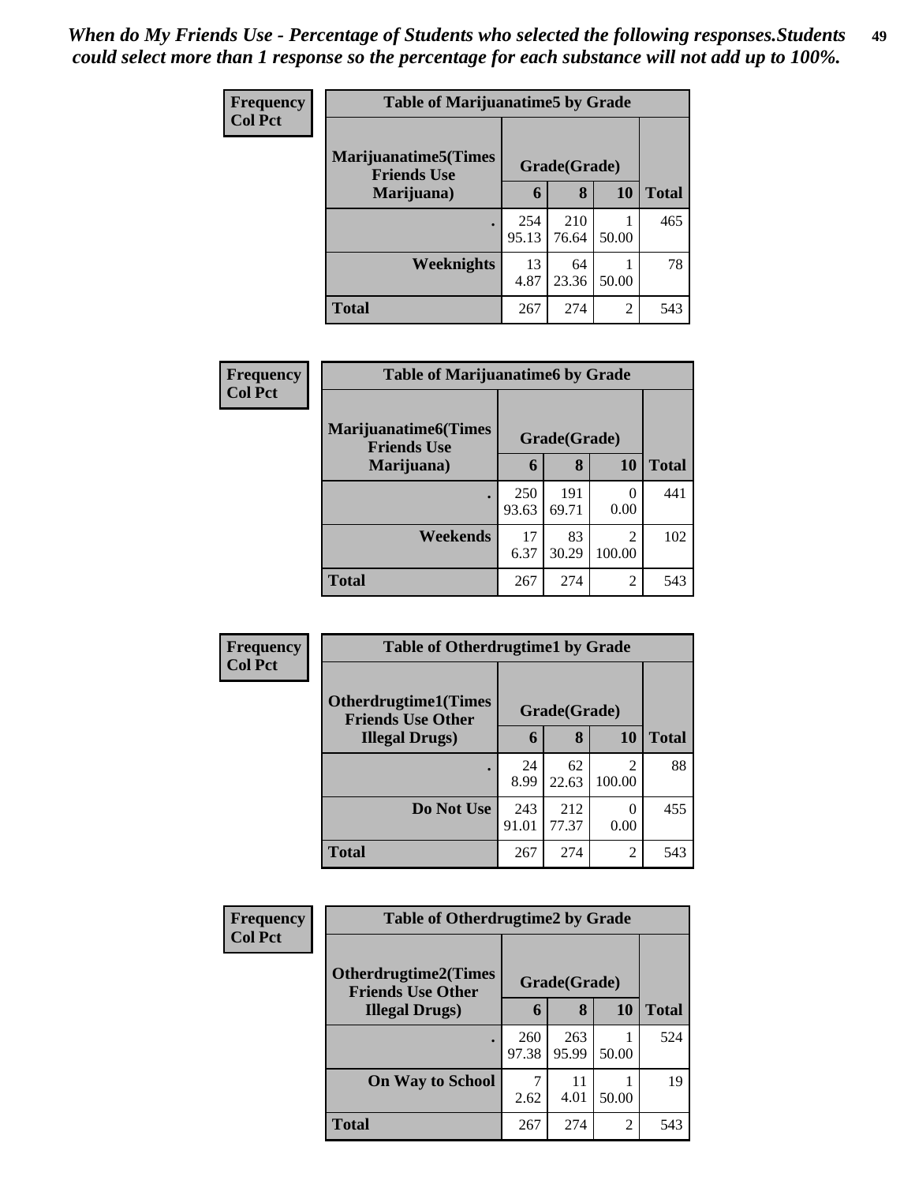*When do My Friends Use - Percentage of Students who selected the following responses.Students could select more than 1 response so the percentage for each substance will not add up to 100%.*

**Frequency**
**Col Pct**

| Table of Marijuanatime5 by Grade | | | | |
|---|---|---|---|---|
| Marijuanatime5(Times Friends Use Marijuana) | Grade(Grade) | | | |
| | 6 | 8 | 10 | Total |
| . | 254<br>95.13 | 210<br>76.64 | 1<br>50.00 | 465 |
| Weeknights | 13<br>4.87 | 64<br>23.36 | 1<br>50.00 | 78 |
| Total | 267 | 274 | 2 | 543 |

**Frequency**
**Col Pct**

| Table of Marijuanatime6 by Grade | | | | |
|---|---|---|---|---|
| Marijuanatime6(Times Friends Use Marijuana) | Grade(Grade) | | | |
| | 6 | 8 | 10 | Total |
| . | 250<br>93.63 | 191<br>69.71 | 0<br>0.00 | 441 |
| Weekends | 17<br>6.37 | 83<br>30.29 | 2<br>100.00 | 102 |
| Total | 267 | 274 | 2 | 543 |

**Frequency**
**Col Pct**

| Table of Otherdrugtime1 by Grade | | | | |
|---|---|---|---|---|
| Otherdrugtime1(Times Friends Use Other Illegal Drugs) | Grade(Grade) | | | |
| | 6 | 8 | 10 | Total |
| . | 24<br>8.99 | 62<br>22.63 | 2<br>100.00 | 88 |
| Do Not Use | 243<br>91.01 | 212<br>77.37 | 0<br>0.00 | 455 |
| Total | 267 | 274 | 2 | 543 |

**Frequency**
**Col Pct**

| Table of Otherdrugtime2 by Grade | | | | |
|---|---|---|---|---|
| Otherdrugtime2(Times Friends Use Other Illegal Drugs) | Grade(Grade) | | | |
| | 6 | 8 | 10 | Total |
| . | 260<br>97.38 | 263<br>95.99 | 1<br>50.00 | 524 |
| On Way to School | 7<br>2.62 | 11<br>4.01 | 1<br>50.00 | 19 |
| Total | 267 | 274 | 2 | 543 |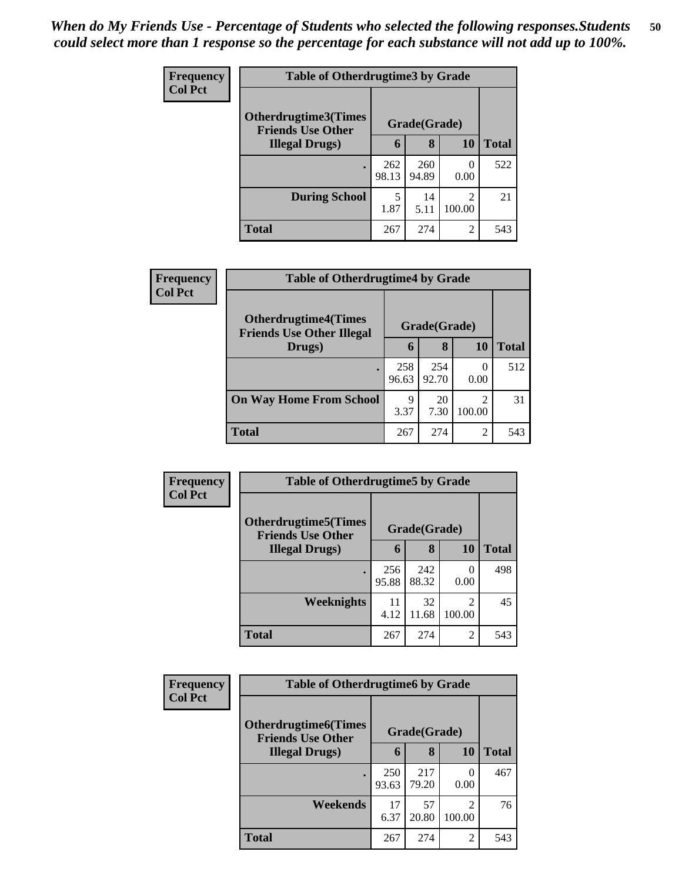*When do My Friends Use - Percentage of Students who selected the following responses.Students could select more than 1 response so the percentage for each substance will not add up to 100%.*

**Frequency**
**Col Pct**

| Table of Otherdrugtime3 by Grade | | | | |
|---|---|---|---|---|
| Otherdrugtime3(Times Friends Use Other Illegal Drugs) | Grade(Grade) | | | Total |
| | 6 | 8 | 10 | |
| . | 262<br>98.13 | 260<br>94.89 | 0<br>0.00 | 522 |
| During School | 5<br>1.87 | 14<br>5.11 | 2<br>100.00 | 21 |
| Total | 267 | 274 | 2 | 543 |

**Frequency**
**Col Pct**

| Table of Otherdrugtime4 by Grade | | | | |
|---|---|---|---|---|
| Otherdrugtime4(Times Friends Use Other Illegal Drugs) | Grade(Grade) | | | Total |
| | 6 | 8 | 10 | |
| . | 258<br>96.63 | 254<br>92.70 | 0<br>0.00 | 512 |
| On Way Home From School | 9<br>3.37 | 20<br>7.30 | 2<br>100.00 | 31 |
| Total | 267 | 274 | 2 | 543 |

**Frequency**
**Col Pct**

| Table of Otherdrugtime5 by Grade | | | | |
|---|---|---|---|---|
| Otherdrugtime5(Times Friends Use Other Illegal Drugs) | Grade(Grade) | | | Total |
| | 6 | 8 | 10 | |
| . | 256<br>95.88 | 242<br>88.32 | 0<br>0.00 | 498 |
| Weeknights | 11<br>4.12 | 32<br>11.68 | 2<br>100.00 | 45 |
| Total | 267 | 274 | 2 | 543 |

**Frequency**
**Col Pct**

| Table of Otherdrugtime6 by Grade | | | | |
|---|---|---|---|---|
| Otherdrugtime6(Times Friends Use Other Illegal Drugs) | Grade(Grade) | | | Total |
| | 6 | 8 | 10 | |
| . | 250<br>93.63 | 217<br>79.20 | 0<br>0.00 | 467 |
| Weekends | 17<br>6.37 | 57<br>20.80 | 2<br>100.00 | 76 |
| Total | 267 | 274 | 2 | 543 |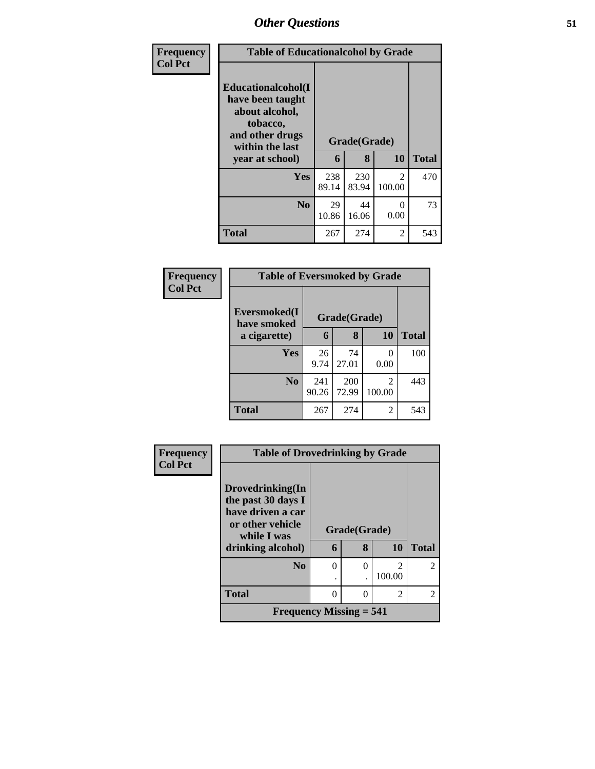## Other Questions

| Frequency<br>Col Pct | Table of Educationalcohol by Grade | | | |
|---|---|---|---|---|
| Educationalcohol(I have been taught about alcohol, tobacco, and other drugs within the last year at school) | Grade(Grade) | | | |
| | 6 | 8 | 10 | Total |
| Yes | 238<br>89.14 | 230<br>83.94 | 2<br>100.00 | 470 |
| No | 29<br>10.86 | 44<br>16.06 | 0<br>0.00 | 73 |
| Total | 267 | 274 | 2 | 543 |

| Frequency<br>Col Pct | Table of Eversmoked by Grade | | | |
|---|---|---|---|---|
| Eversmoked(I have smoked a cigarette) | Grade(Grade) | | | |
| | 6 | 8 | 10 | Total |
| Yes | 26<br>9.74 | 74<br>27.01 | 0<br>0.00 | 100 |
| No | 241<br>90.26 | 200<br>72.99 | 2<br>100.00 | 443 |
| Total | 267 | 274 | 2 | 543 |

| Frequency<br>Col Pct | Table of Drovedrinking by Grade | | | |
|---|---|---|---|---|
| Drovedrinking(In the past 30 days I have driven a car or other vehicle while I was drinking alcohol) | Grade(Grade) | | | |
| | 6 | 8 | 10 | Total |
| No | 0<br>. | 0<br>. | 2<br>100.00 | 2 |
| Total | 0 | 0 | 2 | 2 |
| Frequency Missing = 541 | | | | |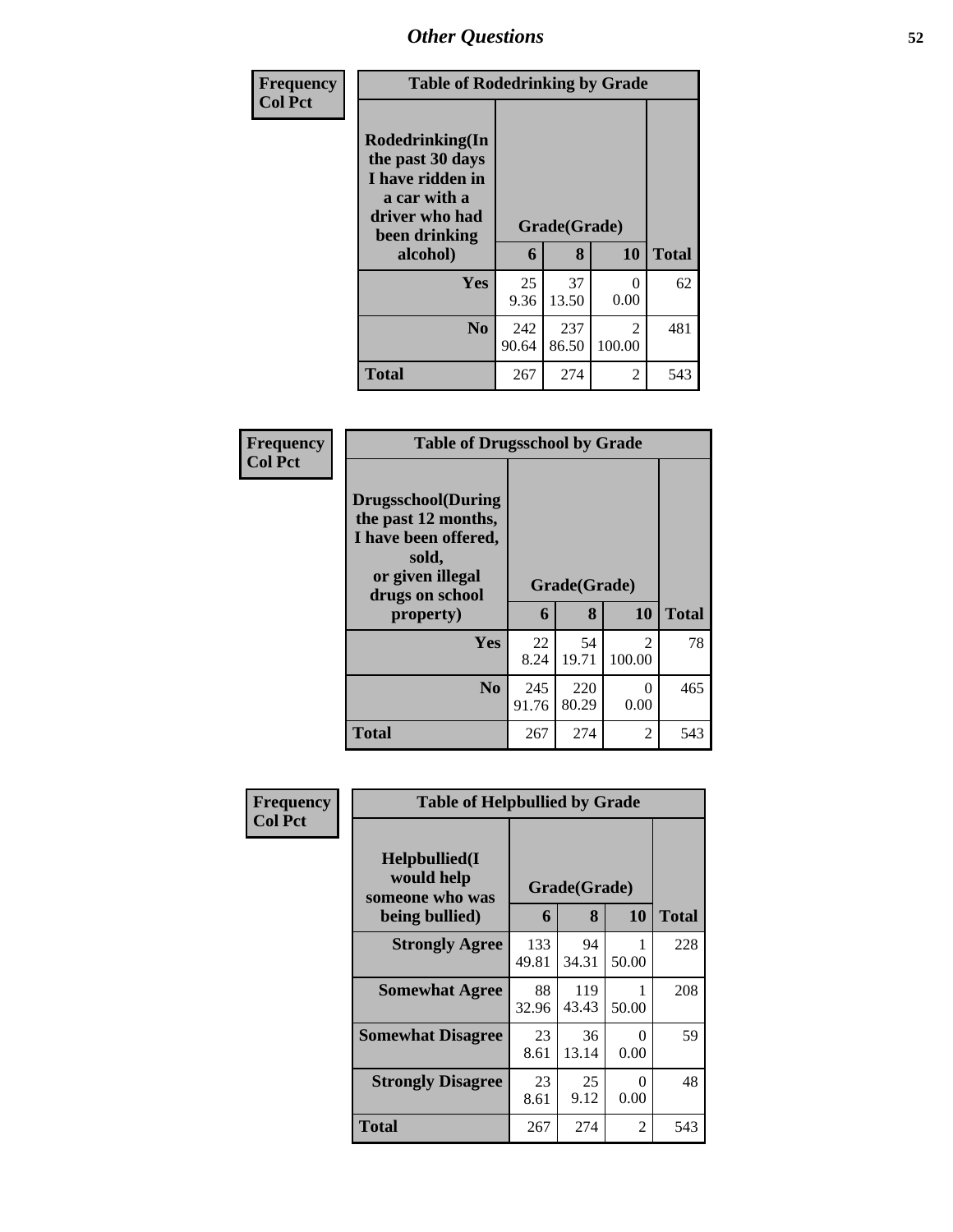| Frequency Col Pct |
|---|

| Table of Rodedrinking by Grade | | | | |
|---|---|---|---|---|
| Rodedrinking(In the past 30 days I have ridden in a car with a driver who had been drinking alcohol) | Grade(Grade) | | | Total |
| | 6 | 8 | 10 | |
| Yes | 25 9.36 | 37 13.50 | 0 0.00 | 62 |
| No | 242 90.64 | 237 86.50 | 2 100.00 | 481 |
| Total | 267 | 274 | 2 | 543 |

| Frequency Col Pct |
|---|

| Table of Drugsschool by Grade | | | | |
|---|---|---|---|---|
| Drugsschool(During the past 12 months, I have been offered, sold, or given illegal drugs on school property) | Grade(Grade) | | | Total |
| | 6 | 8 | 10 | |
| Yes | 22 8.24 | 54 19.71 | 2 100.00 | 78 |
| No | 245 91.76 | 220 80.29 | 0 0.00 | 465 |
| Total | 267 | 274 | 2 | 543 |

| Frequency Col Pct |
|---|

| Table of Helpbullied by Grade | | | | |
|---|---|---|---|---|
| Helpbullied(I would help someone who was being bullied) | Grade(Grade) | | | Total |
| | 6 | 8 | 10 | |
| Strongly Agree | 133 49.81 | 94 34.31 | 1 50.00 | 228 |
| Somewhat Agree | 88 32.96 | 119 43.43 | 1 50.00 | 208 |
| Somewhat Disagree | 23 8.61 | 36 13.14 | 0 0.00 | 59 |
| Strongly Disagree | 23 8.61 | 25 9.12 | 0 0.00 | 48 |
| Total | 267 | 274 | 2 | 543 |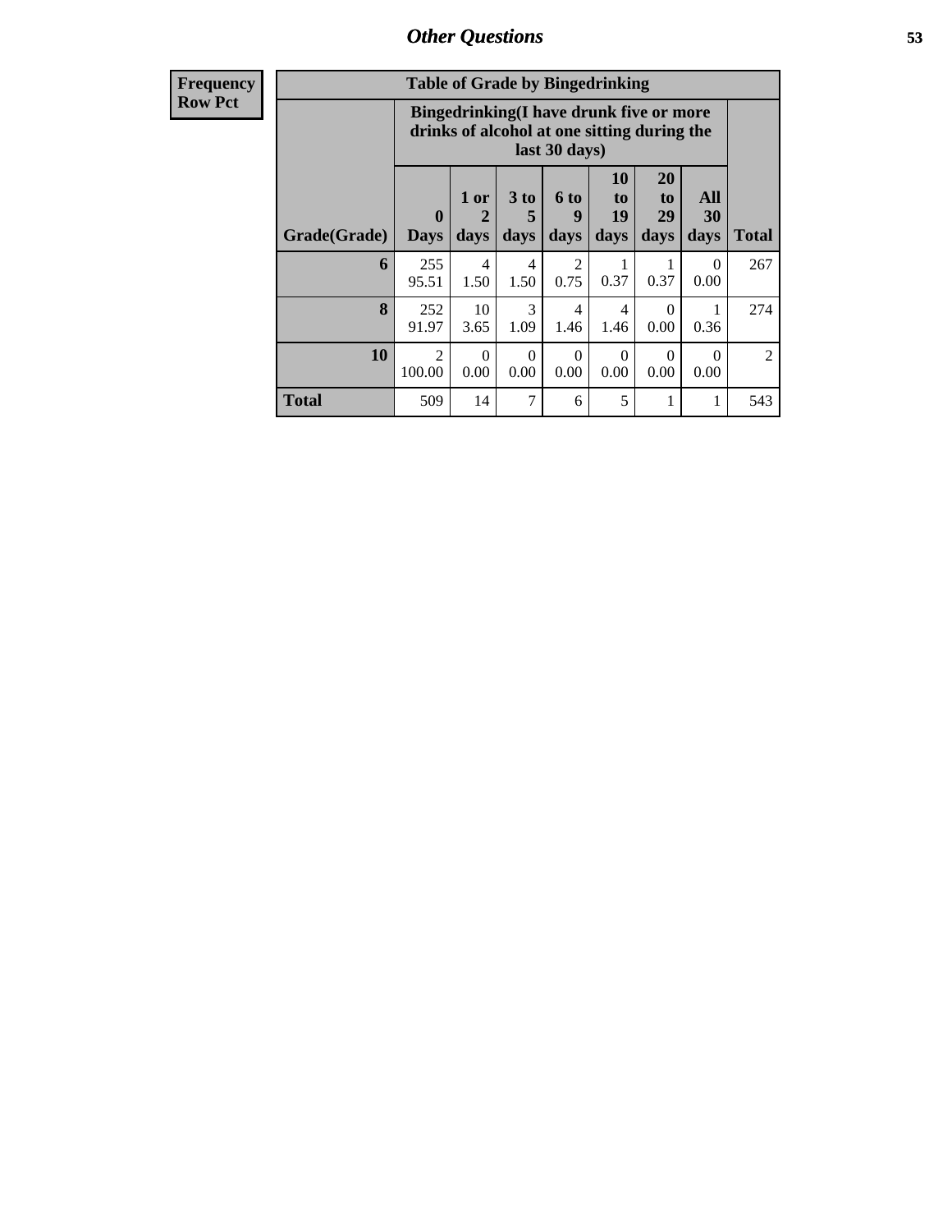## Other Questions

**Frequency**
**Row Pct**

| Table of Grade by Bingedrinking | | | | | | | | |
|---|---|---|---|---|---|---|---|---|
| | Bingedrinking(I have drunk five or more drinks of alcohol at one sitting during the last 30 days) | | | | | | | |
| Grade(Grade) | 0 Days | 1 or 2 days | 3 to 5 days | 6 to 9 days | 10 to 19 days | 20 to 29 days | All 30 days | Total |
| 6 | 255<br>95.51 | 4<br>1.50 | 4<br>1.50 | 2<br>0.75 | 1<br>0.37 | 1<br>0.37 | 0<br>0.00 | 267 |
| 8 | 252<br>91.97 | 10<br>3.65 | 3<br>1.09 | 4<br>1.46 | 4<br>1.46 | 0<br>0.00 | 1<br>0.36 | 274 |
| 10 | 2<br>100.00 | 0<br>0.00 | 0<br>0.00 | 0<br>0.00 | 0<br>0.00 | 0<br>0.00 | 0<br>0.00 | 2 |
| Total | 509 | 14 | 7 | 6 | 5 | 1 | 1 | 543 |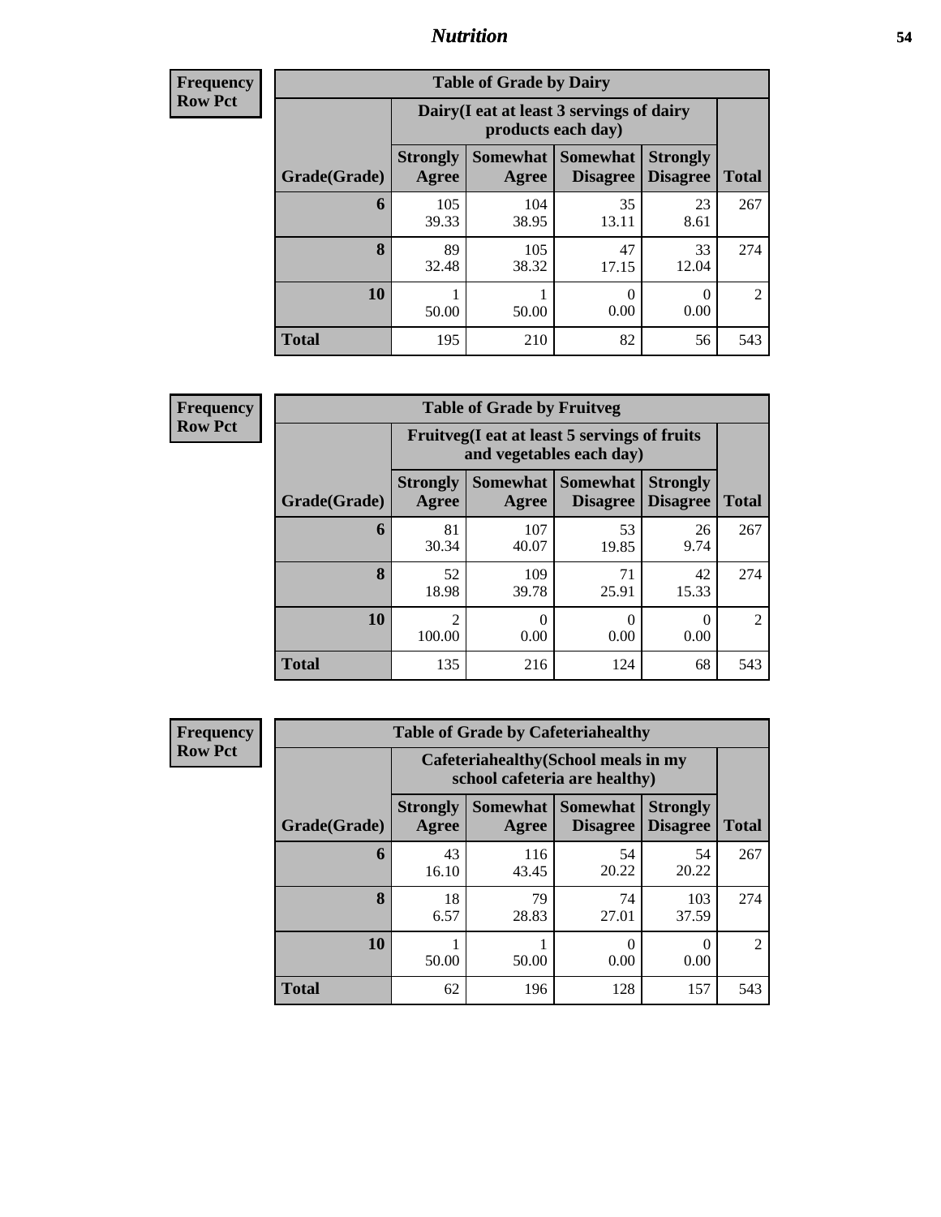## Nutrition

**Frequency**
**Row Pct**

| Table of Grade by Dairy | | | | | |
|---|---|---|---|---|---|
| | Dairy(I eat at least 3 servings of dairy products each day) | | | | |
| Grade(Grade) | Strongly Agree | Somewhat Agree | Somewhat Disagree | Strongly Disagree | Total |
| **6** | 105<br>39.33 | 104<br>38.95 | 35<br>13.11 | 23<br>8.61 | 267 |
| **8** | 89<br>32.48 | 105<br>38.32 | 47<br>17.15 | 33<br>12.04 | 274 |
| **10** | 1<br>50.00 | 1<br>50.00 | 0<br>0.00 | 0<br>0.00 | 2 |
| **Total** | 195 | 210 | 82 | 56 | 543 |

**Frequency**
**Row Pct**

| Table of Grade by Fruitveg | | | | | |
|---|---|---|---|---|---|
| | Fruitveg(I eat at least 5 servings of fruits and vegetables each day) | | | | |
| Grade(Grade) | Strongly Agree | Somewhat Agree | Somewhat Disagree | Strongly Disagree | Total |
| **6** | 81<br>30.34 | 107<br>40.07 | 53<br>19.85 | 26<br>9.74 | 267 |
| **8** | 52<br>18.98 | 109<br>39.78 | 71<br>25.91 | 42<br>15.33 | 274 |
| **10** | 2<br>100.00 | 0<br>0.00 | 0<br>0.00 | 0<br>0.00 | 2 |
| **Total** | 135 | 216 | 124 | 68 | 543 |

**Frequency**
**Row Pct**

| Table of Grade by Cafeteriahealthy | | | | | |
|---|---|---|---|---|---|
| | Cafeteriahealthy(School meals in my school cafeteria are healthy) | | | | |
| Grade(Grade) | Strongly Agree | Somewhat Agree | Somewhat Disagree | Strongly Disagree | Total |
| **6** | 43<br>16.10 | 116<br>43.45 | 54<br>20.22 | 54<br>20.22 | 267 |
| **8** | 18<br>6.57 | 79<br>28.83 | 74<br>27.01 | 103<br>37.59 | 274 |
| **10** | 1<br>50.00 | 1<br>50.00 | 0<br>0.00 | 0<br>0.00 | 2 |
| **Total** | 62 | 196 | 128 | 157 | 543 |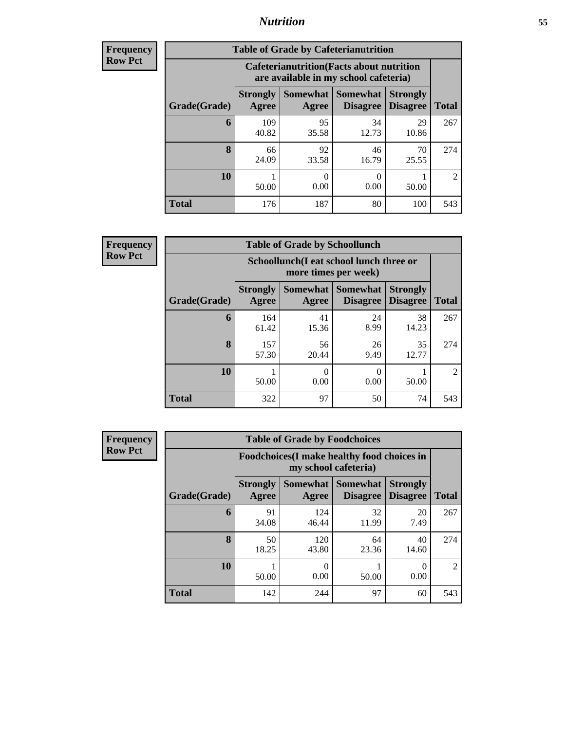# Nutrition

**Frequency**
**Row Pct**

| Table of Grade by Cafeterianutrition | | | | | |
|---|---|---|---|---|---|
| | Cafeterianutrition(Facts about nutrition are available in my school cafeteria) | | | | |
| Grade(Grade) | Strongly Agree | Somewhat Agree | Somewhat Disagree | Strongly Disagree | Total |
| 6 | 109<br>40.82 | 95<br>35.58 | 34<br>12.73 | 29<br>10.86 | 267 |
| 8 | 66<br>24.09 | 92<br>33.58 | 46<br>16.79 | 70<br>25.55 | 274 |
| 10 | 1<br>50.00 | 0<br>0.00 | 0<br>0.00 | 1<br>50.00 | 2 |
| Total | 176 | 187 | 80 | 100 | 543 |

**Frequency**
**Row Pct**

| Table of Grade by Schoollunch | | | | | |
|---|---|---|---|---|---|
| | Schoollunch(I eat school lunch three or more times per week) | | | | |
| Grade(Grade) | Strongly Agree | Somewhat Agree | Somewhat Disagree | Strongly Disagree | Total |
| 6 | 164<br>61.42 | 41<br>15.36 | 24<br>8.99 | 38<br>14.23 | 267 |
| 8 | 157<br>57.30 | 56<br>20.44 | 26<br>9.49 | 35<br>12.77 | 274 |
| 10 | 1<br>50.00 | 0<br>0.00 | 0<br>0.00 | 1<br>50.00 | 2 |
| Total | 322 | 97 | 50 | 74 | 543 |

**Frequency**
**Row Pct**

| Table of Grade by Foodchoices | | | | | |
|---|---|---|---|---|---|
| | Foodchoices(I make healthy food choices in my school cafeteria) | | | | |
| Grade(Grade) | Strongly Agree | Somewhat Agree | Somewhat Disagree | Strongly Disagree | Total |
| 6 | 91<br>34.08 | 124<br>46.44 | 32<br>11.99 | 20<br>7.49 | 267 |
| 8 | 50<br>18.25 | 120<br>43.80 | 64<br>23.36 | 40<br>14.60 | 274 |
| 10 | 1<br>50.00 | 0<br>0.00 | 1<br>50.00 | 0<br>0.00 | 2 |
| Total | 142 | 244 | 97 | 60 | 543 |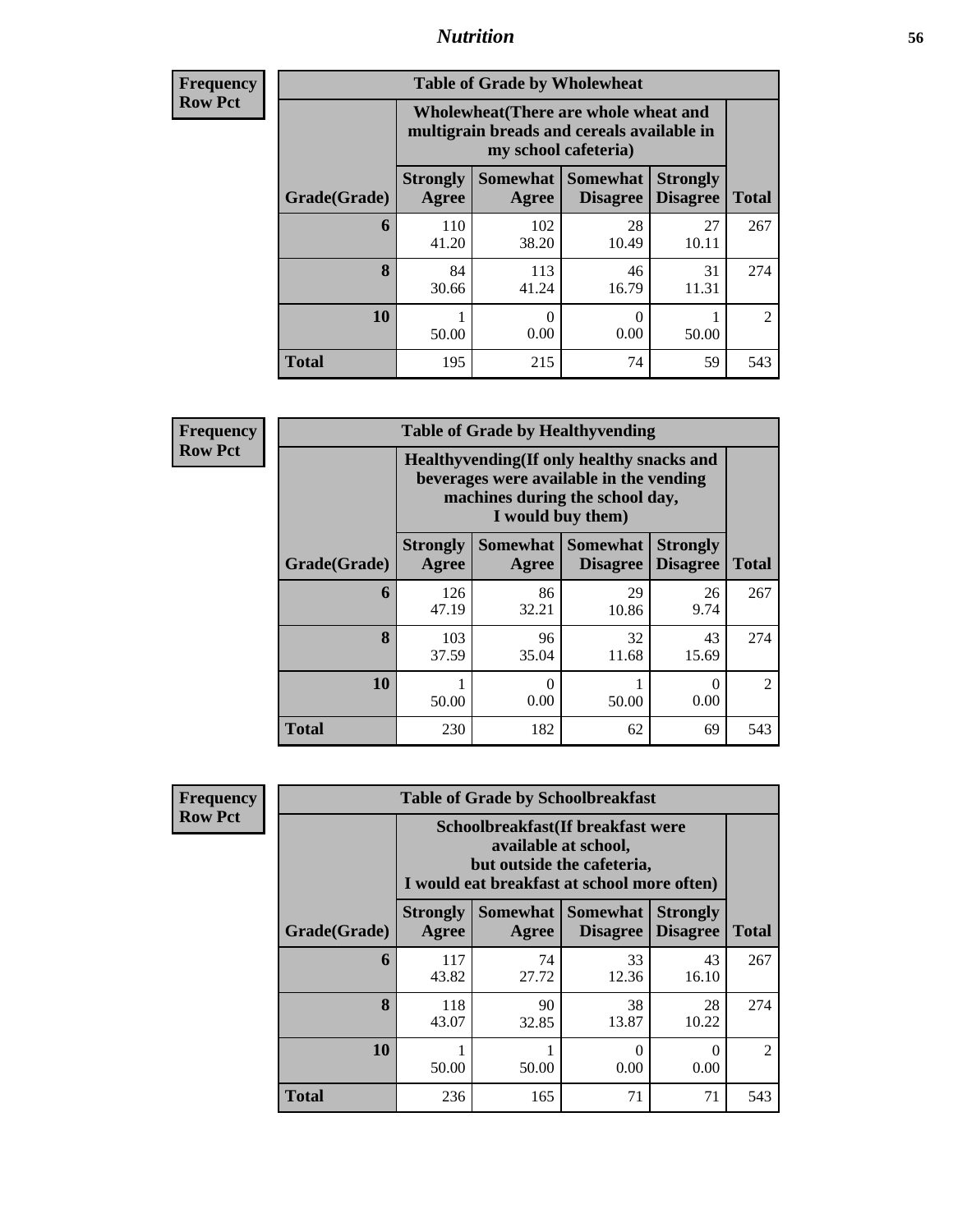**Frequency Row Pct**

| Table of Grade by Wholewheat | | | | | |
|---|---|---|---|---|---|
| | Wholewheat(There are whole wheat and multigrain breads and cereals available in my school cafeteria) | | | | |
| Grade(Grade) | Strongly Agree | Somewhat Agree | Somewhat Disagree | Strongly Disagree | Total |
| 6 | 110<br>41.20 | 102<br>38.20 | 28<br>10.49 | 27<br>10.11 | 267 |
| 8 | 84<br>30.66 | 113<br>41.24 | 46<br>16.79 | 31<br>11.31 | 274 |
| 10 | 1<br>50.00 | 0<br>0.00 | 0<br>0.00 | 1<br>50.00 | 2 |
| Total | 195 | 215 | 74 | 59 | 543 |

**Frequency Row Pct**

| Table of Grade by Healthyvending | | | | | |
|---|---|---|---|---|---|
| | Healthyvending(If only healthy snacks and beverages were available in the vending machines during the school day, I would buy them) | | | | |
| Grade(Grade) | Strongly Agree | Somewhat Agree | Somewhat Disagree | Strongly Disagree | Total |
| 6 | 126<br>47.19 | 86<br>32.21 | 29<br>10.86 | 26<br>9.74 | 267 |
| 8 | 103<br>37.59 | 96<br>35.04 | 32<br>11.68 | 43<br>15.69 | 274 |
| 10 | 1<br>50.00 | 0<br>0.00 | 1<br>50.00 | 0<br>0.00 | 2 |
| Total | 230 | 182 | 62 | 69 | 543 |

**Frequency Row Pct**

| Table of Grade by Schoolbreakfast | | | | | |
|---|---|---|---|---|---|
| | Schoolbreakfast(If breakfast were available at school, but outside the cafeteria, I would eat breakfast at school more often) | | | | |
| Grade(Grade) | Strongly Agree | Somewhat Agree | Somewhat Disagree | Strongly Disagree | Total |
| 6 | 117<br>43.82 | 74<br>27.72 | 33<br>12.36 | 43<br>16.10 | 267 |
| 8 | 118<br>43.07 | 90<br>32.85 | 38<br>13.87 | 28<br>10.22 | 274 |
| 10 | 1<br>50.00 | 1<br>50.00 | 0<br>0.00 | 0<br>0.00 | 2 |
| Total | 236 | 165 | 71 | 71 | 543 |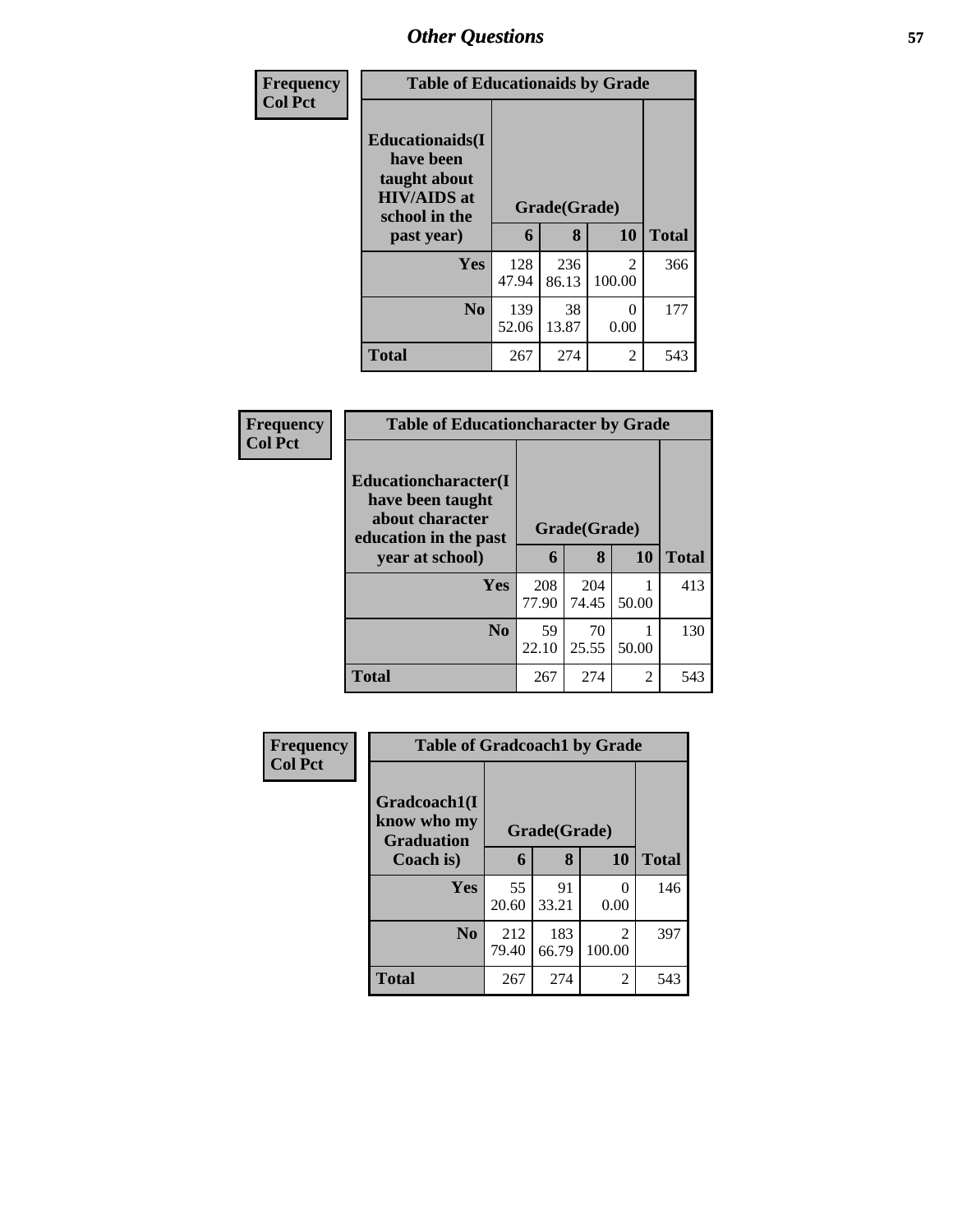| Frequency<br>Col Pct | | | | |
|---|---|---|---|---|
| **Table of Educationaids by Grade** | | | | |
| **Educationaids(I have been taught about HIV/AIDS at school in the past year)** | **Grade(Grade)** | | | |
| | **6** | **8** | **10** | **Total** |
| **Yes** | 128<br>47.94 | 236<br>86.13 | 2<br>100.00 | 366 |
| **No** | 139<br>52.06 | 38<br>13.87 | 0<br>0.00 | 177 |
| **Total** | 267 | 274 | 2 | 543 |

| Frequency<br>Col Pct | | | | |
|---|---|---|---|---|
| **Table of Educationcharacter by Grade** | | | | |
| **Educationcharacter(I have been taught about character education in the past year at school)** | **Grade(Grade)** | | | |
| | **6** | **8** | **10** | **Total** |
| **Yes** | 208<br>77.90 | 204<br>74.45 | 1<br>50.00 | 413 |
| **No** | 59<br>22.10 | 70<br>25.55 | 1<br>50.00 | 130 |
| **Total** | 267 | 274 | 2 | 543 |

| Frequency<br>Col Pct | | | | |
|---|---|---|---|---|
| **Table of Gradcoach1 by Grade** | | | | |
| **Gradcoach1(I know who my Graduation Coach is)** | **Grade(Grade)** | | | |
| | **6** | **8** | **10** | **Total** |
| **Yes** | 55<br>20.60 | 91<br>33.21 | 0<br>0.00 | 146 |
| **No** | 212<br>79.40 | 183<br>66.79 | 2<br>100.00 | 397 |
| **Total** | 267 | 274 | 2 | 543 |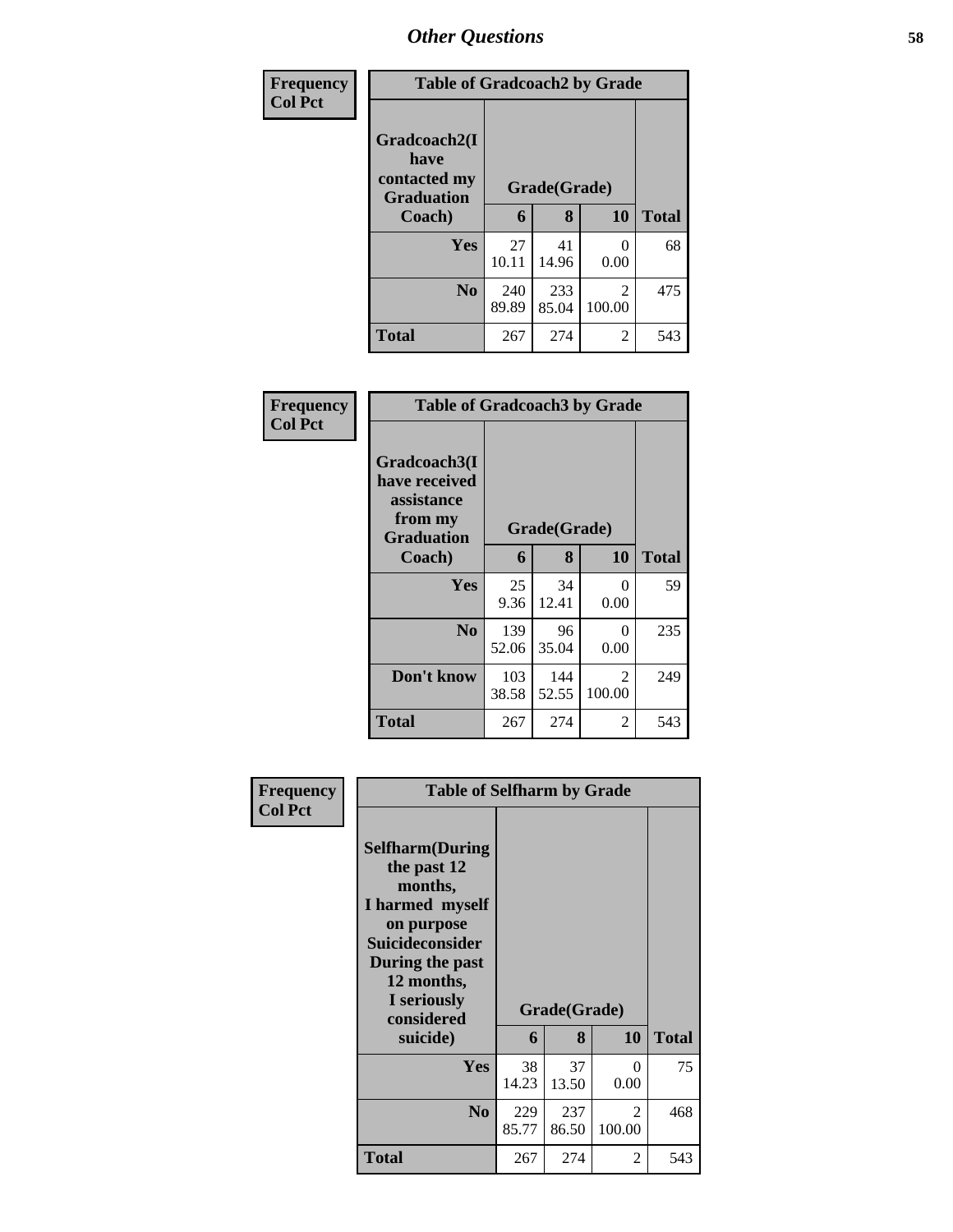# Other Questions

**Frequency / Col Pct**

| Table of Gradcoach2 by Grade | | | | |
|---|---|---|---|---|
| Gradcoach2(I have contacted my Graduation Coach) | Grade(Grade) | | | Total |
| | 6 | 8 | 10 | |
| **Yes** | 27<br>10.11 | 41<br>14.96 | 0<br>0.00 | 68 |
| **No** | 240<br>89.89 | 233<br>85.04 | 2<br>100.00 | 475 |
| **Total** | 267 | 274 | 2 | 543 |

**Frequency / Col Pct**

| Table of Gradcoach3 by Grade | | | | |
|---|---|---|---|---|
| Gradcoach3(I have received assistance from my Graduation Coach) | Grade(Grade) | | | Total |
| | 6 | 8 | 10 | |
| **Yes** | 25<br>9.36 | 34<br>12.41 | 0<br>0.00 | 59 |
| **No** | 139<br>52.06 | 96<br>35.04 | 0<br>0.00 | 235 |
| **Don't know** | 103<br>38.58 | 144<br>52.55 | 2<br>100.00 | 249 |
| **Total** | 267 | 274 | 2 | 543 |

**Frequency / Col Pct**

| Table of Selfharm by Grade | | | | |
|---|---|---|---|---|
| Selfharm(During the past 12 months, I harmed myself on purpose Suicideconsider During the past 12 months, I seriously considered suicide) | Grade(Grade) | | | Total |
| | 6 | 8 | 10 | |
| **Yes** | 38<br>14.23 | 37<br>13.50 | 0<br>0.00 | 75 |
| **No** | 229<br>85.77 | 237<br>86.50 | 2<br>100.00 | 468 |
| **Total** | 267 | 274 | 2 | 543 |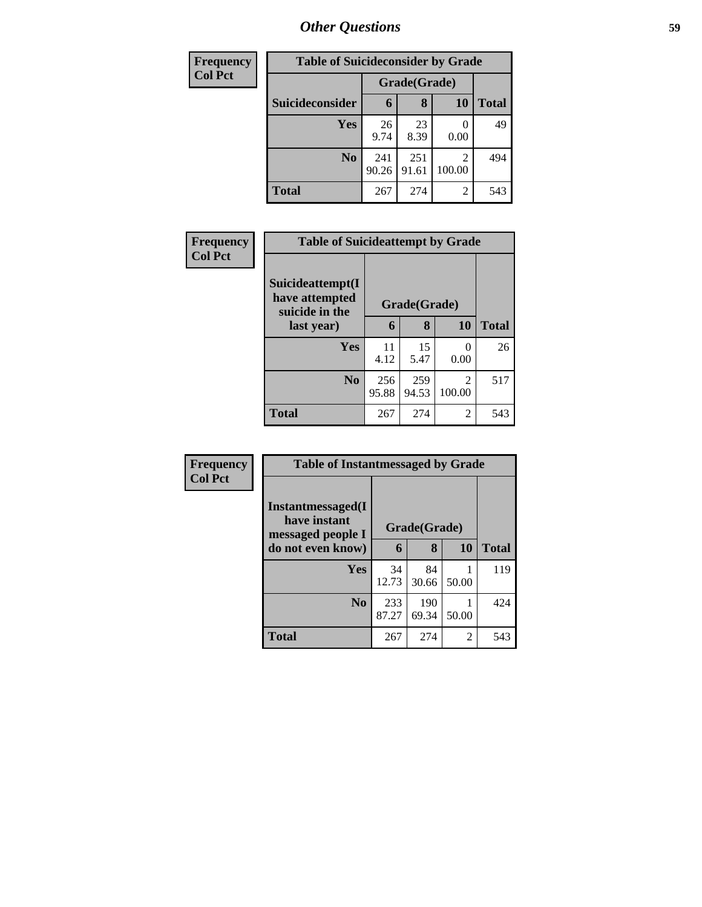| Frequency<br>Col Pct |
|---|

| Table of Suicideconsider by Grade | | | | |
|---|---|---|---|---|
| | Grade(Grade) | | | |
| Suicideconsider | 6 | 8 | 10 | Total |
| Yes | 26<br>9.74 | 23<br>8.39 | 0<br>0.00 | 49 |
| No | 241<br>90.26 | 251<br>91.61 | 2<br>100.00 | 494 |
| Total | 267 | 274 | 2 | 543 |

| Frequency<br>Col Pct |
|---|

| Table of Suicideattempt by Grade | | | | |
|---|---|---|---|---|
| Suicideattempt(I have attempted suicide in the last year) | Grade(Grade) | | | |
| | 6 | 8 | 10 | Total |
| Yes | 11<br>4.12 | 15<br>5.47 | 0<br>0.00 | 26 |
| No | 256<br>95.88 | 259<br>94.53 | 2<br>100.00 | 517 |
| Total | 267 | 274 | 2 | 543 |

| Frequency<br>Col Pct |
|---|

| Table of Instantmessaged by Grade | | | | |
|---|---|---|---|---|
| Instantmessaged(I have instant messaged people I do not even know) | Grade(Grade) | | | |
| | 6 | 8 | 10 | Total |
| Yes | 34<br>12.73 | 84<br>30.66 | 1<br>50.00 | 119 |
| No | 233<br>87.27 | 190<br>69.34 | 1<br>50.00 | 424 |
| Total | 267 | 274 | 2 | 543 |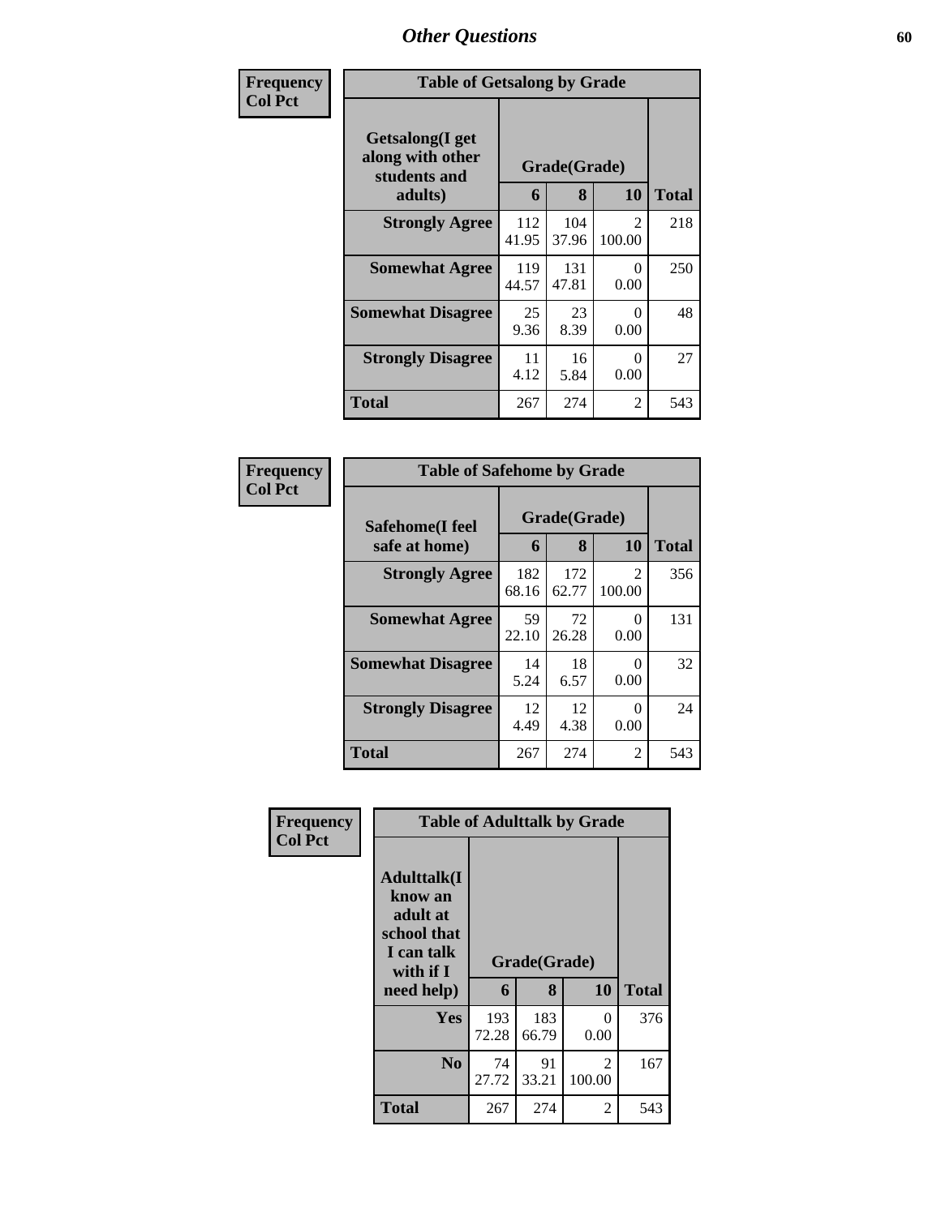# Other Questions

**Frequency**
**Col Pct**

| Table of Getsalong by Grade | | | | |
|---|---|---|---|---|
| Getsalong(I get along with other students and adults) | Grade(Grade) | | | Total |
| | 6 | 8 | 10 | |
| **Strongly Agree** | 112<br>41.95 | 104<br>37.96 | 2<br>100.00 | 218 |
| **Somewhat Agree** | 119<br>44.57 | 131<br>47.81 | 0<br>0.00 | 250 |
| **Somewhat Disagree** | 25<br>9.36 | 23<br>8.39 | 0<br>0.00 | 48 |
| **Strongly Disagree** | 11<br>4.12 | 16<br>5.84 | 0<br>0.00 | 27 |
| **Total** | 267 | 274 | 2 | 543 |

**Frequency**
**Col Pct**

| Table of Safehome by Grade | | | | |
|---|---|---|---|---|
| Safehome(I feel safe at home) | Grade(Grade) | | | Total |
| | 6 | 8 | 10 | |
| **Strongly Agree** | 182<br>68.16 | 172<br>62.77 | 2<br>100.00 | 356 |
| **Somewhat Agree** | 59<br>22.10 | 72<br>26.28 | 0<br>0.00 | 131 |
| **Somewhat Disagree** | 14<br>5.24 | 18<br>6.57 | 0<br>0.00 | 32 |
| **Strongly Disagree** | 12<br>4.49 | 12<br>4.38 | 0<br>0.00 | 24 |
| **Total** | 267 | 274 | 2 | 543 |

**Frequency**
**Col Pct**

| Table of Adulttalk by Grade | | | | |
|---|---|---|---|---|
| Adulttalk(I know an adult at school that I can talk with if I need help) | Grade(Grade) | | | Total |
| | 6 | 8 | 10 | |
| **Yes** | 193<br>72.28 | 183<br>66.79 | 0<br>0.00 | 376 |
| **No** | 74<br>27.72 | 91<br>33.21 | 2<br>100.00 | 167 |
| **Total** | 267 | 274 | 2 | 543 |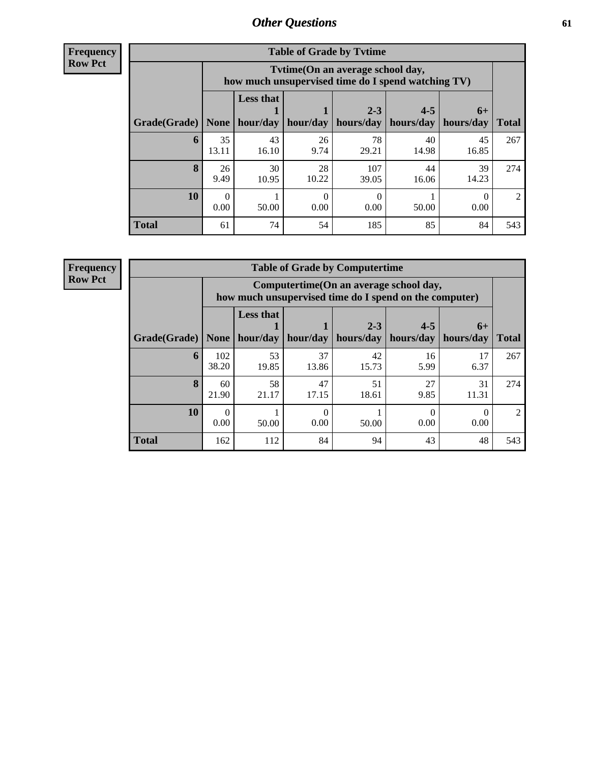## Other Questions

**Frequency**
**Row Pct**

**Table of Grade by Tvtime**

| Grade(Grade) | Tvtime(On an average school day, how much unsupervised time do I spend watching TV) | | | | | | Total |
|---|---|---|---|---|---|---|---|
| | None | Less that 1 hour/day | 1 hour/day | 2-3 hours/day | 4-5 hours/day | 6+ hours/day | |
| **6** | 35<br>13.11 | 43<br>16.10 | 26<br>9.74 | 78<br>29.21 | 40<br>14.98 | 45<br>16.85 | 267 |
| **8** | 26<br>9.49 | 30<br>10.95 | 28<br>10.22 | 107<br>39.05 | 44<br>16.06 | 39<br>14.23 | 274 |
| **10** | 0<br>0.00 | 1<br>50.00 | 0<br>0.00 | 0<br>0.00 | 1<br>50.00 | 0<br>0.00 | 2 |
| **Total** | 61 | 74 | 54 | 185 | 85 | 84 | 543 |

**Frequency**
**Row Pct**

**Table of Grade by Computertime**

| Grade(Grade) | Computertime(On an average school day, how much unsupervised time do I spend on the computer) | | | | | | Total |
|---|---|---|---|---|---|---|---|
| | None | Less that 1 hour/day | 1 hour/day | 2-3 hours/day | 4-5 hours/day | 6+ hours/day | |
| **6** | 102<br>38.20 | 53<br>19.85 | 37<br>13.86 | 42<br>15.73 | 16<br>5.99 | 17<br>6.37 | 267 |
| **8** | 60<br>21.90 | 58<br>21.17 | 47<br>17.15 | 51<br>18.61 | 27<br>9.85 | 31<br>11.31 | 274 |
| **10** | 0<br>0.00 | 1<br>50.00 | 0<br>0.00 | 1<br>50.00 | 0<br>0.00 | 0<br>0.00 | 2 |
| **Total** | 162 | 112 | 84 | 94 | 43 | 48 | 543 |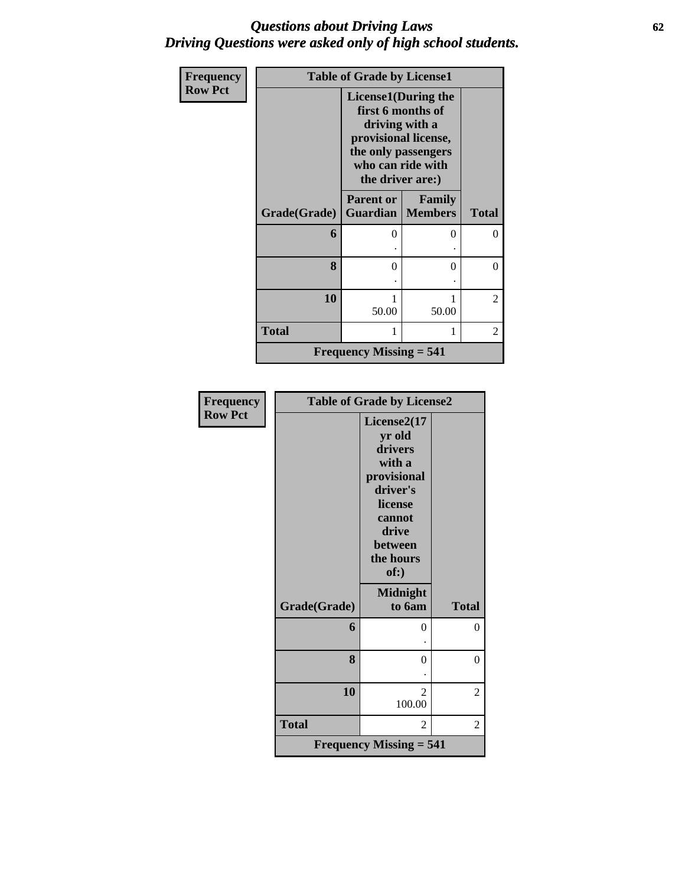# *Questions about Driving Laws*
# *Driving Questions were asked only of high school students.*

**Frequency**
**Row Pct**

| Table of Grade by License1 | | | |
|---|---|---|---|
| | License1(During the first 6 months of driving with a provisional license, the only passengers who can ride with the driver are:) | | |
| Grade(Grade) | Parent or Guardian | Family Members | Total |
| 6 | 0<br>. | 0<br>. | 0 |
| 8 | 0<br>. | 0<br>. | 0 |
| 10 | 1<br>50.00 | 1<br>50.00 | 2 |
| Total | 1 | 1 | 2 |
| Frequency Missing = 541 | | | |

**Frequency**
**Row Pct**

| Table of Grade by License2 | | |
|---|---|---|
| | License2(17 yr old drivers with a provisional driver's license cannot drive between the hours of:) | |
| Grade(Grade) | Midnight to 6am | Total |
| 6 | 0<br>. | 0 |
| 8 | 0<br>. | 0 |
| 10 | 2<br>100.00 | 2 |
| Total | 2 | 2 |
| Frequency Missing = 541 | | |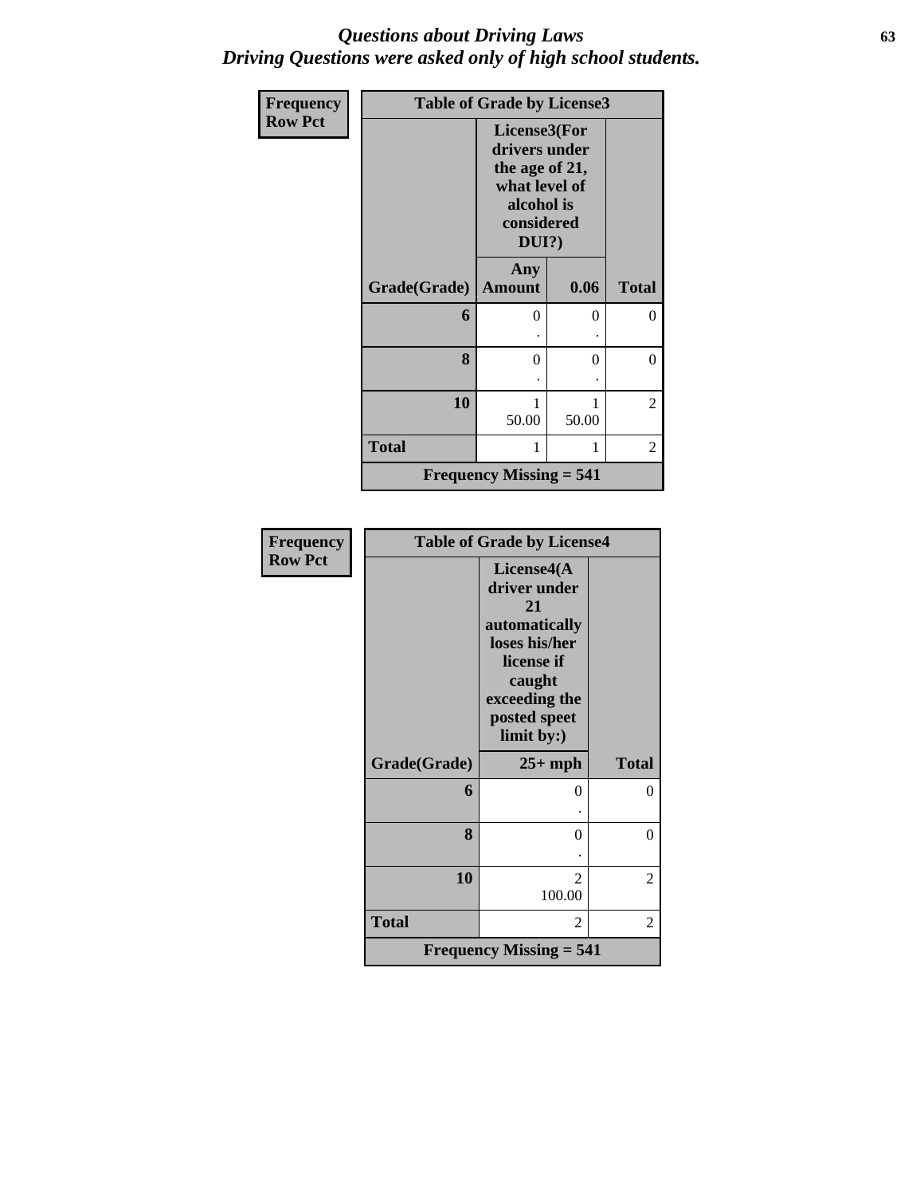*Questions about Driving Laws*
*Driving Questions were asked only of high school students.*

**Frequency**
**Row Pct**

**Table of Grade by License3**

| Grade(Grade) | License3(For drivers under the age of 21, what level of alcohol is considered DUI?) | | Total |
|---|---|---|---|
| | Any Amount | 0.06 | |
| 6 | 0<br>. | 0<br>. | 0 |
| 8 | 0<br>. | 0<br>. | 0 |
| 10 | 1<br>50.00 | 1<br>50.00 | 2 |
| Total | 1 | 1 | 2 |

**Frequency Missing = 541**

**Frequency**
**Row Pct**

**Table of Grade by License4**

| Grade(Grade) | License4(A driver under 21 automatically loses his/her license if caught exceeding the posted speet limit by:) | Total |
|---|---|---|
| | 25+ mph | |
| 6 | 0<br>. | 0 |
| 8 | 0<br>. | 0 |
| 10 | 2<br>100.00 | 2 |
| Total | 2 | 2 |

**Frequency Missing = 541**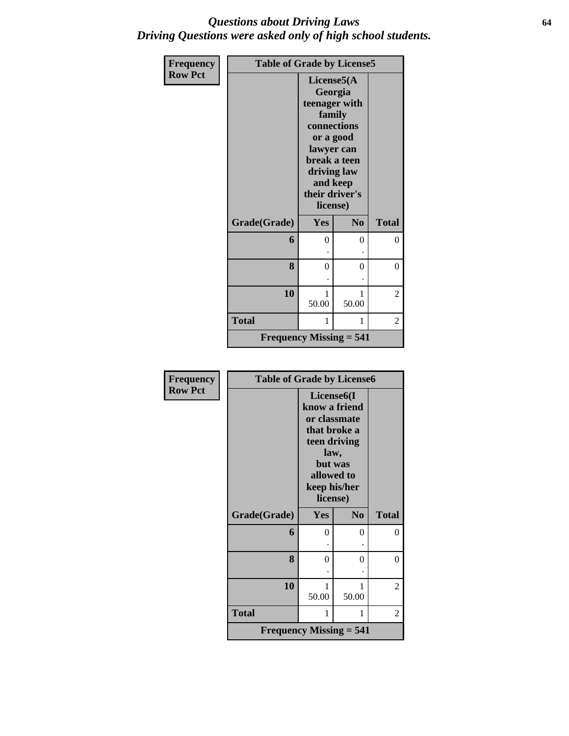# *Questions about Driving Laws*
## *Driving Questions were asked only of high school students.*

Frequency
Row Pct

**Table of Grade by License5**

| Grade(Grade) | License5(A Georgia teenager with family connections or a good lawyer can break a teen driving law and keep their driver's license) | | Total |
|---|---|---|---|
| | Yes | No | |
| 6 | 0<br>. | 0<br>. | 0 |
| 8 | 0<br>. | 0<br>. | 0 |
| 10 | 1<br>50.00 | 1<br>50.00 | 2 |
| Total | 1 | 1 | 2 |

Frequency Missing = 541

Frequency
Row Pct

**Table of Grade by License6**

| Grade(Grade) | License6(I know a friend or classmate that broke a teen driving law, but was allowed to keep his/her license) | | Total |
|---|---|---|---|
| | Yes | No | |
| 6 | 0<br>. | 0<br>. | 0 |
| 8 | 0<br>. | 0<br>. | 0 |
| 10 | 1<br>50.00 | 1<br>50.00 | 2 |
| Total | 1 | 1 | 2 |

Frequency Missing = 541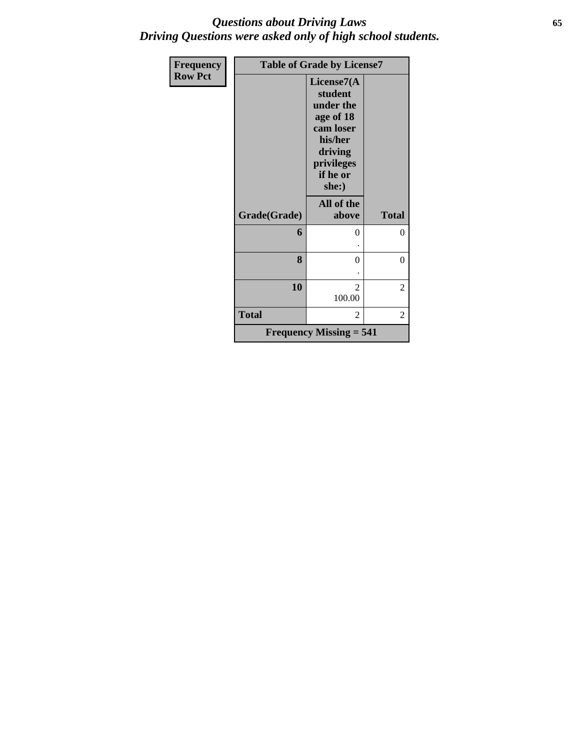## *Questions about Driving Laws*
## *Driving Questions were asked only of high school students.*

| Frequency<br>Row Pct | Table of Grade by License7 | |
|---|---|---|
| | License7(A student under the age of 18 cam loser his/her driving privileges if he or she:) | |
| Grade(Grade) | All of the above | Total |
| 6 | 0<br>. | 0 |
| 8 | 0<br>. | 0 |
| 10 | 2<br>100.00 | 2 |
| Total | 2 | 2 |
| Frequency Missing = 541 | | |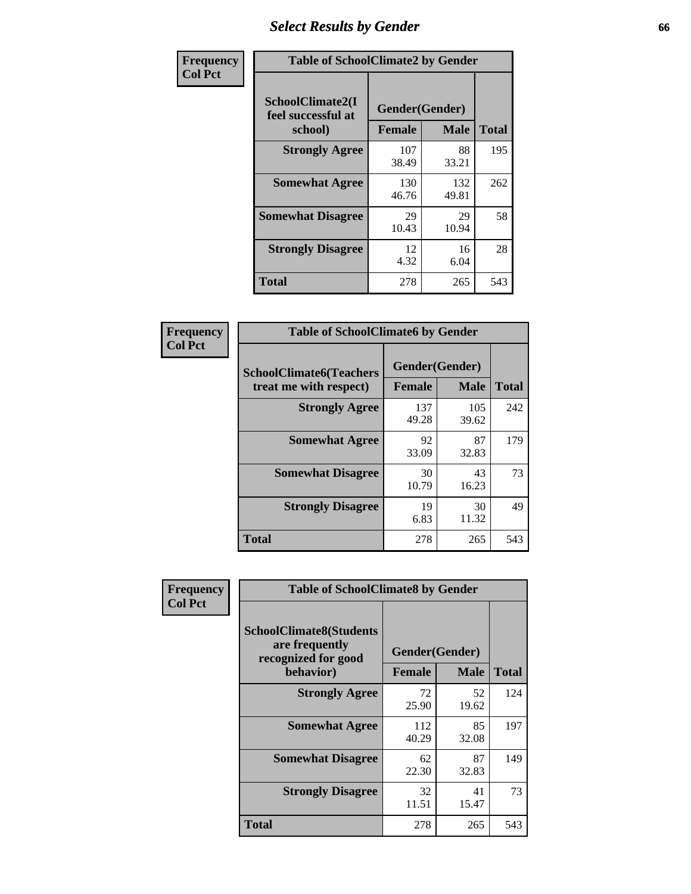# Select Results by Gender

| Frequency<br>Col Pct |
|---|

**Table of SchoolClimate2 by Gender**

| SchoolClimate2(I feel successful at school) | Gender(Gender) | | Total |
|---|---|---|---|
| | Female | Male | |
| Strongly Agree | 107<br>38.49 | 88<br>33.21 | 195 |
| Somewhat Agree | 130<br>46.76 | 132<br>49.81 | 262 |
| Somewhat Disagree | 29<br>10.43 | 29<br>10.94 | 58 |
| Strongly Disagree | 12<br>4.32 | 16<br>6.04 | 28 |
| Total | 278 | 265 | 543 |

| Frequency<br>Col Pct |
|---|

**Table of SchoolClimate6 by Gender**

| SchoolClimate6(Teachers treat me with respect) | Gender(Gender) | | Total |
|---|---|---|---|
| | Female | Male | |
| Strongly Agree | 137<br>49.28 | 105<br>39.62 | 242 |
| Somewhat Agree | 92<br>33.09 | 87<br>32.83 | 179 |
| Somewhat Disagree | 30<br>10.79 | 43<br>16.23 | 73 |
| Strongly Disagree | 19<br>6.83 | 30<br>11.32 | 49 |
| Total | 278 | 265 | 543 |

| Frequency<br>Col Pct |
|---|

**Table of SchoolClimate8 by Gender**

| SchoolClimate8(Students are frequently recognized for good behavior) | Gender(Gender) | | Total |
|---|---|---|---|
| | Female | Male | |
| Strongly Agree | 72<br>25.90 | 52<br>19.62 | 124 |
| Somewhat Agree | 112<br>40.29 | 85<br>32.08 | 197 |
| Somewhat Disagree | 62<br>22.30 | 87<br>32.83 | 149 |
| Strongly Disagree | 32<br>11.51 | 41<br>15.47 | 73 |
| Total | 278 | 265 | 543 |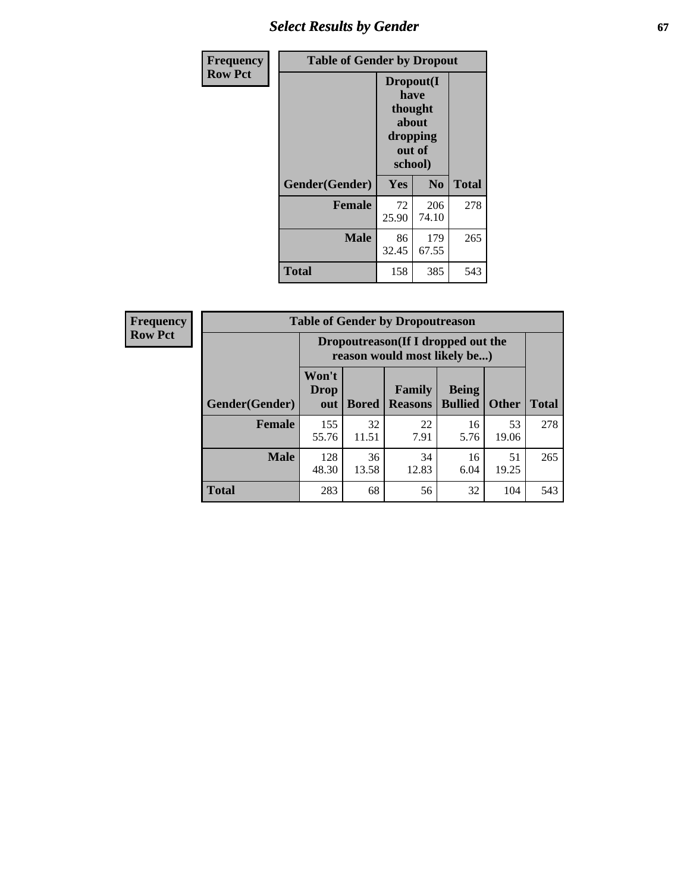| Frequency<br>Row Pct | Table of Gender by Dropout | | |
|---|---|---|---|
| | Dropout(I have thought about dropping out of school) | | |
| Gender(Gender) | Yes | No | Total |
| Female | 72<br>25.90 | 206<br>74.10 | 278 |
| Male | 86<br>32.45 | 179<br>67.55 | 265 |
| Total | 158 | 385 | 543 |

| Frequency<br>Row Pct | Table of Gender by Dropoutreason | | | | | |
|---|---|---|---|---|---|---|
| | Dropoutreason(If I dropped out the reason would most likely be...) | | | | | |
| Gender(Gender) | Won't Drop out | Bored | Family Reasons | Being Bullied | Other | Total |
| Female | 155<br>55.76 | 32<br>11.51 | 22<br>7.91 | 16<br>5.76 | 53<br>19.06 | 278 |
| Male | 128<br>48.30 | 36<br>13.58 | 34<br>12.83 | 16<br>6.04 | 51<br>19.25 | 265 |
| Total | 283 | 68 | 56 | 32 | 104 | 543 |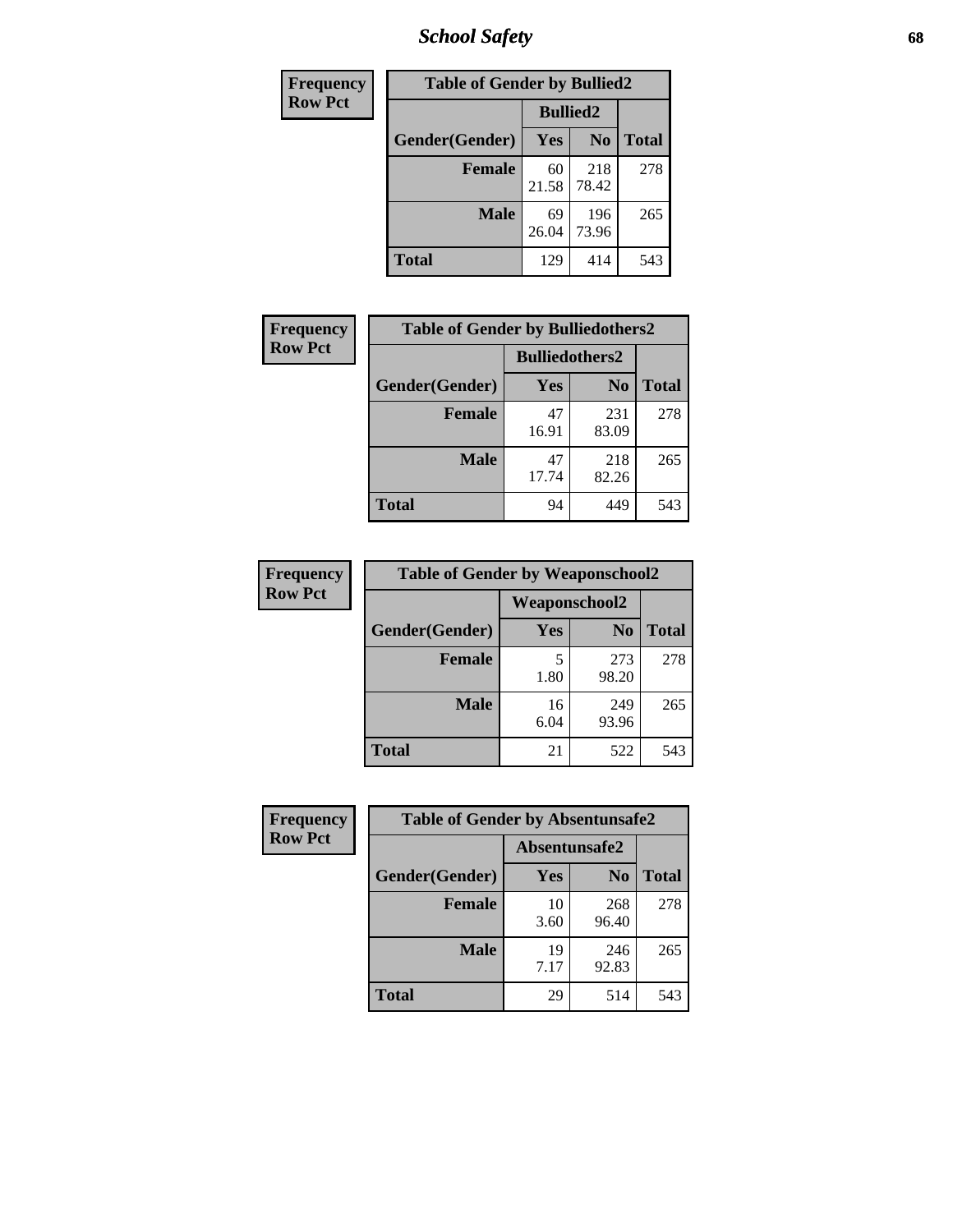| Frequency Row Pct |
|---|

| Table of Gender by Bullied2 | | | |
|---|---|---|---|
| | Bullied2 | | |
| Gender(Gender) | Yes | No | Total |
| Female | 60<br>21.58 | 218<br>78.42 | 278 |
| Male | 69<br>26.04 | 196<br>73.96 | 265 |
| Total | 129 | 414 | 543 |

| Frequency Row Pct |
|---|

| Table of Gender by Bulliedothers2 | | | |
|---|---|---|---|
| | Bulliedothers2 | | |
| Gender(Gender) | Yes | No | Total |
| Female | 47<br>16.91 | 231<br>83.09 | 278 |
| Male | 47<br>17.74 | 218<br>82.26 | 265 |
| Total | 94 | 449 | 543 |

| Frequency Row Pct |
|---|

| Table of Gender by Weaponschool2 | | | |
|---|---|---|---|
| | Weaponschool2 | | |
| Gender(Gender) | Yes | No | Total |
| Female | 5<br>1.80 | 273<br>98.20 | 278 |
| Male | 16<br>6.04 | 249<br>93.96 | 265 |
| Total | 21 | 522 | 543 |

| Frequency Row Pct |
|---|

| Table of Gender by Absentunsafe2 | | | |
|---|---|---|---|
| | Absentunsafe2 | | |
| Gender(Gender) | Yes | No | Total |
| Female | 10<br>3.60 | 268<br>96.40 | 278 |
| Male | 19<br>7.17 | 246<br>92.83 | 265 |
| Total | 29 | 514 | 543 |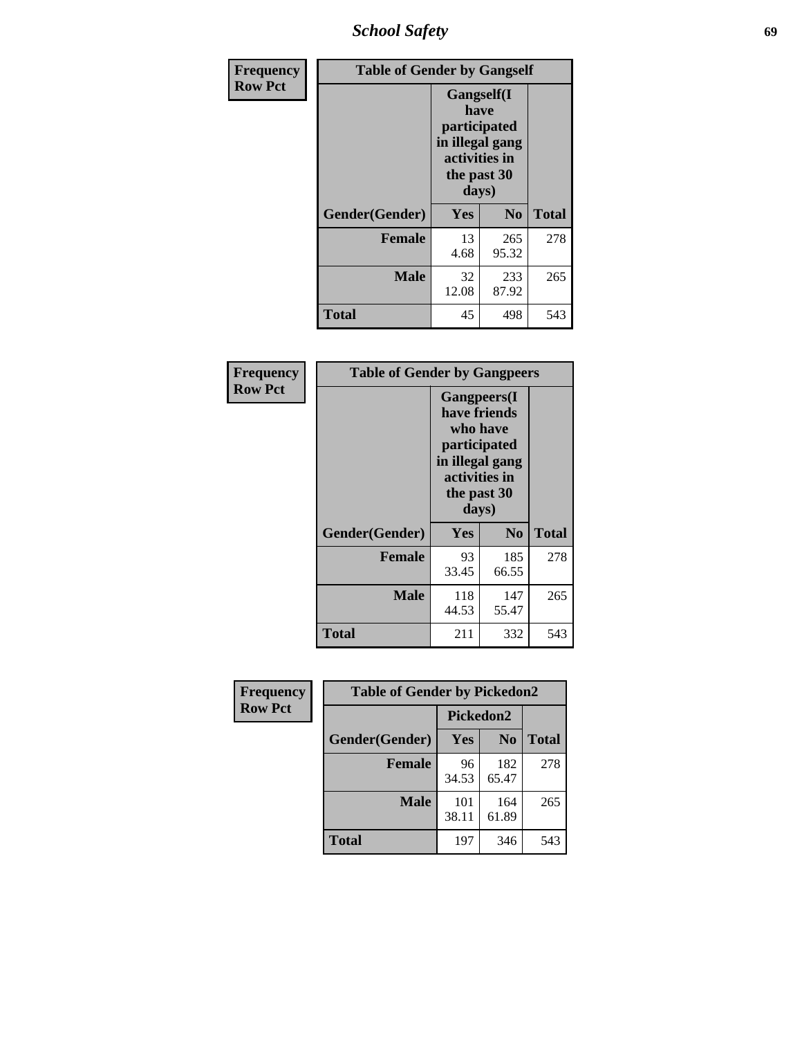**Frequency**
**Row Pct**

| Table of Gender by Gangself | | | |
|---|---|---|---|
| | Gangself(I have participated in illegal gang activities in the past 30 days) | | |
| Gender(Gender) | Yes | No | Total |
| Female | 13<br>4.68 | 265<br>95.32 | 278 |
| Male | 32<br>12.08 | 233<br>87.92 | 265 |
| Total | 45 | 498 | 543 |

**Frequency**
**Row Pct**

| Table of Gender by Gangpeers | | | |
|---|---|---|---|
| | Gangpeers(I have friends who have participated in illegal gang activities in the past 30 days) | | |
| Gender(Gender) | Yes | No | Total |
| Female | 93<br>33.45 | 185<br>66.55 | 278 |
| Male | 118<br>44.53 | 147<br>55.47 | 265 |
| Total | 211 | 332 | 543 |

**Frequency**
**Row Pct**

| Table of Gender by Pickedon2 | | | |
|---|---|---|---|
| | Pickedon2 | | |
| Gender(Gender) | Yes | No | Total |
| Female | 96<br>34.53 | 182<br>65.47 | 278 |
| Male | 101<br>38.11 | 164<br>61.89 | 265 |
| Total | 197 | 346 | 543 |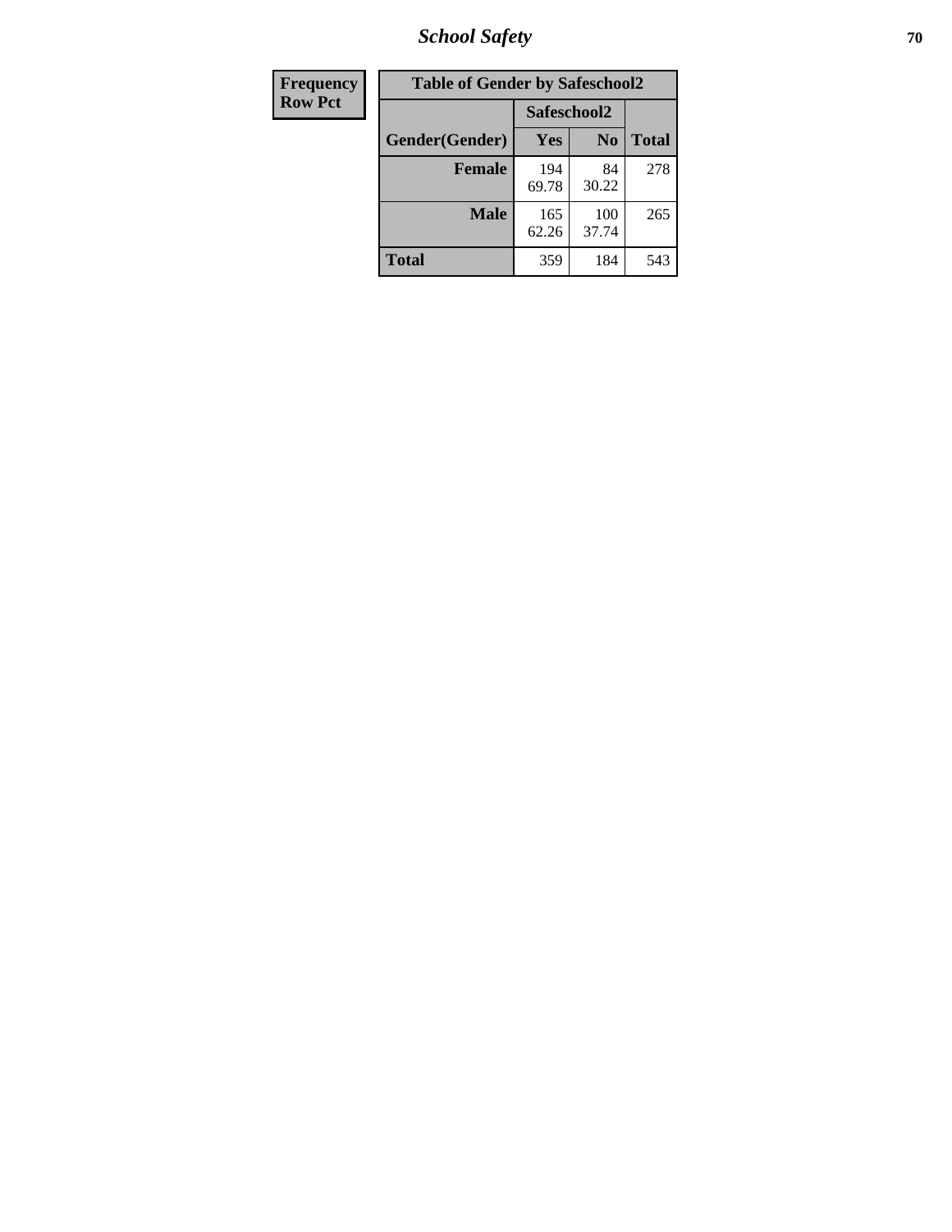| Frequency<br>Row Pct |
|---|

**Table of Gender by Safeschool2**

| Gender(Gender) | Safeschool2 | | Total |
|---|---|---|---|
| | Yes | No | |
| Female | 194<br>69.78 | 84<br>30.22 | 278 |
| Male | 165<br>62.26 | 100<br>37.74 | 265 |
| Total | 359 | 184 | 543 |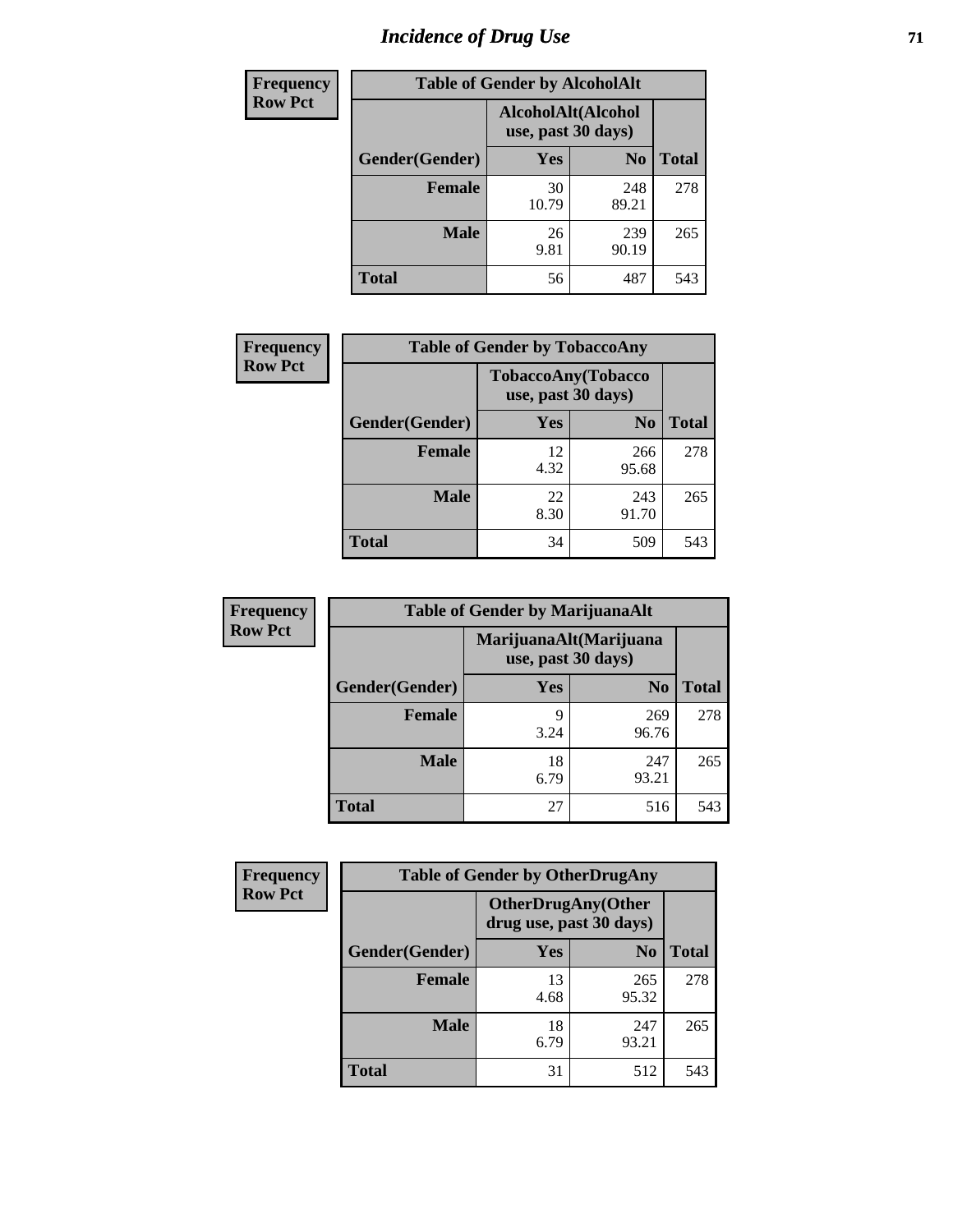# Incidence of Drug Use

**Frequency**
**Row Pct**

| Table of Gender by AlcoholAlt | | | |
|---|---|---|---|
| | AlcoholAlt(Alcohol use, past 30 days) | | |
| Gender(Gender) | Yes | No | Total |
| Female | 30<br>10.79 | 248<br>89.21 | 278 |
| Male | 26<br>9.81 | 239<br>90.19 | 265 |
| Total | 56 | 487 | 543 |

**Frequency**
**Row Pct**

| Table of Gender by TobaccoAny | | | |
|---|---|---|---|
| | TobaccoAny(Tobacco use, past 30 days) | | |
| Gender(Gender) | Yes | No | Total |
| Female | 12<br>4.32 | 266<br>95.68 | 278 |
| Male | 22<br>8.30 | 243<br>91.70 | 265 |
| Total | 34 | 509 | 543 |

**Frequency**
**Row Pct**

| Table of Gender by MarijuanaAlt | | | |
|---|---|---|---|
| | MarijuanaAlt(Marijuana use, past 30 days) | | |
| Gender(Gender) | Yes | No | Total |
| Female | 9<br>3.24 | 269<br>96.76 | 278 |
| Male | 18<br>6.79 | 247<br>93.21 | 265 |
| Total | 27 | 516 | 543 |

**Frequency**
**Row Pct**

| Table of Gender by OtherDrugAny | | | |
|---|---|---|---|
| | OtherDrugAny(Other drug use, past 30 days) | | |
| Gender(Gender) | Yes | No | Total |
| Female | 13<br>4.68 | 265<br>95.32 | 278 |
| Male | 18<br>6.79 | 247<br>93.21 | 265 |
| Total | 31 | 512 | 543 |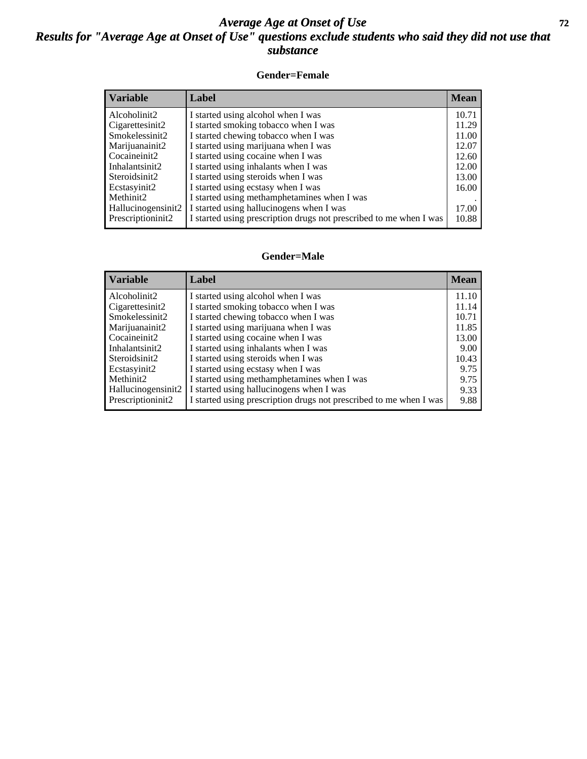# *Average Age at Onset of Use*

## *Results for "Average Age at Onset of Use" questions exclude students who said they did not use that substance*

### Gender=Female

| Variable | Label | Mean |
|---|---|---|
| Alcoholinit2 | I started using alcohol when I was | 10.71 |
| Cigarettesinit2 | I started smoking tobacco when I was | 11.29 |
| Smokelessinit2 | I started chewing tobacco when I was | 11.00 |
| Marijuanainit2 | I started using marijuana when I was | 12.07 |
| Cocaineinit2 | I started using cocaine when I was | 12.60 |
| Inhalantsinit2 | I started using inhalants when I was | 12.00 |
| Steroidsinit2 | I started using steroids when I was | 13.00 |
| Ecstasyinit2 | I started using ecstasy when I was | 16.00 |
| Methinit2 | I started using methamphetamines when I was | . |
| Hallucinogensinit2 | I started using hallucinogens when I was | 17.00 |
| Prescriptioninit2 | I started using prescription drugs not prescribed to me when I was | 10.88 |

### Gender=Male

| Variable | Label | Mean |
|---|---|---|
| Alcoholinit2 | I started using alcohol when I was | 11.10 |
| Cigarettesinit2 | I started smoking tobacco when I was | 11.14 |
| Smokelessinit2 | I started chewing tobacco when I was | 10.71 |
| Marijuanainit2 | I started using marijuana when I was | 11.85 |
| Cocaineinit2 | I started using cocaine when I was | 13.00 |
| Inhalantsinit2 | I started using inhalants when I was | 9.00 |
| Steroidsinit2 | I started using steroids when I was | 10.43 |
| Ecstasyinit2 | I started using ecstasy when I was | 9.75 |
| Methinit2 | I started using methamphetamines when I was | 9.75 |
| Hallucinogensinit2 | I started using hallucinogens when I was | 9.33 |
| Prescriptioninit2 | I started using prescription drugs not prescribed to me when I was | 9.88 |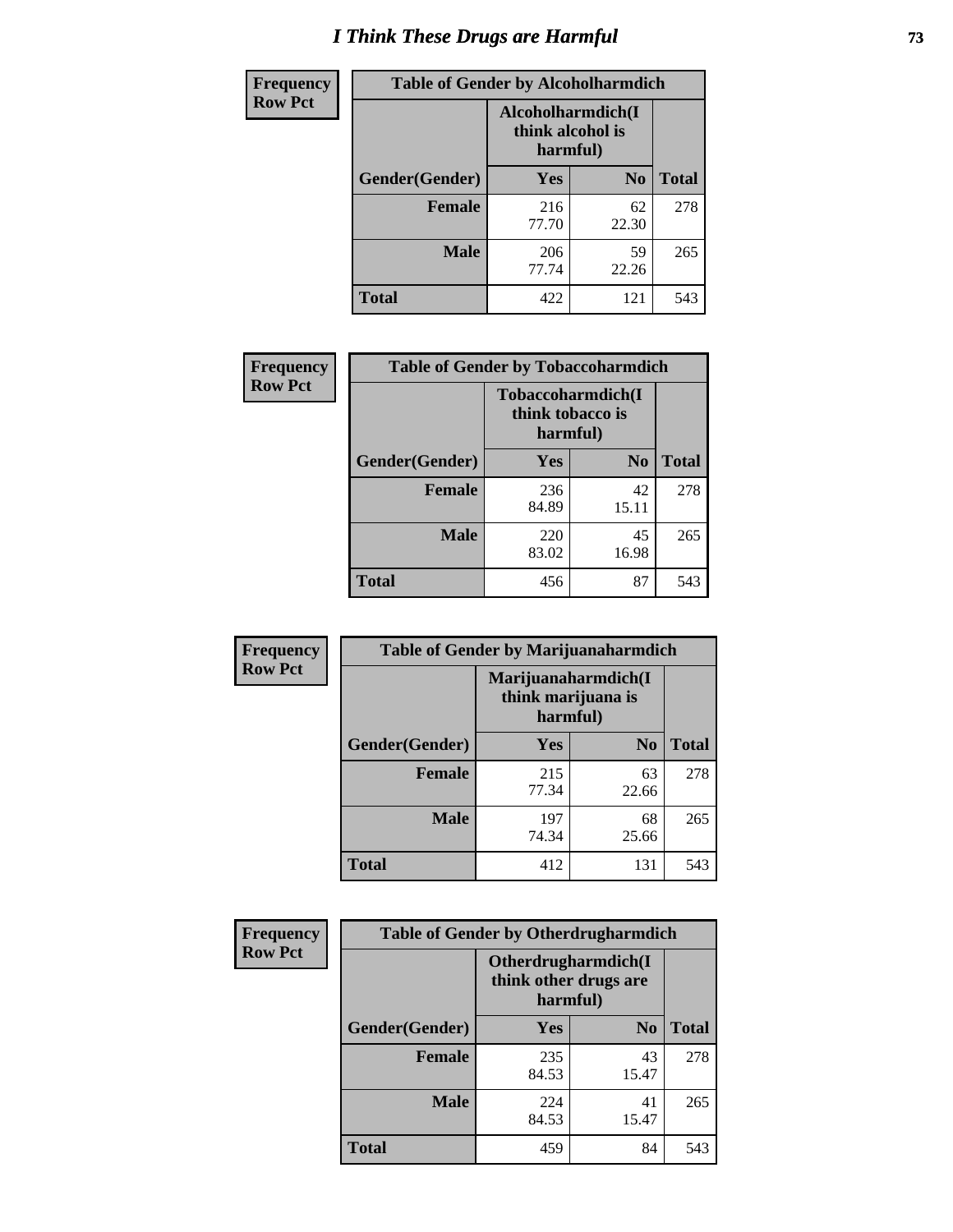# I Think These Drugs are Harmful

**Frequency**
**Row Pct**

| Table of Gender by Alcoholharmdich | | | |
|---|---|---|---|
| | Alcoholharmdich(I think alcohol is harmful) | | |
| Gender(Gender) | Yes | No | Total |
| Female | 216<br>77.70 | 62<br>22.30 | 278 |
| Male | 206<br>77.74 | 59<br>22.26 | 265 |
| Total | 422 | 121 | 543 |

**Frequency**
**Row Pct**

| Table of Gender by Tobaccoharmdich | | | |
|---|---|---|---|
| | Tobaccoharmdich(I think tobacco is harmful) | | |
| Gender(Gender) | Yes | No | Total |
| Female | 236<br>84.89 | 42<br>15.11 | 278 |
| Male | 220<br>83.02 | 45<br>16.98 | 265 |
| Total | 456 | 87 | 543 |

**Frequency**
**Row Pct**

| Table of Gender by Marijuanaharmdich | | | |
|---|---|---|---|
| | Marijuanaharmdich(I think marijuana is harmful) | | |
| Gender(Gender) | Yes | No | Total |
| Female | 215<br>77.34 | 63<br>22.66 | 278 |
| Male | 197<br>74.34 | 68<br>25.66 | 265 |
| Total | 412 | 131 | 543 |

**Frequency**
**Row Pct**

| Table of Gender by Otherdrugharmdich | | | |
|---|---|---|---|
| | Otherdrugharmdich(I think other drugs are harmful) | | |
| Gender(Gender) | Yes | No | Total |
| Female | 235<br>84.53 | 43<br>15.47 | 278 |
| Male | 224<br>84.53 | 41<br>15.47 | 265 |
| Total | 459 | 84 | 543 |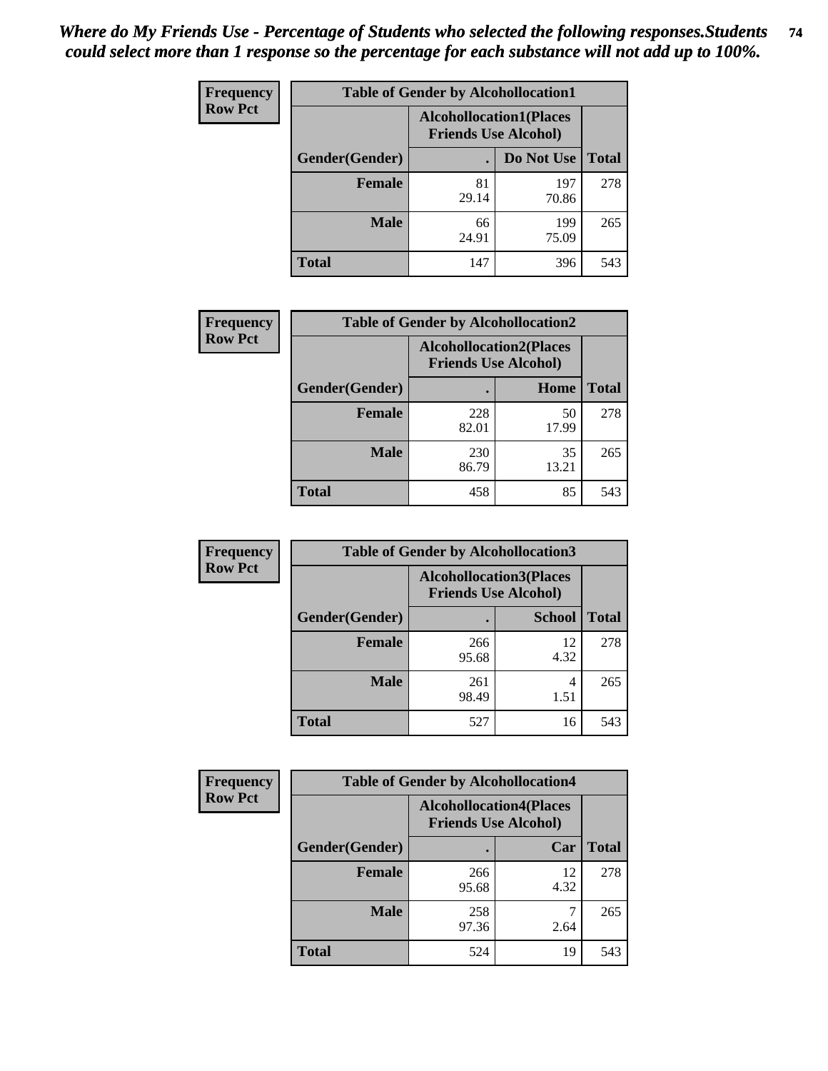*Where do My Friends Use - Percentage of Students who selected the following responses.Students could select more than 1 response so the percentage for each substance will not add up to 100%.*

**Frequency**
**Row Pct**

| Table of Gender by Alcohollocation1 | | | |
|---|---|---|---|
| | Alcohollocation1(Places Friends Use Alcohol) | | |
| Gender(Gender) | . | Do Not Use | Total |
| Female | 81<br>29.14 | 197<br>70.86 | 278 |
| Male | 66<br>24.91 | 199<br>75.09 | 265 |
| Total | 147 | 396 | 543 |

**Frequency**
**Row Pct**

| Table of Gender by Alcohollocation2 | | | |
|---|---|---|---|
| | Alcohollocation2(Places Friends Use Alcohol) | | |
| Gender(Gender) | . | Home | Total |
| Female | 228<br>82.01 | 50<br>17.99 | 278 |
| Male | 230<br>86.79 | 35<br>13.21 | 265 |
| Total | 458 | 85 | 543 |

**Frequency**
**Row Pct**

| Table of Gender by Alcohollocation3 | | | |
|---|---|---|---|
| | Alcohollocation3(Places Friends Use Alcohol) | | |
| Gender(Gender) | . | School | Total |
| Female | 266<br>95.68 | 12<br>4.32 | 278 |
| Male | 261<br>98.49 | 4<br>1.51 | 265 |
| Total | 527 | 16 | 543 |

**Frequency**
**Row Pct**

| Table of Gender by Alcohollocation4 | | | |
|---|---|---|---|
| | Alcohollocation4(Places Friends Use Alcohol) | | |
| Gender(Gender) | . | Car | Total |
| Female | 266<br>95.68 | 12<br>4.32 | 278 |
| Male | 258<br>97.36 | 7<br>2.64 | 265 |
| Total | 524 | 19 | 543 |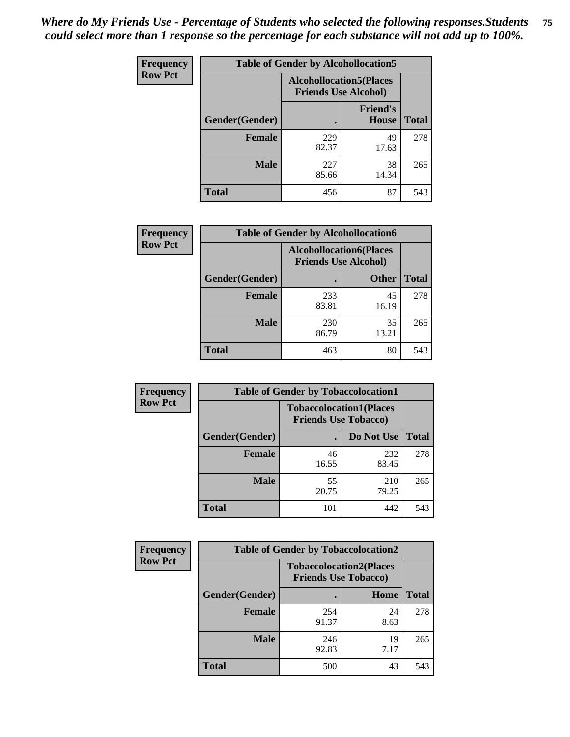*Where do My Friends Use - Percentage of Students who selected the following responses.Students could select more than 1 response so the percentage for each substance will not add up to 100%.*

**Frequency / Row Pct**

**Table of Gender by Alcohollocation5**

| Gender(Gender) | Alcohollocation5(Places Friends Use Alcohol): . | Alcohollocation5(Places Friends Use Alcohol): Friend's House | Total |
|---|---|---|---|
| **Female** | 229<br>82.37 | 49<br>17.63 | 278 |
| **Male** | 227<br>85.66 | 38<br>14.34 | 265 |
| **Total** | 456 | 87 | 543 |

**Frequency / Row Pct**

**Table of Gender by Alcohollocation6**

| Gender(Gender) | Alcohollocation6(Places Friends Use Alcohol): . | Alcohollocation6(Places Friends Use Alcohol): Other | Total |
|---|---|---|---|
| **Female** | 233<br>83.81 | 45<br>16.19 | 278 |
| **Male** | 230<br>86.79 | 35<br>13.21 | 265 |
| **Total** | 463 | 80 | 543 |

**Frequency / Row Pct**

**Table of Gender by Tobaccolocation1**

| Gender(Gender) | Tobaccolocation1(Places Friends Use Tobacco): . | Tobaccolocation1(Places Friends Use Tobacco): Do Not Use | Total |
|---|---|---|---|
| **Female** | 46<br>16.55 | 232<br>83.45 | 278 |
| **Male** | 55<br>20.75 | 210<br>79.25 | 265 |
| **Total** | 101 | 442 | 543 |

**Frequency / Row Pct**

**Table of Gender by Tobaccolocation2**

| Gender(Gender) | Tobaccolocation2(Places Friends Use Tobacco): . | Tobaccolocation2(Places Friends Use Tobacco): Home | Total |
|---|---|---|---|
| **Female** | 254<br>91.37 | 24<br>8.63 | 278 |
| **Male** | 246<br>92.83 | 19<br>7.17 | 265 |
| **Total** | 500 | 43 | 543 |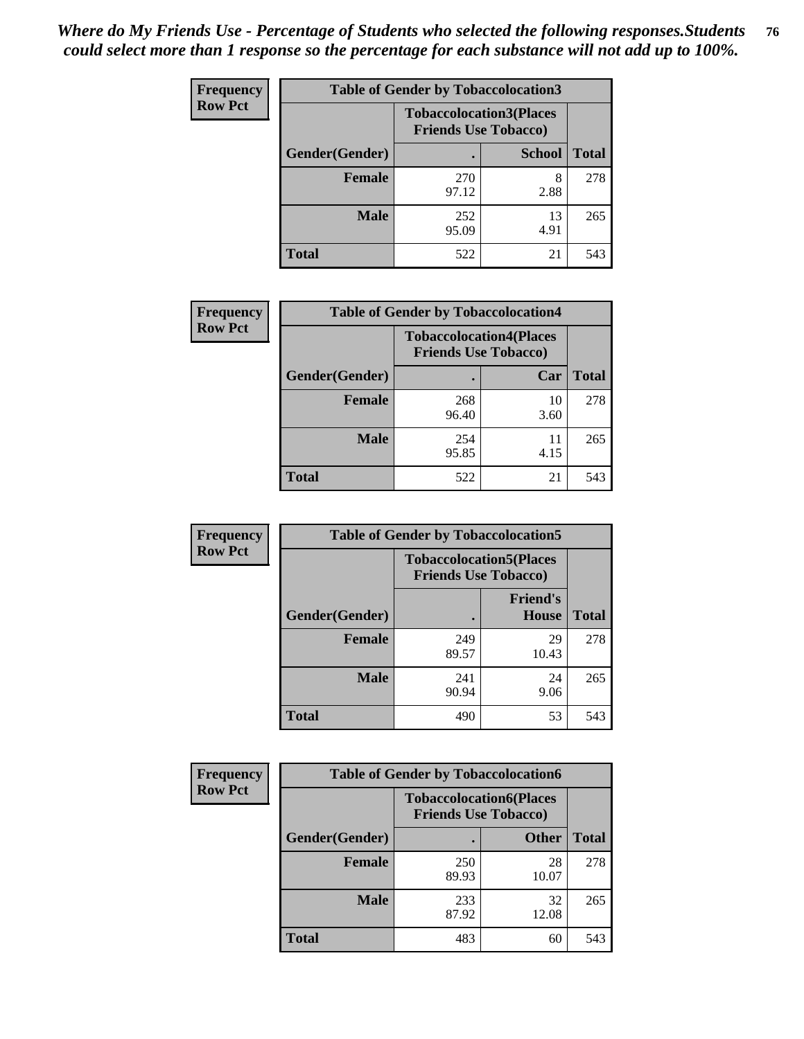*Where do My Friends Use - Percentage of Students who selected the following responses.Students could select more than 1 response so the percentage for each substance will not add up to 100%.*

| Frequency Row Pct | Table of Gender by Tobaccolocation3 | | |
|---|---|---|---|
| | Tobaccolocation3(Places Friends Use Tobacco) | | |
| Gender(Gender) | . | School | Total |
| Female | 270<br>97.12 | 8<br>2.88 | 278 |
| Male | 252<br>95.09 | 13<br>4.91 | 265 |
| Total | 522 | 21 | 543 |

| Frequency Row Pct | Table of Gender by Tobaccolocation4 | | |
|---|---|---|---|
| | Tobaccolocation4(Places Friends Use Tobacco) | | |
| Gender(Gender) | . | Car | Total |
| Female | 268<br>96.40 | 10<br>3.60 | 278 |
| Male | 254<br>95.85 | 11<br>4.15 | 265 |
| Total | 522 | 21 | 543 |

| Frequency Row Pct | Table of Gender by Tobaccolocation5 | | |
|---|---|---|---|
| | Tobaccolocation5(Places Friends Use Tobacco) | | |
| Gender(Gender) | . | Friend's House | Total |
| Female | 249<br>89.57 | 29<br>10.43 | 278 |
| Male | 241<br>90.94 | 24<br>9.06 | 265 |
| Total | 490 | 53 | 543 |

| Frequency Row Pct | Table of Gender by Tobaccolocation6 | | |
|---|---|---|---|
| | Tobaccolocation6(Places Friends Use Tobacco) | | |
| Gender(Gender) | . | Other | Total |
| Female | 250<br>89.93 | 28<br>10.07 | 278 |
| Male | 233<br>87.92 | 32<br>12.08 | 265 |
| Total | 483 | 60 | 543 |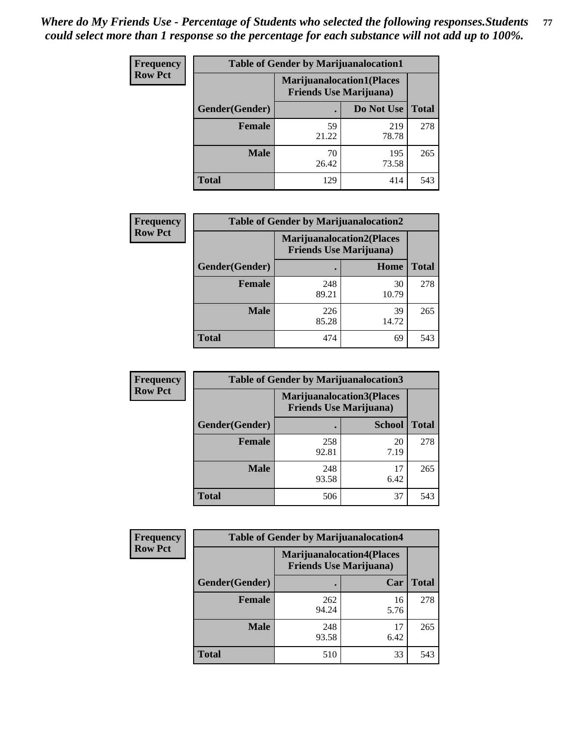*Where do My Friends Use - Percentage of Students who selected the following responses.Students could select more than 1 response so the percentage for each substance will not add up to 100%.*

**Frequency**
**Row Pct**

| Table of Gender by Marijuanalocation1 | | | |
|---|---|---|---|
| | Marijuanalocation1(Places Friends Use Marijuana) | | |
| Gender(Gender) | . | Do Not Use | Total |
| Female | 59<br>21.22 | 219<br>78.78 | 278 |
| Male | 70<br>26.42 | 195<br>73.58 | 265 |
| Total | 129 | 414 | 543 |

**Frequency**
**Row Pct**

| Table of Gender by Marijuanalocation2 | | | |
|---|---|---|---|
| | Marijuanalocation2(Places Friends Use Marijuana) | | |
| Gender(Gender) | . | Home | Total |
| Female | 248<br>89.21 | 30<br>10.79 | 278 |
| Male | 226<br>85.28 | 39<br>14.72 | 265 |
| Total | 474 | 69 | 543 |

**Frequency**
**Row Pct**

| Table of Gender by Marijuanalocation3 | | | |
|---|---|---|---|
| | Marijuanalocation3(Places Friends Use Marijuana) | | |
| Gender(Gender) | . | School | Total |
| Female | 258<br>92.81 | 20<br>7.19 | 278 |
| Male | 248<br>93.58 | 17<br>6.42 | 265 |
| Total | 506 | 37 | 543 |

**Frequency**
**Row Pct**

| Table of Gender by Marijuanalocation4 | | | |
|---|---|---|---|
| | Marijuanalocation4(Places Friends Use Marijuana) | | |
| Gender(Gender) | . | Car | Total |
| Female | 262<br>94.24 | 16<br>5.76 | 278 |
| Male | 248<br>93.58 | 17<br>6.42 | 265 |
| Total | 510 | 33 | 543 |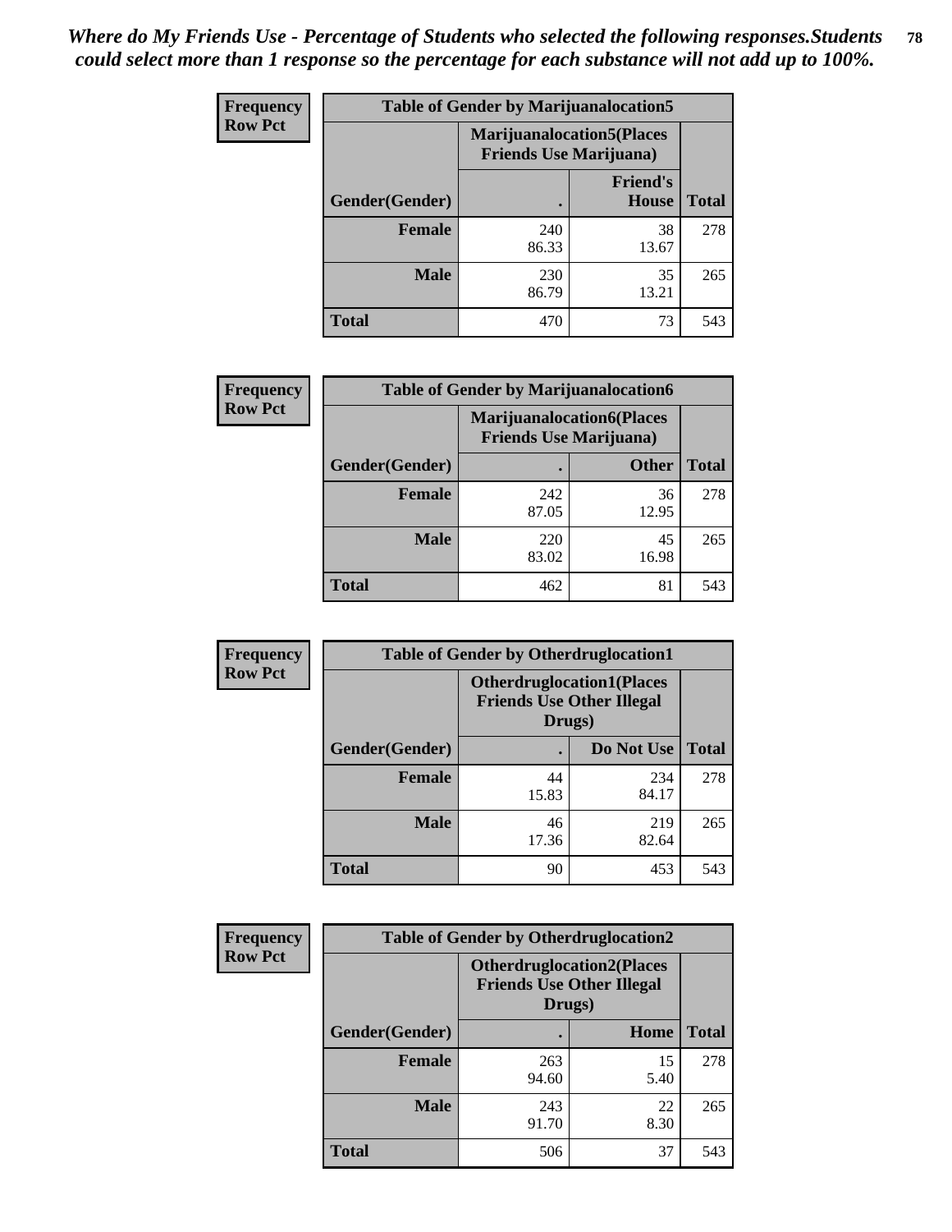*Where do My Friends Use - Percentage of Students who selected the following responses.Students could select more than 1 response so the percentage for each substance will not add up to 100%.*

**Frequency**
**Row Pct**

| Table of Gender by Marijuanalocation5 | | | |
|---|---|---|---|
| | Marijuanalocation5(Places Friends Use Marijuana) | | |
| Gender(Gender) | . | Friend's House | Total |
| **Female** | 240<br>86.33 | 38<br>13.67 | 278 |
| **Male** | 230<br>86.79 | 35<br>13.21 | 265 |
| **Total** | 470 | 73 | 543 |

**Frequency**
**Row Pct**

| Table of Gender by Marijuanalocation6 | | | |
|---|---|---|---|
| | Marijuanalocation6(Places Friends Use Marijuana) | | |
| Gender(Gender) | . | Other | Total |
| **Female** | 242<br>87.05 | 36<br>12.95 | 278 |
| **Male** | 220<br>83.02 | 45<br>16.98 | 265 |
| **Total** | 462 | 81 | 543 |

**Frequency**
**Row Pct**

| Table of Gender by Otherdruglocation1 | | | |
|---|---|---|---|
| | Otherdruglocation1(Places Friends Use Other Illegal Drugs) | | |
| Gender(Gender) | . | Do Not Use | Total |
| **Female** | 44<br>15.83 | 234<br>84.17 | 278 |
| **Male** | 46<br>17.36 | 219<br>82.64 | 265 |
| **Total** | 90 | 453 | 543 |

**Frequency**
**Row Pct**

| Table of Gender by Otherdruglocation2 | | | |
|---|---|---|---|
| | Otherdruglocation2(Places Friends Use Other Illegal Drugs) | | |
| Gender(Gender) | . | Home | Total |
| **Female** | 263<br>94.60 | 15<br>5.40 | 278 |
| **Male** | 243<br>91.70 | 22<br>8.30 | 265 |
| **Total** | 506 | 37 | 543 |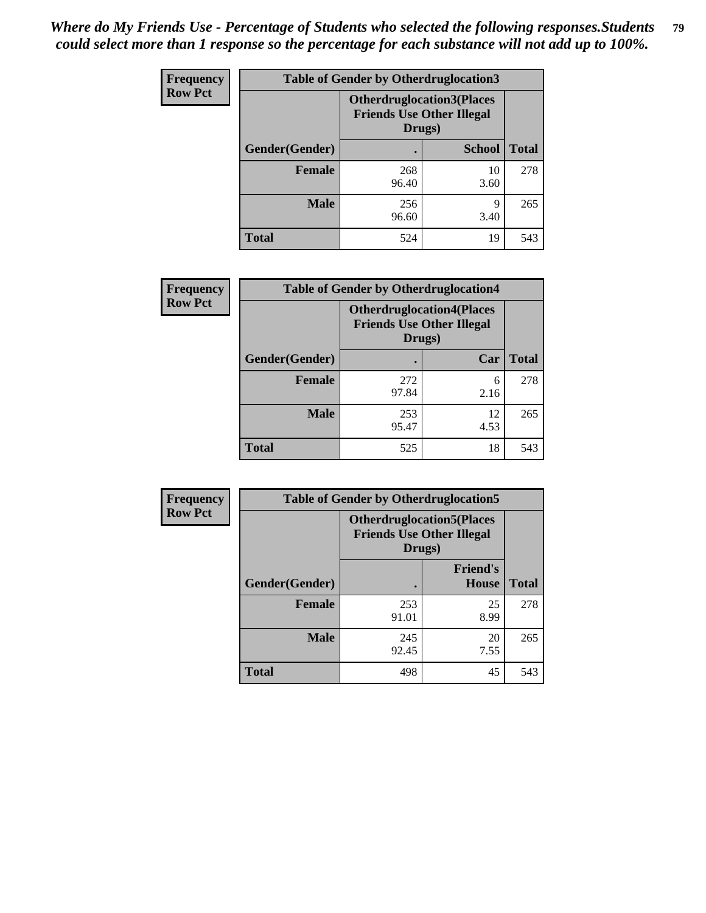*Where do My Friends Use - Percentage of Students who selected the following responses.Students could select more than 1 response so the percentage for each substance will not add up to 100%.*

**Frequency**
**Row Pct**

| Table of Gender by Otherdruglocation3 | | | |
|---|---|---|---|
| | Otherdruglocation3(Places Friends Use Other Illegal Drugs) | | |
| Gender(Gender) | . | School | Total |
| Female | 268<br>96.40 | 10<br>3.60 | 278 |
| Male | 256<br>96.60 | 9<br>3.40 | 265 |
| Total | 524 | 19 | 543 |

**Frequency**
**Row Pct**

| Table of Gender by Otherdruglocation4 | | | |
|---|---|---|---|
| | Otherdruglocation4(Places Friends Use Other Illegal Drugs) | | |
| Gender(Gender) | . | Car | Total |
| Female | 272<br>97.84 | 6<br>2.16 | 278 |
| Male | 253<br>95.47 | 12<br>4.53 | 265 |
| Total | 525 | 18 | 543 |

**Frequency**
**Row Pct**

| Table of Gender by Otherdruglocation5 | | | |
|---|---|---|---|
| | Otherdruglocation5(Places Friends Use Other Illegal Drugs) | | |
| Gender(Gender) | . | Friend's House | Total |
| Female | 253<br>91.01 | 25<br>8.99 | 278 |
| Male | 245<br>92.45 | 20<br>7.55 | 265 |
| Total | 498 | 45 | 543 |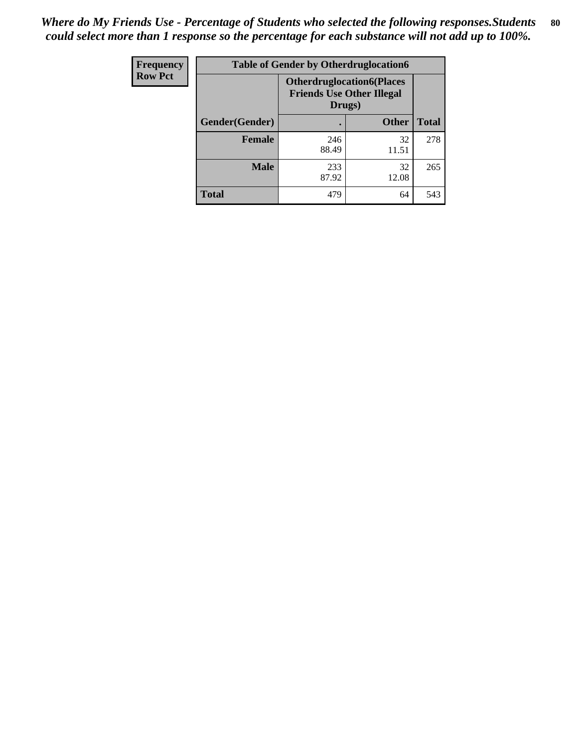*Where do My Friends Use - Percentage of Students who selected the following responses.Students could select more than 1 response so the percentage for each substance will not add up to 100%.*

| Frequency Row Pct | Table of Gender by Otherdruglocation6 | | |
|---|---|---|---|
| | Otherdruglocation6(Places Friends Use Other Illegal Drugs) | | |
| Gender(Gender) | . | Other | Total |
| Female | 246<br>88.49 | 32<br>11.51 | 278 |
| Male | 233<br>87.92 | 32<br>12.08 | 265 |
| Total | 479 | 64 | 543 |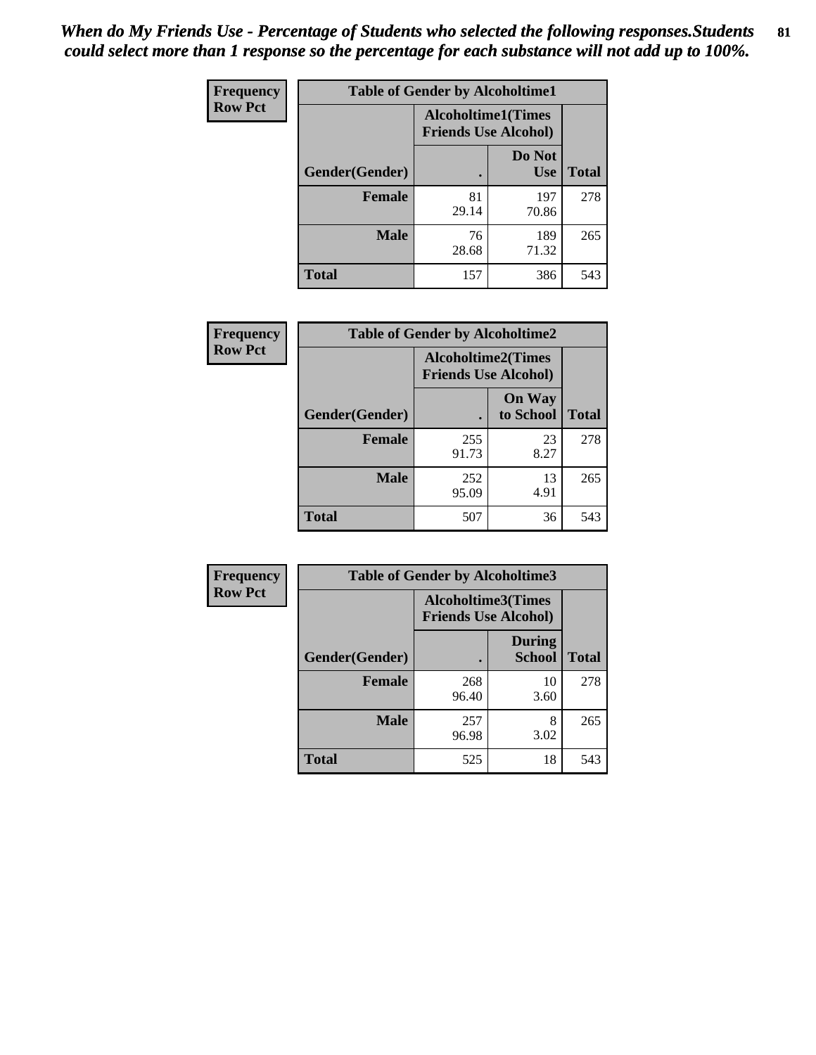*When do My Friends Use - Percentage of Students who selected the following responses.Students could select more than 1 response so the percentage for each substance will not add up to 100%.*

**Frequency**
**Row Pct**

| Table of Gender by Alcoholtime1 | | | |
|---|---|---|---|
| | Alcoholtime1(Times Friends Use Alcohol) | | |
| Gender(Gender) | . | Do Not Use | Total |
| **Female** | 81<br>29.14 | 197<br>70.86 | 278 |
| **Male** | 76<br>28.68 | 189<br>71.32 | 265 |
| **Total** | 157 | 386 | 543 |

**Frequency**
**Row Pct**

| Table of Gender by Alcoholtime2 | | | |
|---|---|---|---|
| | Alcoholtime2(Times Friends Use Alcohol) | | |
| Gender(Gender) | . | On Way to School | Total |
| **Female** | 255<br>91.73 | 23<br>8.27 | 278 |
| **Male** | 252<br>95.09 | 13<br>4.91 | 265 |
| **Total** | 507 | 36 | 543 |

**Frequency**
**Row Pct**

| Table of Gender by Alcoholtime3 | | | |
|---|---|---|---|
| | Alcoholtime3(Times Friends Use Alcohol) | | |
| Gender(Gender) | . | During School | Total |
| **Female** | 268<br>96.40 | 10<br>3.60 | 278 |
| **Male** | 257<br>96.98 | 8<br>3.02 | 265 |
| **Total** | 525 | 18 | 543 |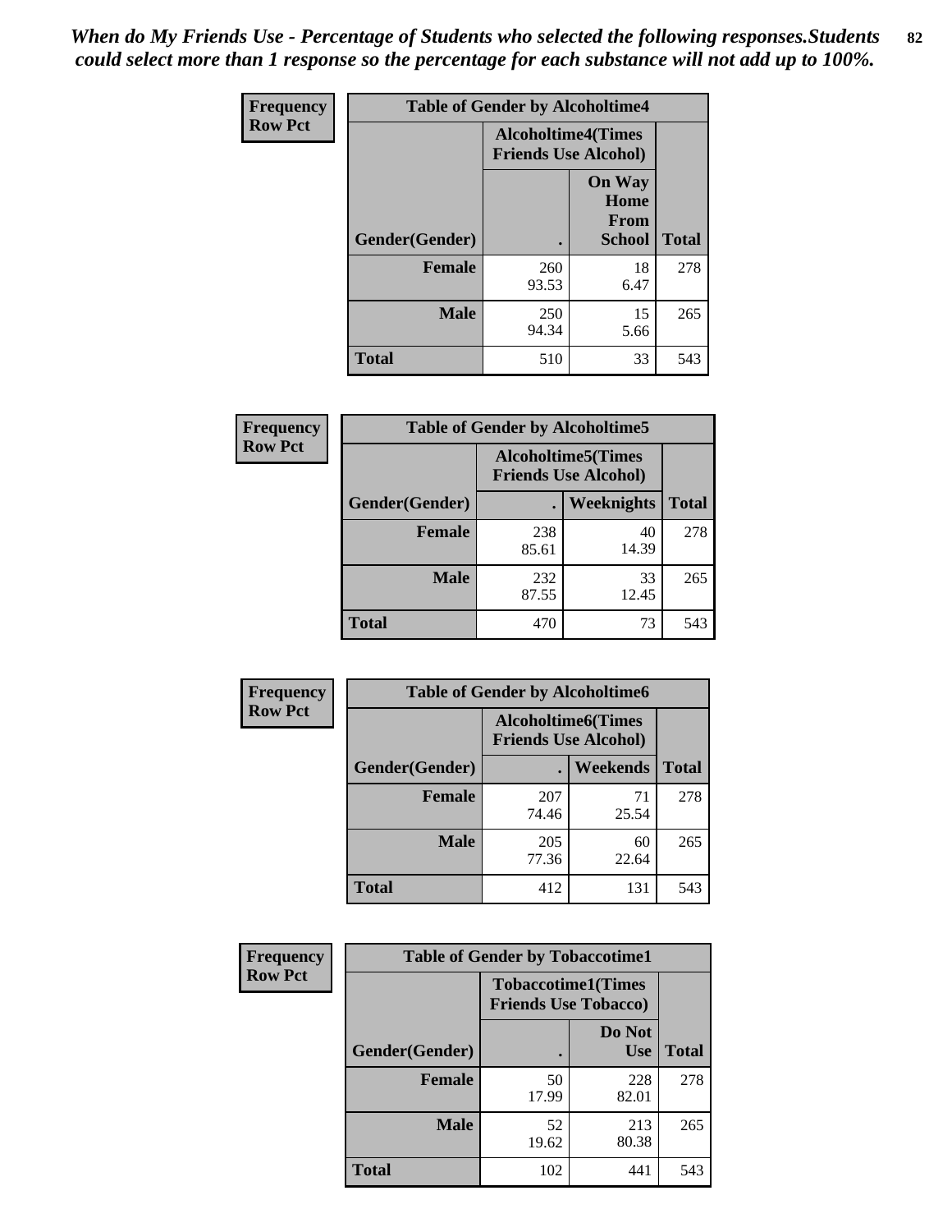*When do My Friends Use - Percentage of Students who selected the following responses.Students could select more than 1 response so the percentage for each substance will not add up to 100%.*

**Frequency Row Pct**

**Table of Gender by Alcoholtime4**

| Gender(Gender) | Alcoholtime4(Times Friends Use Alcohol) . | On Way Home From School | Total |
|---|---|---|---|
| **Female** | 260 93.53 | 18 6.47 | 278 |
| **Male** | 250 94.34 | 15 5.66 | 265 |
| **Total** | 510 | 33 | 543 |

**Frequency Row Pct**

**Table of Gender by Alcoholtime5**

| Gender(Gender) | Alcoholtime5(Times Friends Use Alcohol) . | Weeknights | Total |
|---|---|---|---|
| **Female** | 238 85.61 | 40 14.39 | 278 |
| **Male** | 232 87.55 | 33 12.45 | 265 |
| **Total** | 470 | 73 | 543 |

**Frequency Row Pct**

**Table of Gender by Alcoholtime6**

| Gender(Gender) | Alcoholtime6(Times Friends Use Alcohol) . | Weekends | Total |
|---|---|---|---|
| **Female** | 207 74.46 | 71 25.54 | 278 |
| **Male** | 205 77.36 | 60 22.64 | 265 |
| **Total** | 412 | 131 | 543 |

**Frequency Row Pct**

**Table of Gender by Tobaccotime1**

| Gender(Gender) | Tobaccotime1(Times Friends Use Tobacco) . | Do Not Use | Total |
|---|---|---|---|
| **Female** | 50 17.99 | 228 82.01 | 278 |
| **Male** | 52 19.62 | 213 80.38 | 265 |
| **Total** | 102 | 441 | 543 |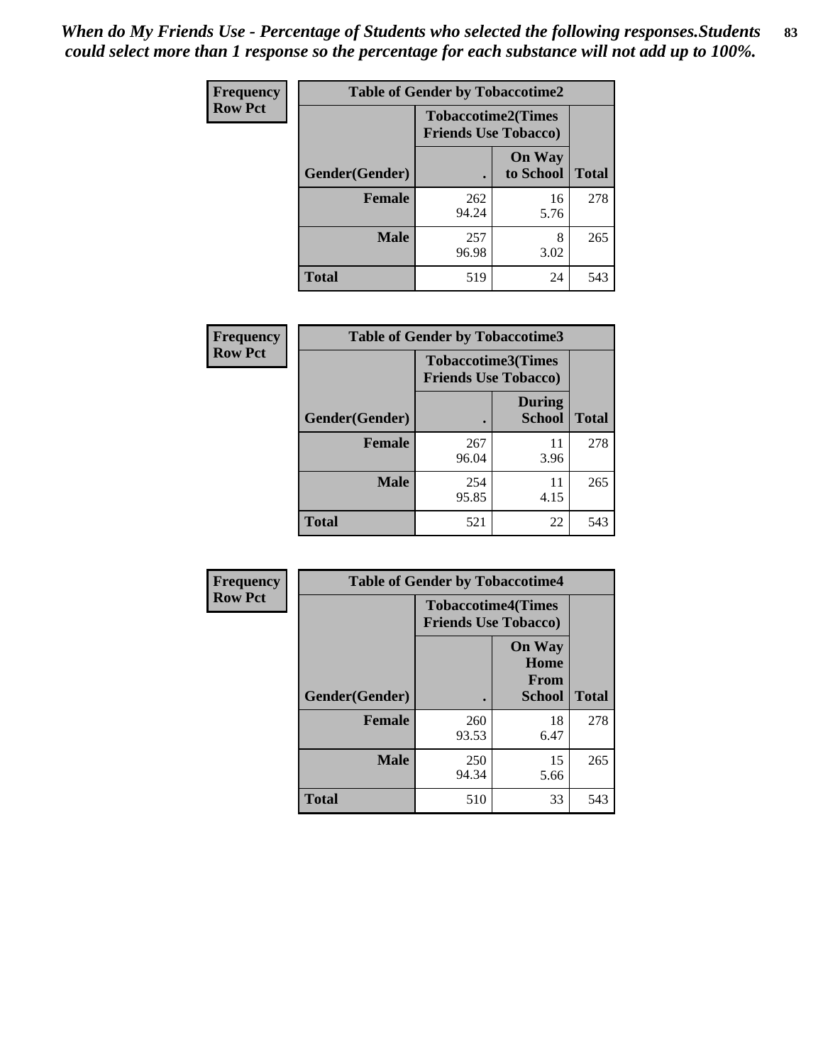*When do My Friends Use - Percentage of Students who selected the following responses.Students could select more than 1 response so the percentage for each substance will not add up to 100%.*

**Frequency**
**Row Pct**

| Table of Gender by Tobaccotime2 | | | |
|---|---|---|---|
| | Tobaccotime2(Times Friends Use Tobacco) | | |
| Gender(Gender) | . | On Way to School | Total |
| **Female** | 262<br>94.24 | 16<br>5.76 | 278 |
| **Male** | 257<br>96.98 | 8<br>3.02 | 265 |
| **Total** | 519 | 24 | 543 |

**Frequency**
**Row Pct**

| Table of Gender by Tobaccotime3 | | | |
|---|---|---|---|
| | Tobaccotime3(Times Friends Use Tobacco) | | |
| Gender(Gender) | . | During School | Total |
| **Female** | 267<br>96.04 | 11<br>3.96 | 278 |
| **Male** | 254<br>95.85 | 11<br>4.15 | 265 |
| **Total** | 521 | 22 | 543 |

**Frequency**
**Row Pct**

| Table of Gender by Tobaccotime4 | | | |
|---|---|---|---|
| | Tobaccotime4(Times Friends Use Tobacco) | | |
| Gender(Gender) | . | On Way Home From School | Total |
| **Female** | 260<br>93.53 | 18<br>6.47 | 278 |
| **Male** | 250<br>94.34 | 15<br>5.66 | 265 |
| **Total** | 510 | 33 | 543 |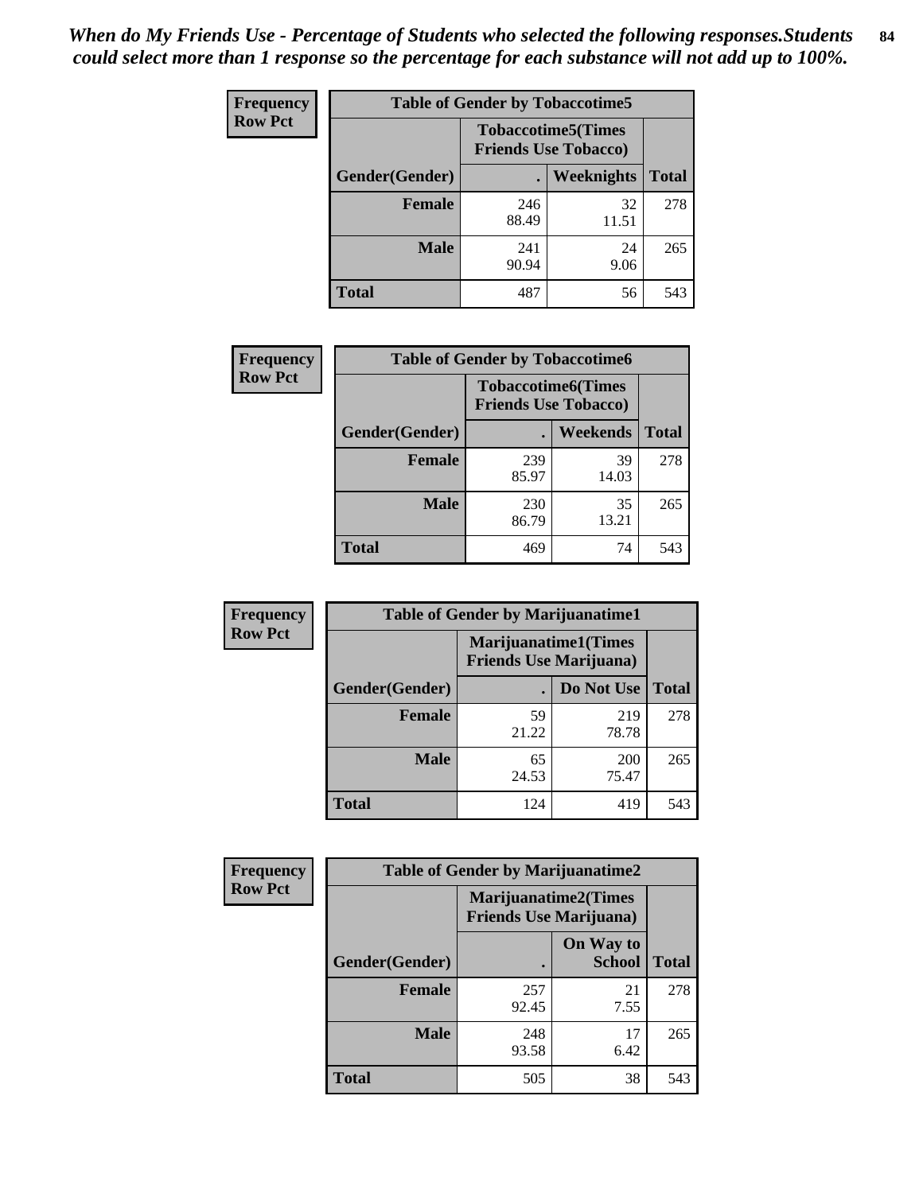*When do My Friends Use - Percentage of Students who selected the following responses.Students could select more than 1 response so the percentage for each substance will not add up to 100%.*

**Frequency**
**Row Pct**

| Table of Gender by Tobaccotime5 | | | |
|---|---|---|---|
| | Tobaccotime5(Times Friends Use Tobacco) | | |
| Gender(Gender) | . | Weeknights | Total |
| Female | 246<br>88.49 | 32<br>11.51 | 278 |
| Male | 241<br>90.94 | 24<br>9.06 | 265 |
| Total | 487 | 56 | 543 |

**Frequency**
**Row Pct**

| Table of Gender by Tobaccotime6 | | | |
|---|---|---|---|
| | Tobaccotime6(Times Friends Use Tobacco) | | |
| Gender(Gender) | . | Weekends | Total |
| Female | 239<br>85.97 | 39<br>14.03 | 278 |
| Male | 230<br>86.79 | 35<br>13.21 | 265 |
| Total | 469 | 74 | 543 |

**Frequency**
**Row Pct**

| Table of Gender by Marijuanatime1 | | | |
|---|---|---|---|
| | Marijuanatime1(Times Friends Use Marijuana) | | |
| Gender(Gender) | . | Do Not Use | Total |
| Female | 59<br>21.22 | 219<br>78.78 | 278 |
| Male | 65<br>24.53 | 200<br>75.47 | 265 |
| Total | 124 | 419 | 543 |

**Frequency**
**Row Pct**

| Table of Gender by Marijuanatime2 | | | |
|---|---|---|---|
| | Marijuanatime2(Times Friends Use Marijuana) | | |
| Gender(Gender) | . | On Way to School | Total |
| Female | 257<br>92.45 | 21<br>7.55 | 278 |
| Male | 248<br>93.58 | 17<br>6.42 | 265 |
| Total | 505 | 38 | 543 |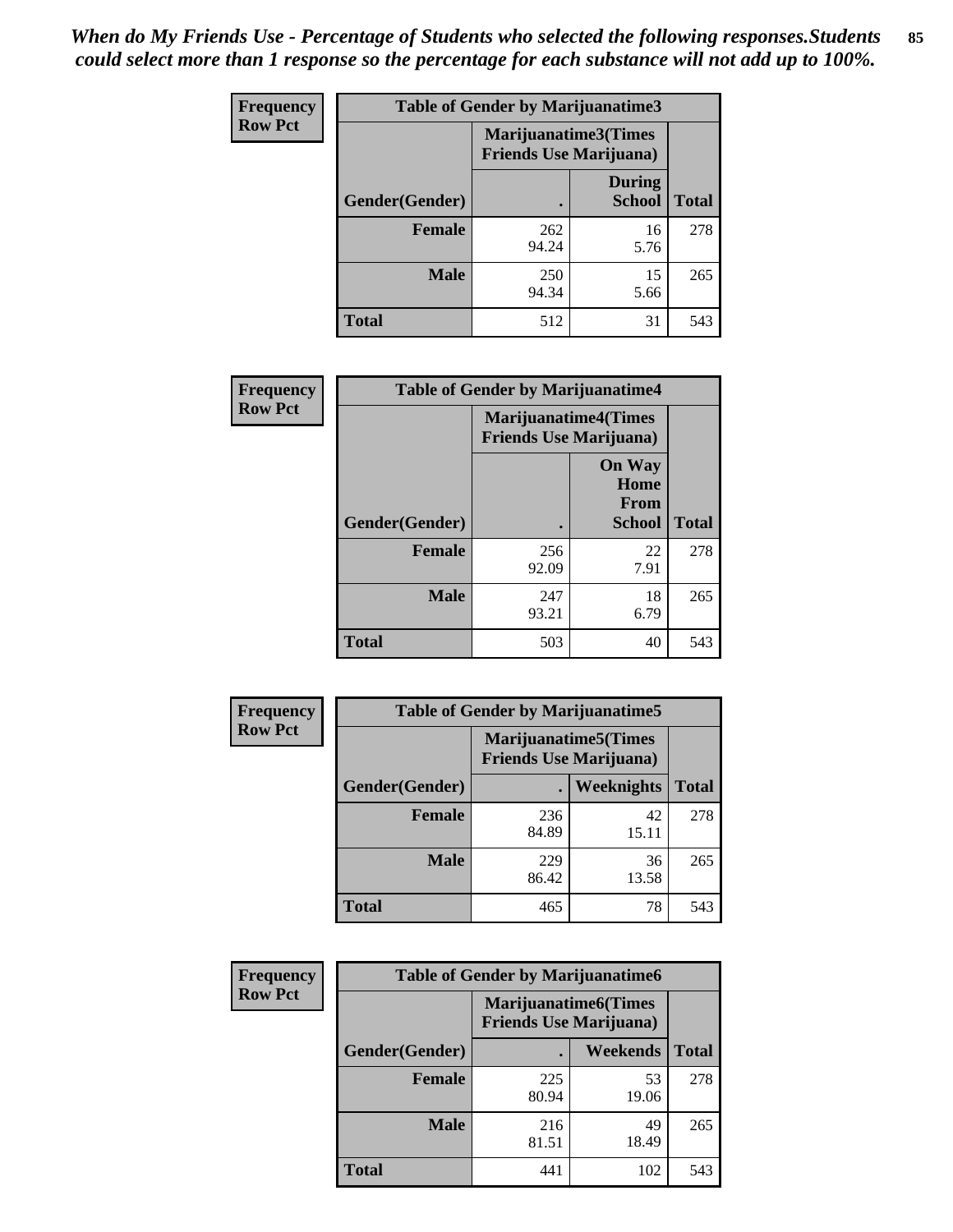*When do My Friends Use - Percentage of Students who selected the following responses.Students could select more than 1 response so the percentage for each substance will not add up to 100%.*

**Frequency**
**Row Pct**

| Table of Gender by Marijuanatime3 | | | |
|---|---|---|---|
| | Marijuanatime3(Times Friends Use Marijuana) | | |
| Gender(Gender) | . | During School | Total |
| Female | 262<br>94.24 | 16<br>5.76 | 278 |
| Male | 250<br>94.34 | 15<br>5.66 | 265 |
| Total | 512 | 31 | 543 |

**Frequency**
**Row Pct**

| Table of Gender by Marijuanatime4 | | | |
|---|---|---|---|
| | Marijuanatime4(Times Friends Use Marijuana) | | |
| Gender(Gender) | . | On Way Home From School | Total |
| Female | 256<br>92.09 | 22<br>7.91 | 278 |
| Male | 247<br>93.21 | 18<br>6.79 | 265 |
| Total | 503 | 40 | 543 |

**Frequency**
**Row Pct**

| Table of Gender by Marijuanatime5 | | | |
|---|---|---|---|
| | Marijuanatime5(Times Friends Use Marijuana) | | |
| Gender(Gender) | . | Weeknights | Total |
| Female | 236<br>84.89 | 42<br>15.11 | 278 |
| Male | 229<br>86.42 | 36<br>13.58 | 265 |
| Total | 465 | 78 | 543 |

**Frequency**
**Row Pct**

| Table of Gender by Marijuanatime6 | | | |
|---|---|---|---|
| | Marijuanatime6(Times Friends Use Marijuana) | | |
| Gender(Gender) | . | Weekends | Total |
| Female | 225<br>80.94 | 53<br>19.06 | 278 |
| Male | 216<br>81.51 | 49<br>18.49 | 265 |
| Total | 441 | 102 | 543 |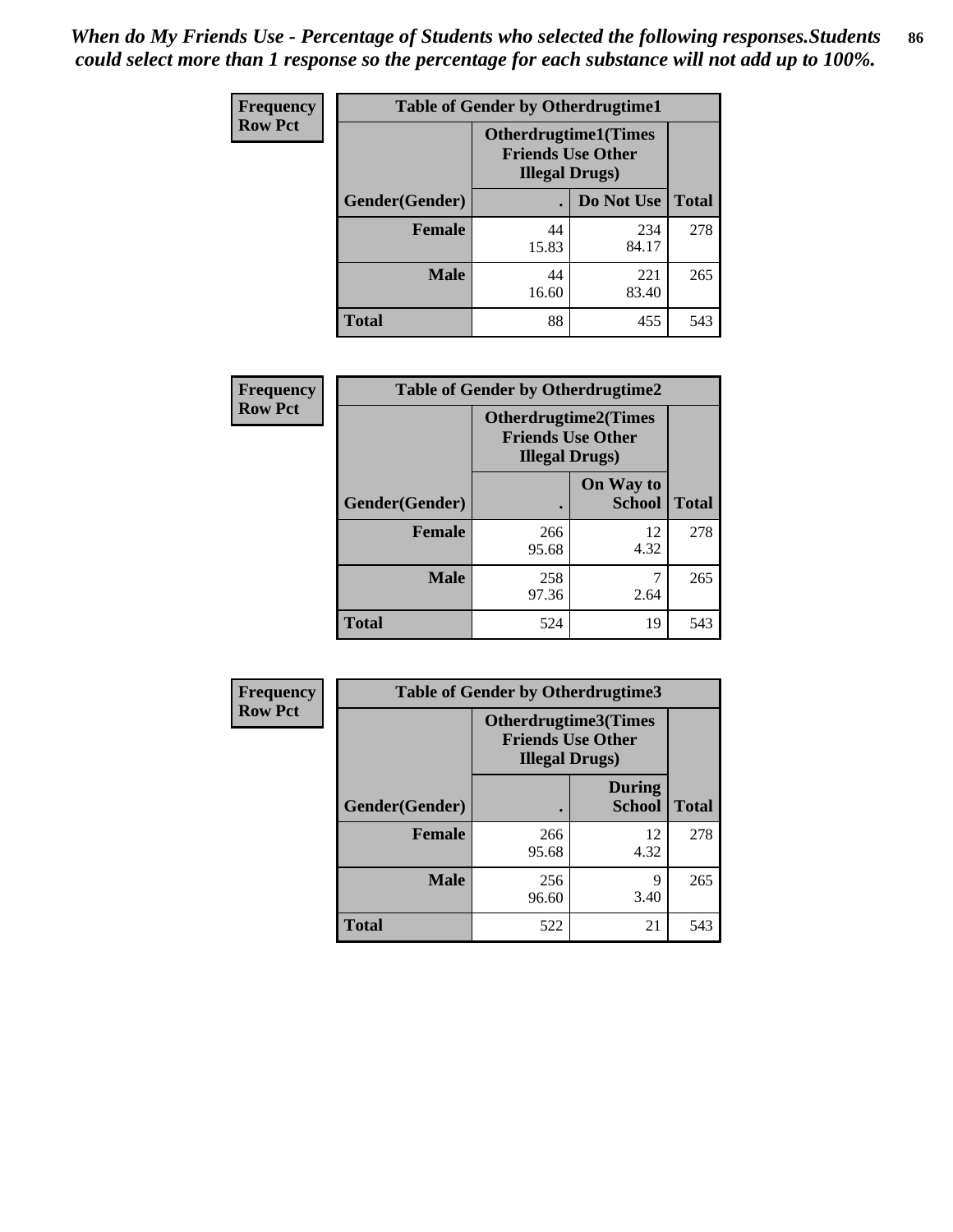*When do My Friends Use - Percentage of Students who selected the following responses.Students could select more than 1 response so the percentage for each substance will not add up to 100%.*

**Frequency**
**Row Pct**

| Table of Gender by Otherdrugtime1 | | | |
|---|---|---|---|
| | Otherdrugtime1(Times Friends Use Other Illegal Drugs) | | |
| Gender(Gender) | . | Do Not Use | Total |
| **Female** | 44<br>15.83 | 234<br>84.17 | 278 |
| **Male** | 44<br>16.60 | 221<br>83.40 | 265 |
| **Total** | 88 | 455 | 543 |

**Frequency**
**Row Pct**

| Table of Gender by Otherdrugtime2 | | | |
|---|---|---|---|
| | Otherdrugtime2(Times Friends Use Other Illegal Drugs) | | |
| Gender(Gender) | . | On Way to School | Total |
| **Female** | 266<br>95.68 | 12<br>4.32 | 278 |
| **Male** | 258<br>97.36 | 7<br>2.64 | 265 |
| **Total** | 524 | 19 | 543 |

**Frequency**
**Row Pct**

| Table of Gender by Otherdrugtime3 | | | |
|---|---|---|---|
| | Otherdrugtime3(Times Friends Use Other Illegal Drugs) | | |
| Gender(Gender) | . | During School | Total |
| **Female** | 266<br>95.68 | 12<br>4.32 | 278 |
| **Male** | 256<br>96.60 | 9<br>3.40 | 265 |
| **Total** | 522 | 21 | 543 |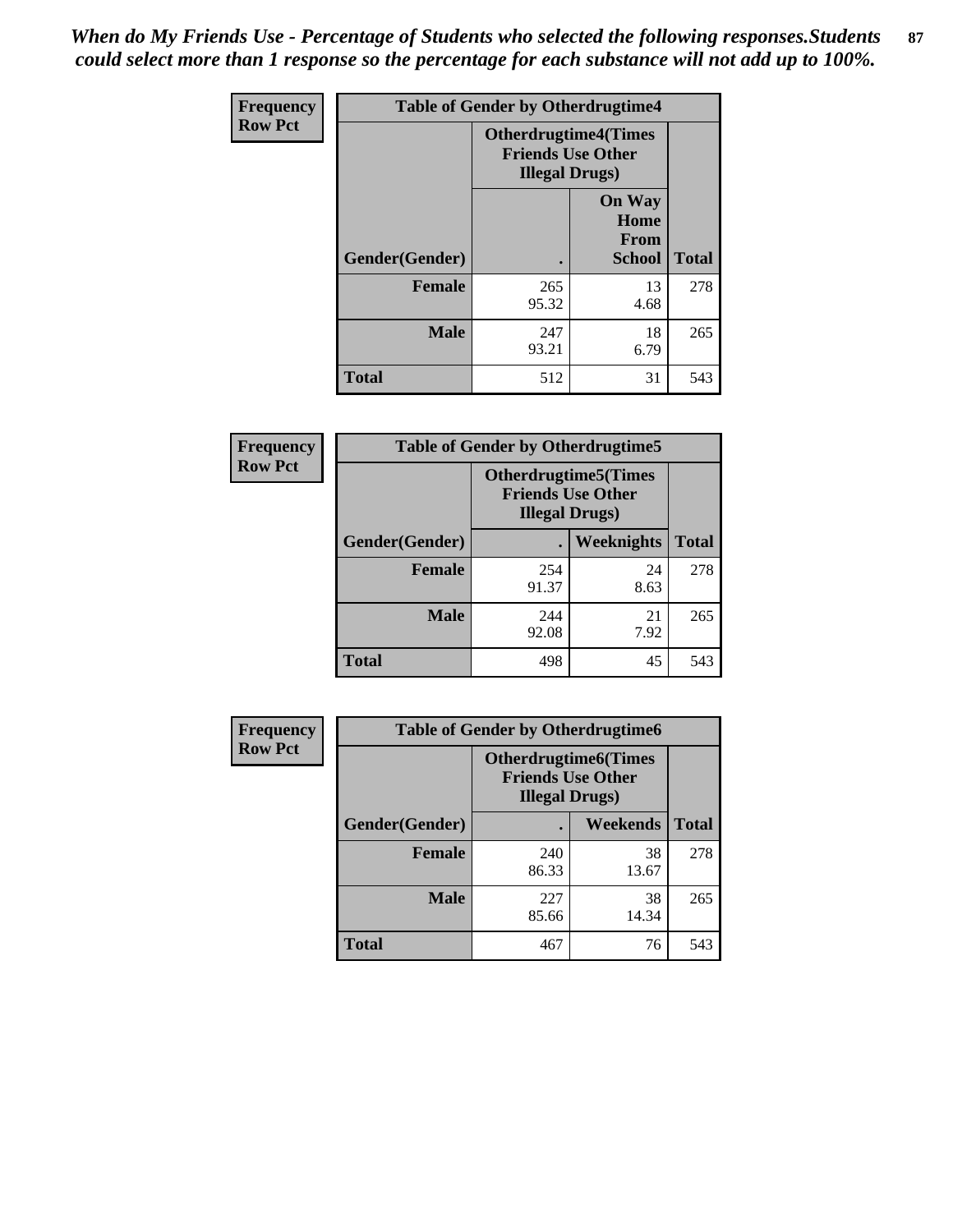*When do My Friends Use - Percentage of Students who selected the following responses.Students could select more than 1 response so the percentage for each substance will not add up to 100%.*

**Frequency**
**Row Pct**

| Table of Gender by Otherdrugtime4 | | | |
|---|---|---|---|
| | Otherdrugtime4(Times Friends Use Other Illegal Drugs) | | |
| Gender(Gender) | . | On Way Home From School | Total |
| **Female** | 265<br>95.32 | 13<br>4.68 | 278 |
| **Male** | 247<br>93.21 | 18<br>6.79 | 265 |
| **Total** | 512 | 31 | 543 |

**Frequency**
**Row Pct**

| Table of Gender by Otherdrugtime5 | | | |
|---|---|---|---|
| | Otherdrugtime5(Times Friends Use Other Illegal Drugs) | | |
| Gender(Gender) | . | Weeknights | Total |
| **Female** | 254<br>91.37 | 24<br>8.63 | 278 |
| **Male** | 244<br>92.08 | 21<br>7.92 | 265 |
| **Total** | 498 | 45 | 543 |

**Frequency**
**Row Pct**

| Table of Gender by Otherdrugtime6 | | | |
|---|---|---|---|
| | Otherdrugtime6(Times Friends Use Other Illegal Drugs) | | |
| Gender(Gender) | . | Weekends | Total |
| **Female** | 240<br>86.33 | 38<br>13.67 | 278 |
| **Male** | 227<br>85.66 | 38<br>14.34 | 265 |
| **Total** | 467 | 76 | 543 |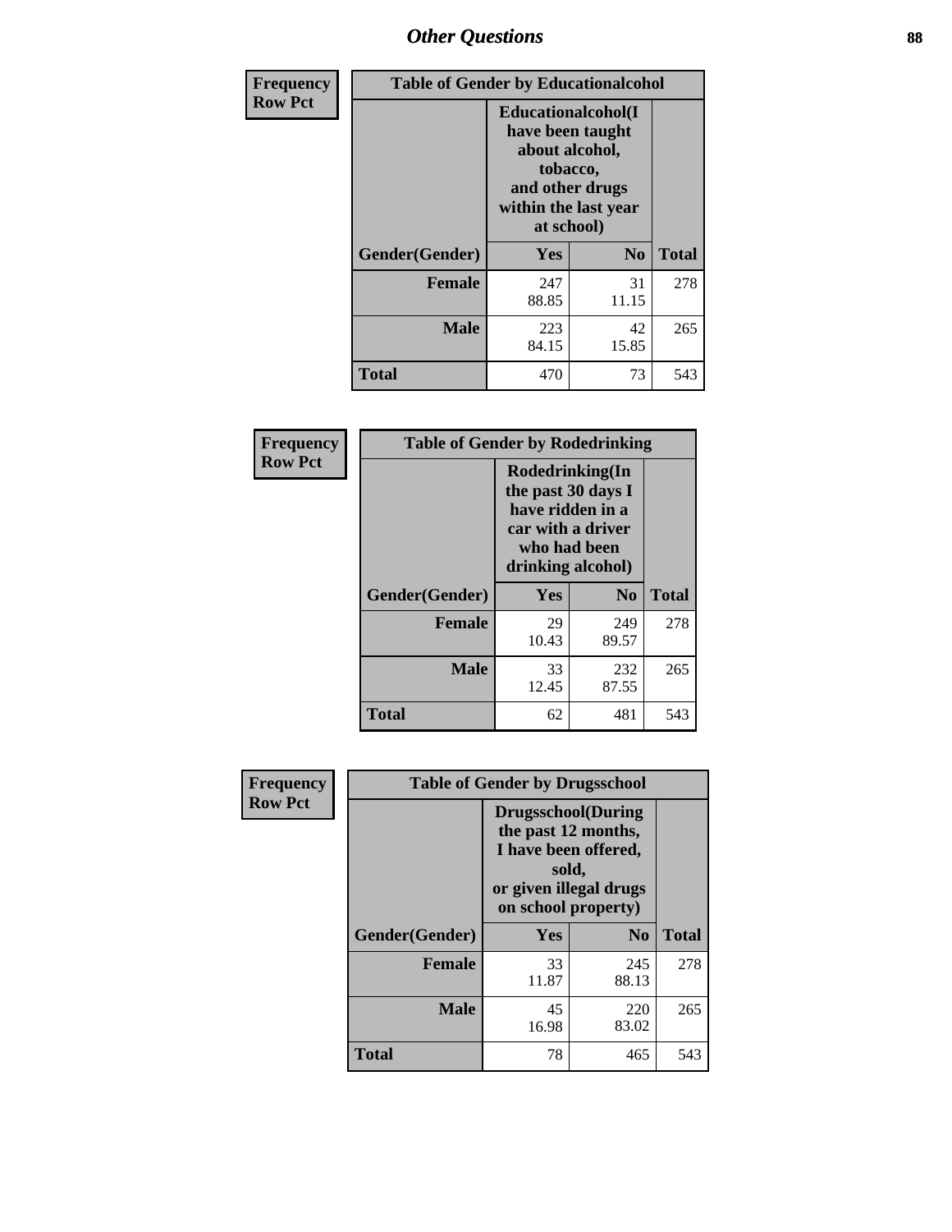# Other Questions

**Frequency**
**Row Pct**

| Table of Gender by Educationalcohol | | | |
|---|---|---|---|
| | Educationalcohol(I have been taught about alcohol, tobacco, and other drugs within the last year at school) | | |
| Gender(Gender) | Yes | No | Total |
| Female | 247<br>88.85 | 31<br>11.15 | 278 |
| Male | 223<br>84.15 | 42<br>15.85 | 265 |
| Total | 470 | 73 | 543 |

**Frequency**
**Row Pct**

| Table of Gender by Rodedrinking | | | |
|---|---|---|---|
| | Rodedrinking(In the past 30 days I have ridden in a car with a driver who had been drinking alcohol) | | |
| Gender(Gender) | Yes | No | Total |
| Female | 29<br>10.43 | 249<br>89.57 | 278 |
| Male | 33<br>12.45 | 232<br>87.55 | 265 |
| Total | 62 | 481 | 543 |

**Frequency**
**Row Pct**

| Table of Gender by Drugsschool | | | |
|---|---|---|---|
| | Drugsschool(During the past 12 months, I have been offered, sold, or given illegal drugs on school property) | | |
| Gender(Gender) | Yes | No | Total |
| Female | 33<br>11.87 | 245<br>88.13 | 278 |
| Male | 45<br>16.98 | 220<br>83.02 | 265 |
| Total | 78 | 465 | 543 |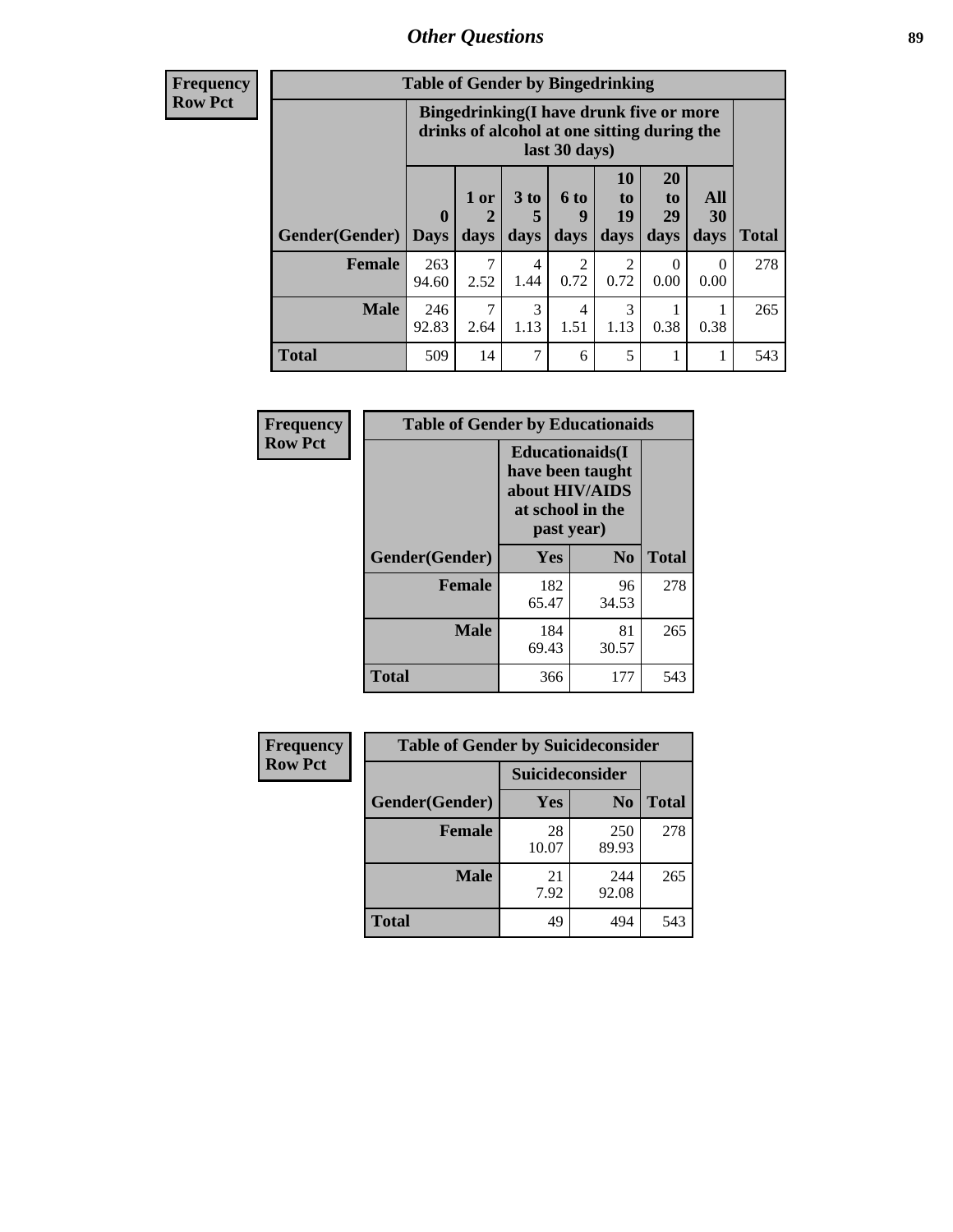## Other Questions

**Frequency**
**Row Pct**

**Table of Gender by Bingedrinking**

| Gender(Gender) | Bingedrinking(I have drunk five or more drinks of alcohol at one sitting during the last 30 days) | | | | | | | Total |
|---|---|---|---|---|---|---|---|---|
| | 0 Days | 1 or 2 days | 3 to 5 days | 6 to 9 days | 10 to 19 days | 20 to 29 days | All 30 days | |
| **Female** | 263<br>94.60 | 7<br>2.52 | 4<br>1.44 | 2<br>0.72 | 2<br>0.72 | 0<br>0.00 | 0<br>0.00 | 278 |
| **Male** | 246<br>92.83 | 7<br>2.64 | 3<br>1.13 | 4<br>1.51 | 3<br>1.13 | 1<br>0.38 | 1<br>0.38 | 265 |
| **Total** | 509 | 14 | 7 | 6 | 5 | 1 | 1 | 543 |

**Frequency**
**Row Pct**

**Table of Gender by Educationaids**

| Gender(Gender) | Educationaids(I have been taught about HIV/AIDS at school in the past year) | | Total |
|---|---|---|---|
| | Yes | No | |
| **Female** | 182<br>65.47 | 96<br>34.53 | 278 |
| **Male** | 184<br>69.43 | 81<br>30.57 | 265 |
| **Total** | 366 | 177 | 543 |

**Frequency**
**Row Pct**

**Table of Gender by Suicideconsider**

| Gender(Gender) | Suicideconsider | | Total |
|---|---|---|---|
| | Yes | No | |
| **Female** | 28<br>10.07 | 250<br>89.93 | 278 |
| **Male** | 21<br>7.92 | 244<br>92.08 | 265 |
| **Total** | 49 | 494 | 543 |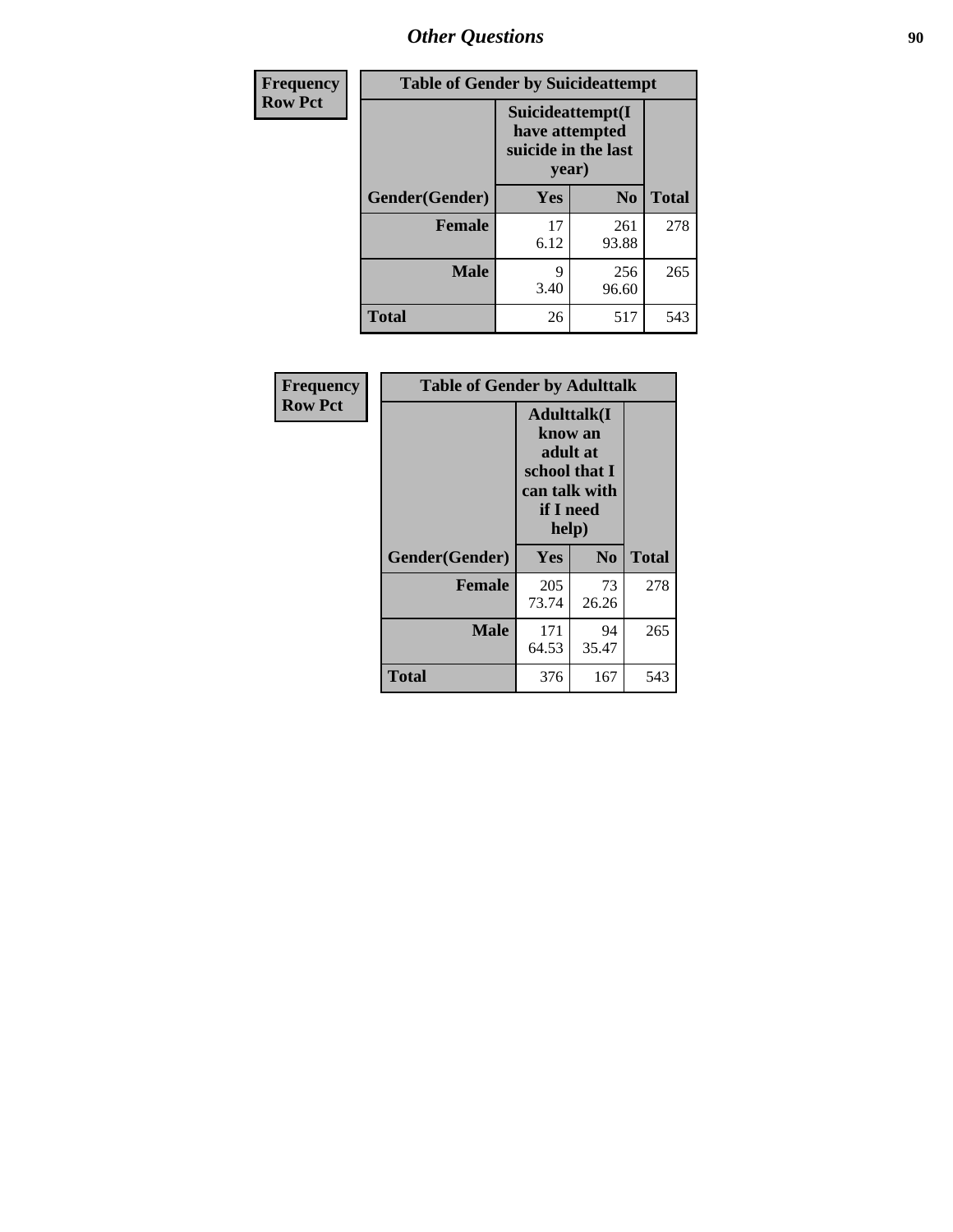| Frequency<br>Row Pct | Table of Gender by Suicideattempt | | |
|---|---|---|---|
| | Suicideattempt(I have attempted suicide in the last year) | | |
| Gender(Gender) | Yes | No | Total |
| Female | 17<br>6.12 | 261<br>93.88 | 278 |
| Male | 9<br>3.40 | 256<br>96.60 | 265 |
| Total | 26 | 517 | 543 |

| Frequency<br>Row Pct | Table of Gender by Adulttalk | | |
|---|---|---|---|
| | Adulttalk(I know an adult at school that I can talk with if I need help) | | |
| Gender(Gender) | Yes | No | Total |
| Female | 205<br>73.74 | 73<br>26.26 | 278 |
| Male | 171<br>64.53 | 94<br>35.47 | 265 |
| Total | 376 | 167 | 543 |